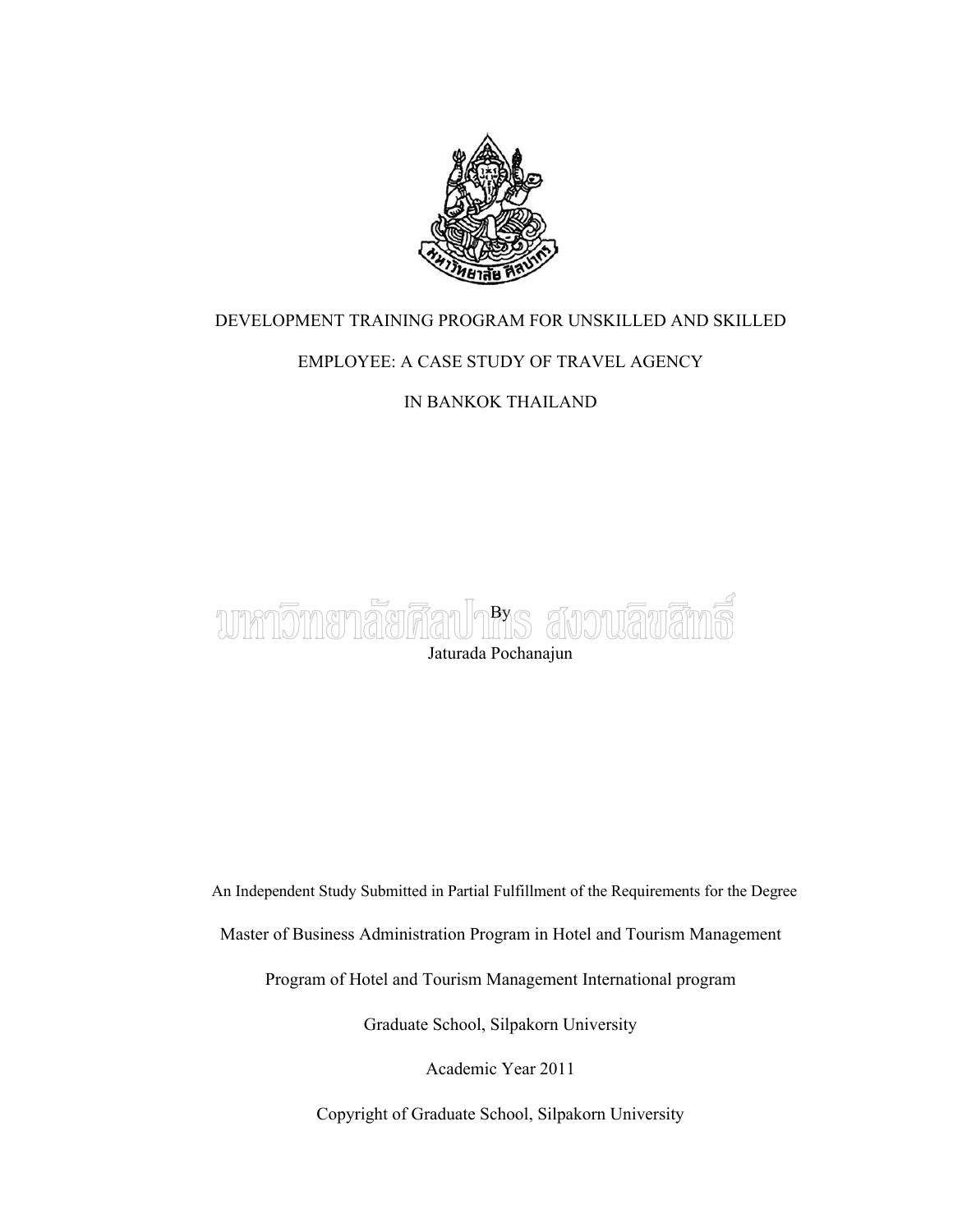# DEVELOPMENT TRAINING PROGRAM FOR UNSKILLED AND SKILLED EMPLOYEE: A CASE STUDY OF TRAVEL AGENCY IN BANKOK THAILAND

By

Jaturada Pochanajun

An Independent Study Submitted in Partial Fulfillment of the Requirements for the Degree

Master of Business Administration Program in Hotel and Tourism Management

Program of Hotel and Tourism Management International program

Graduate School, Silpakorn University

Academic Year 2011

Copyright of Graduate School, Silpakorn University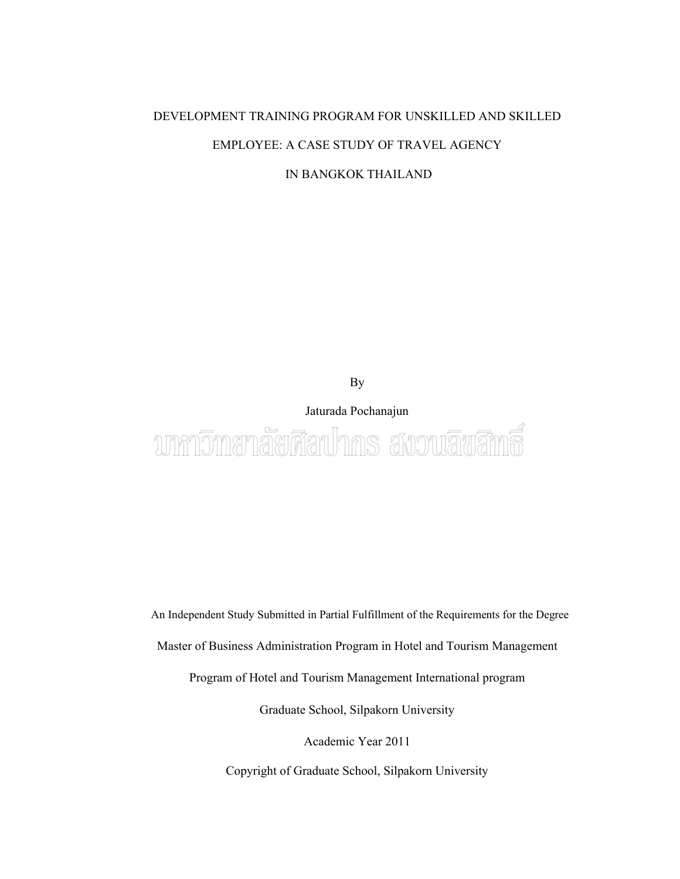DEVELOPMENT TRAINING PROGRAM FOR UNSKILLED AND SKILLED

EMPLOYEE: A CASE STUDY OF TRAVEL AGENCY

IN BANGKOK THAILAND

By

Jaturada Pochanajun

มหาวิทยาลัยศิลปากร สงวนลิขสิทธิ์

An Independent Study Submitted in Partial Fulfillment of the Requirements for the Degree

Master of Business Administration Program in Hotel and Tourism Management

Program of Hotel and Tourism Management International program

Graduate School, Silpakorn University

Academic Year 2011

Copyright of Graduate School, Silpakorn University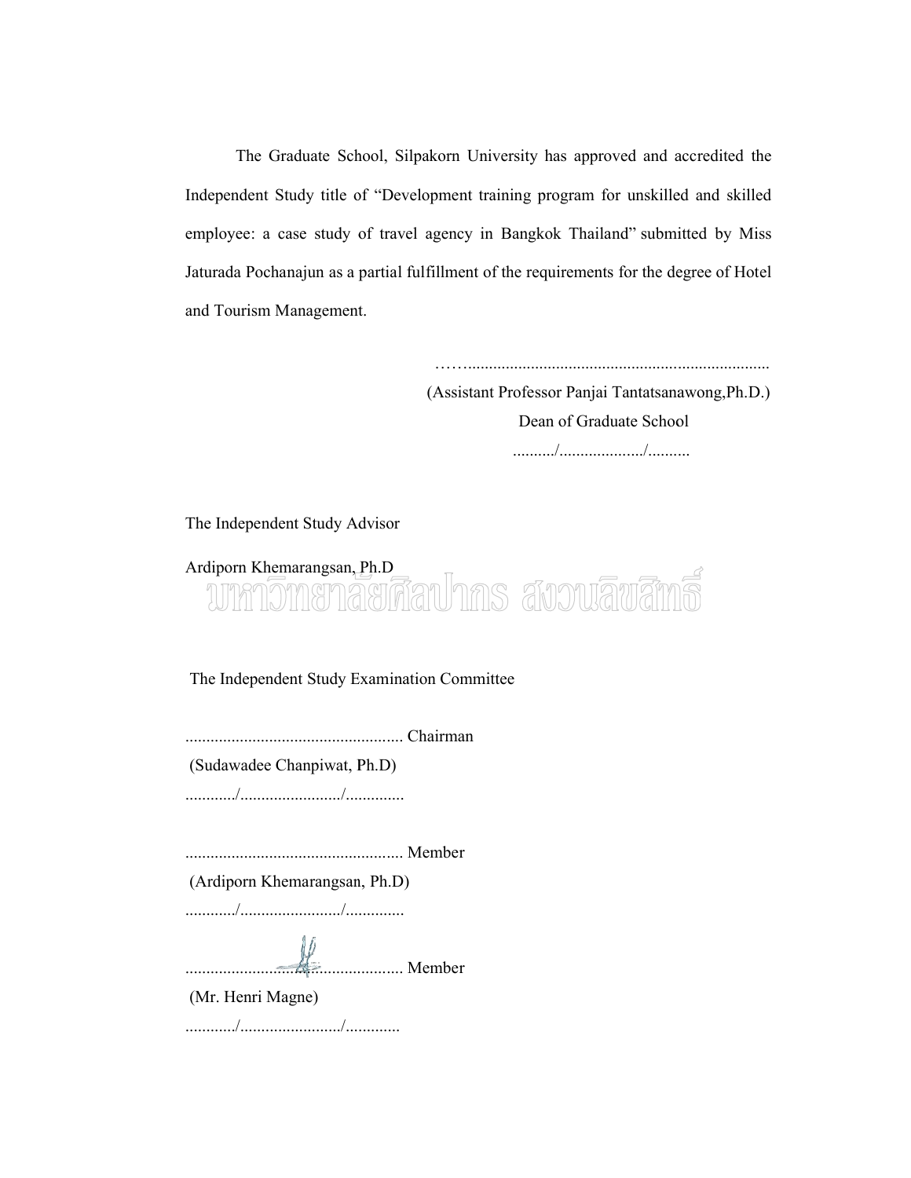The Graduate School, Silpakorn University has approved and accredited the Independent Study title of "Development training program for unskilled and skilled employee: a case study of travel agency in Bangkok Thailand" submitted by Miss Jaturada Pochanajun as a partial fulfillment of the requirements for the degree of Hotel and Tourism Management.

……........................................................................

(Assistant Professor Panjai Tantatsanawong,Ph.D.)

Dean of Graduate School

........../.................../..........

The Independent Study Advisor

Ardiporn Khemarangsan, Ph.D

มหาวิทยาลัยศิลปากร สงวนลิขสิทธิ์

The Independent Study Examination Committee

.................................................... Chairman

(Sudawadee Chanpiwat, Ph.D)

............/......................./.............

.................................................... Member

(Ardiporn Khemarangsan, Ph.D)

............/......................./.............

.................................................... Member

(Mr. Henri Magne)

............/......................./............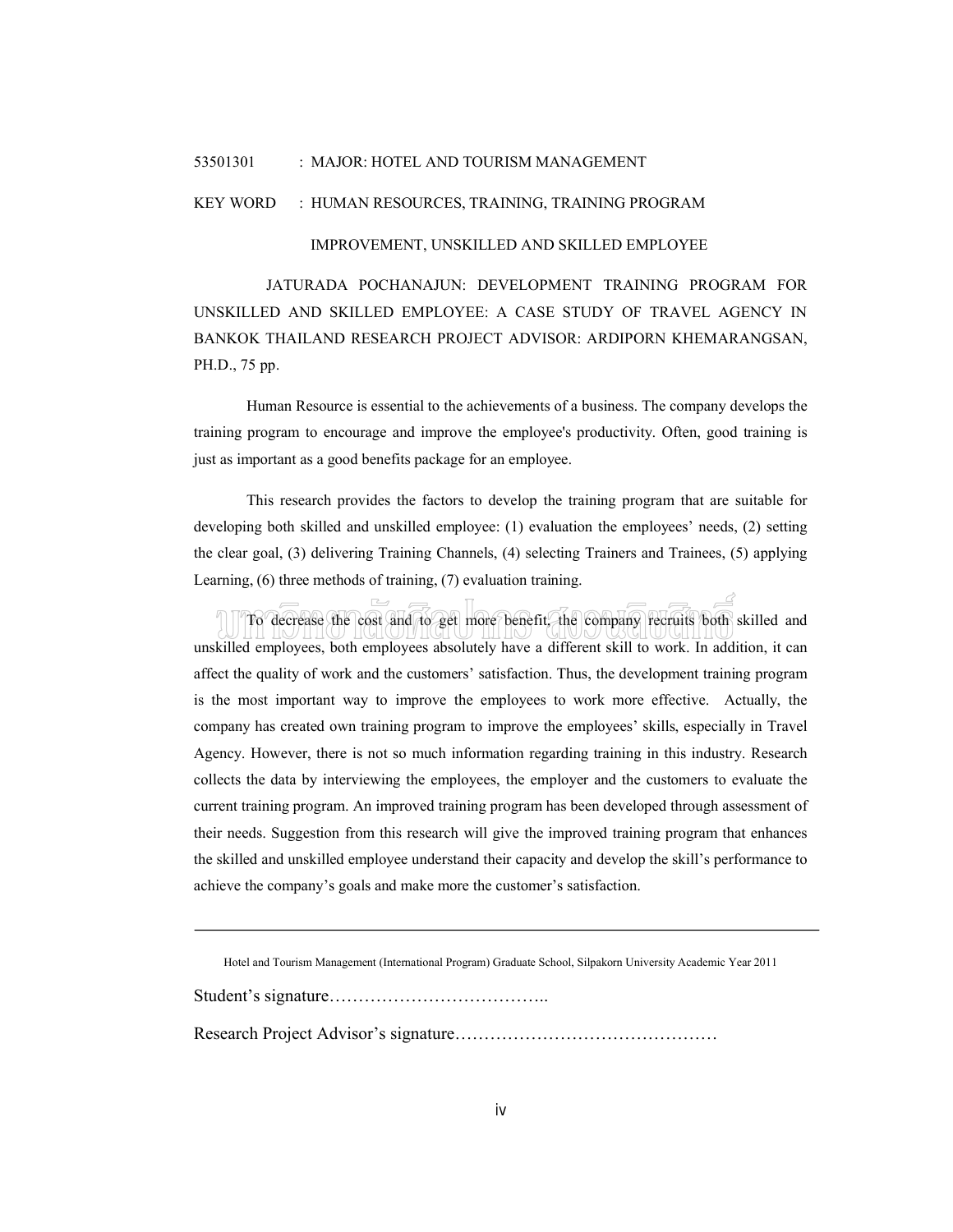53501301 : MAJOR: HOTEL AND TOURISM MANAGEMENT

KEY WORD : HUMAN RESOURCES, TRAINING, TRAINING PROGRAM IMPROVEMENT, UNSKILLED AND SKILLED EMPLOYEE

JATURADA POCHANAJUN: DEVELOPMENT TRAINING PROGRAM FOR UNSKILLED AND SKILLED EMPLOYEE: A CASE STUDY OF TRAVEL AGENCY IN BANKOK THAILAND RESEARCH PROJECT ADVISOR: ARDIPORN KHEMARANGSAN, PH.D., 75 pp.

Human Resource is essential to the achievements of a business. The company develops the training program to encourage and improve the employee's productivity. Often, good training is just as important as a good benefits package for an employee.

This research provides the factors to develop the training program that are suitable for developing both skilled and unskilled employee: (1) evaluation the employees' needs, (2) setting the clear goal, (3) delivering Training Channels, (4) selecting Trainers and Trainees, (5) applying Learning, (6) three methods of training, (7) evaluation training.

To decrease the cost and to get more benefit, the company recruits both skilled and unskilled employees, both employees absolutely have a different skill to work. In addition, it can affect the quality of work and the customers' satisfaction. Thus, the development training program is the most important way to improve the employees to work more effective. Actually, the company has created own training program to improve the employees' skills, especially in Travel Agency. However, there is not so much information regarding training in this industry. Research collects the data by interviewing the employees, the employer and the customers to evaluate the current training program. An improved training program has been developed through assessment of their needs. Suggestion from this research will give the improved training program that enhances the skilled and unskilled employee understand their capacity and develop the skill's performance to achieve the company's goals and make more the customer's satisfaction.

---

Hotel and Tourism Management (International Program) Graduate School, Silpakorn University Academic Year 2011

Student's signature………………………………..

Research Project Advisor's signature………………………………………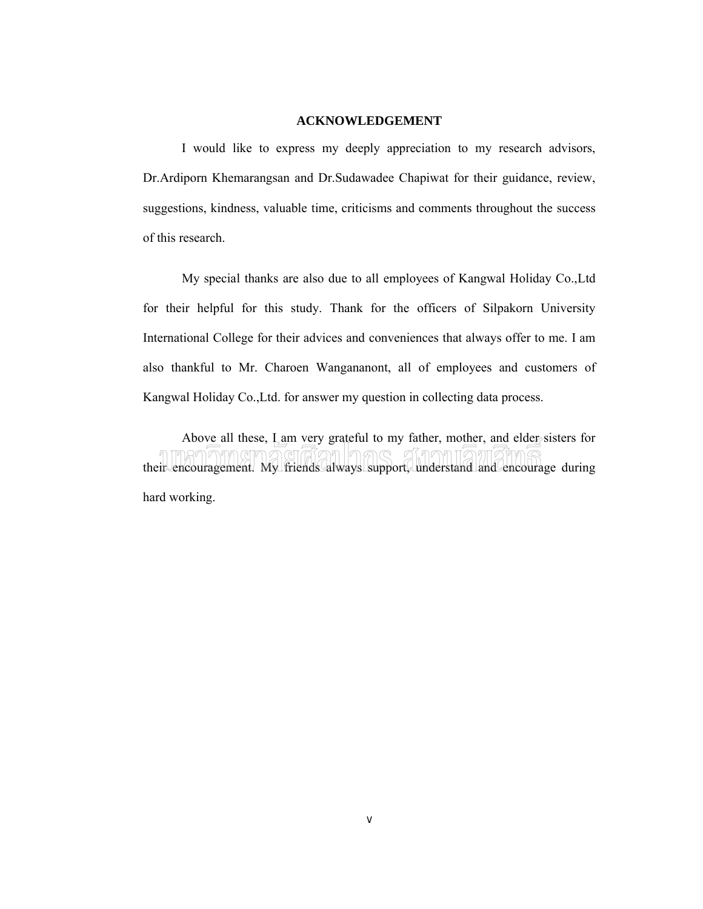# ACKNOWLEDGEMENT

I would like to express my deeply appreciation to my research advisors, Dr.Ardiporn Khemarangsan and Dr.Sudawadee Chapiwat for their guidance, review, suggestions, kindness, valuable time, criticisms and comments throughout the success of this research.

My special thanks are also due to all employees of Kangwal Holiday Co.,Ltd for their helpful for this study. Thank for the officers of Silpakorn University International College for their advices and conveniences that always offer to me. I am also thankful to Mr. Charoen Wangananont, all of employees and customers of Kangwal Holiday Co.,Ltd. for answer my question in collecting data process.

Above all these, I am very grateful to my father, mother, and elder sisters for their encouragement. My friends always support, understand and encourage during hard working.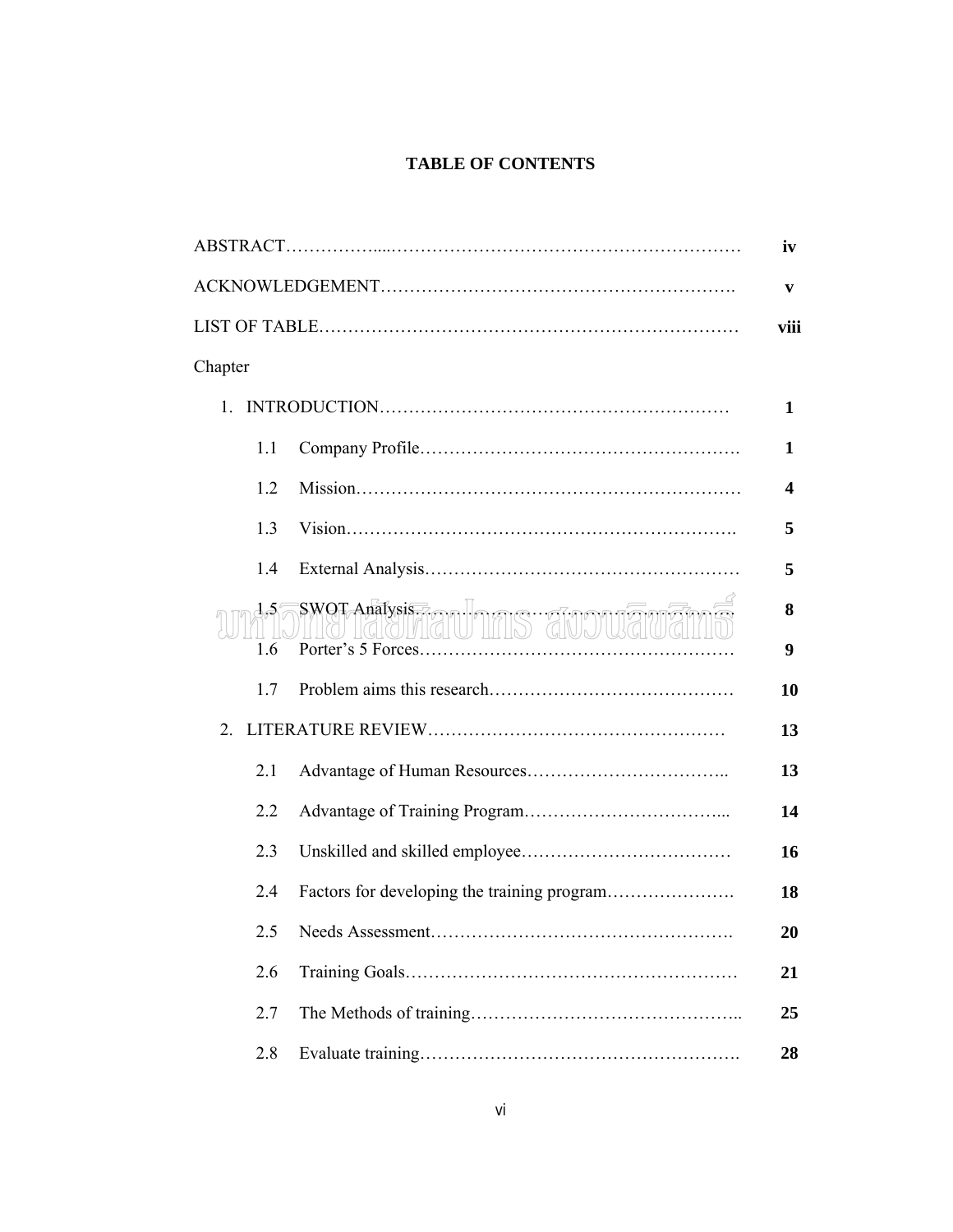# TABLE OF CONTENTS

| | |
|---|---|
| ABSTRACT | **iv** |
| ACKNOWLEDGEMENT | **v** |
| LIST OF TABLE | **viii** |
| Chapter | |
| 1. INTRODUCTION | **1** |
| 1.1 Company Profile | **1** |
| 1.2 Mission | **4** |
| 1.3 Vision | **5** |
| 1.4 External Analysis | **5** |
| 1.5 SWOT Analysis | **8** |
| 1.6 Porter's 5 Forces | **9** |
| 1.7 Problem aims this research | **10** |
| 2. LITERATURE REVIEW | **13** |
| 2.1 Advantage of Human Resources | **13** |
| 2.2 Advantage of Training Program | **14** |
| 2.3 Unskilled and skilled employee | **16** |
| 2.4 Factors for developing the training program | **18** |
| 2.5 Needs Assessment | **20** |
| 2.6 Training Goals | **21** |
| 2.7 The Methods of training | **25** |
| 2.8 Evaluate training | **28** |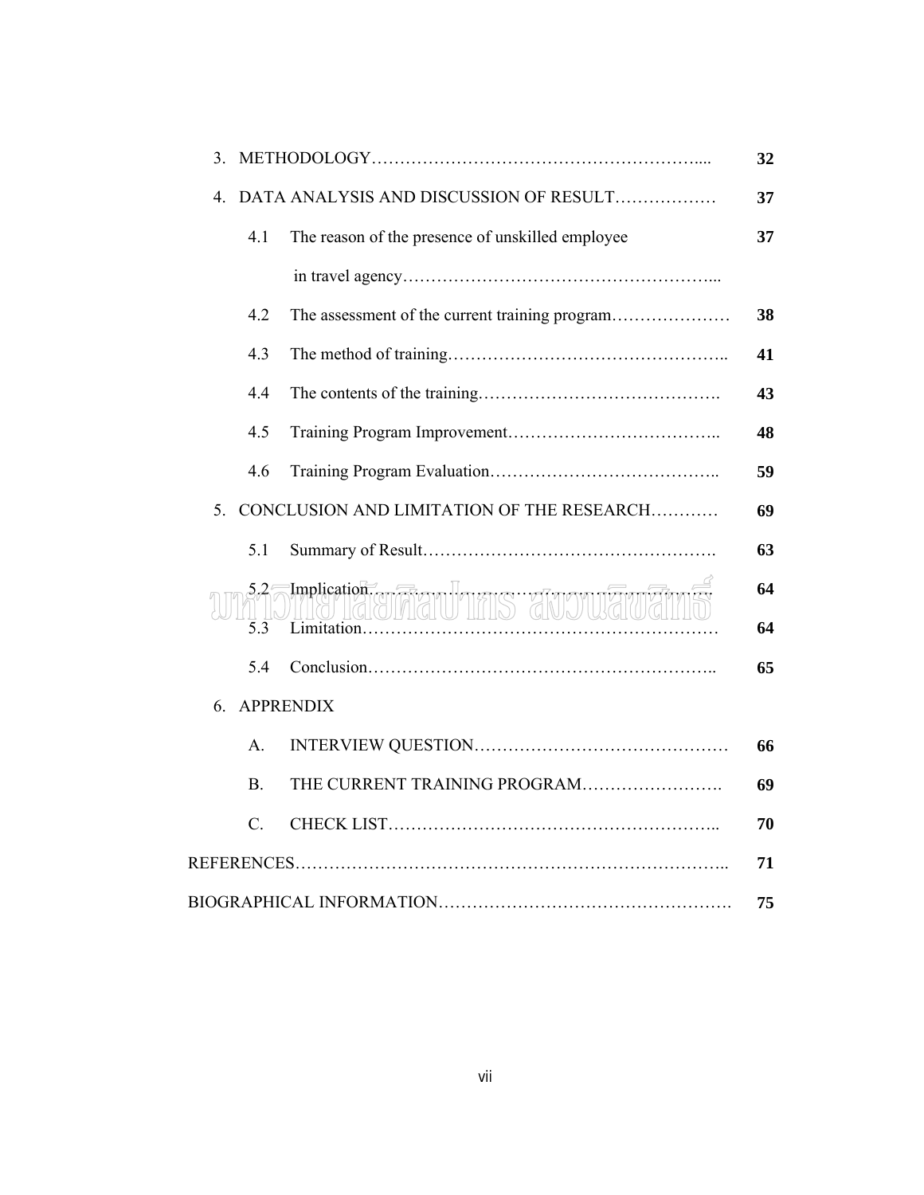| | |
|---|---|
| 3. METHODOLOGY………………………………………………….... | 32 |
| 4. DATA ANALYSIS AND DISCUSSION OF RESULT……………… | 37 |
| 4.1 The reason of the presence of unskilled employee in travel agency……………………………………………... | 37 |
| 4.2 The assessment of the current training program………………… | 38 |
| 4.3 The method of training………………………………………….. | 41 |
| 4.4 The contents of the training……………………………………. | 43 |
| 4.5 Training Program Improvement…………………………….. | 48 |
| 4.6 Training Program Evaluation……………………………….. | 59 |
| 5. CONCLUSION AND LIMITATION OF THE RESEARCH………… | 69 |
| 5.1 Summary of Result……………………………………………. | 63 |
| 5.2 Implication…………………………………………………… | 64 |
| 5.3 Limitation…………………………………………………… | 64 |
| 5.4 Conclusion………………………………………………….. | 65 |
| 6. APPRENDIX | |
| A. INTERVIEW QUESTION……………………………………… | 66 |
| B. THE CURRENT TRAINING PROGRAM……………………. | 69 |
| C. CHECK LIST………………………………………………... | 70 |
| REFERENCES……………………………………………………………….. | 71 |
| BIOGRAPHICAL INFORMATION……………………………………………. | 75 |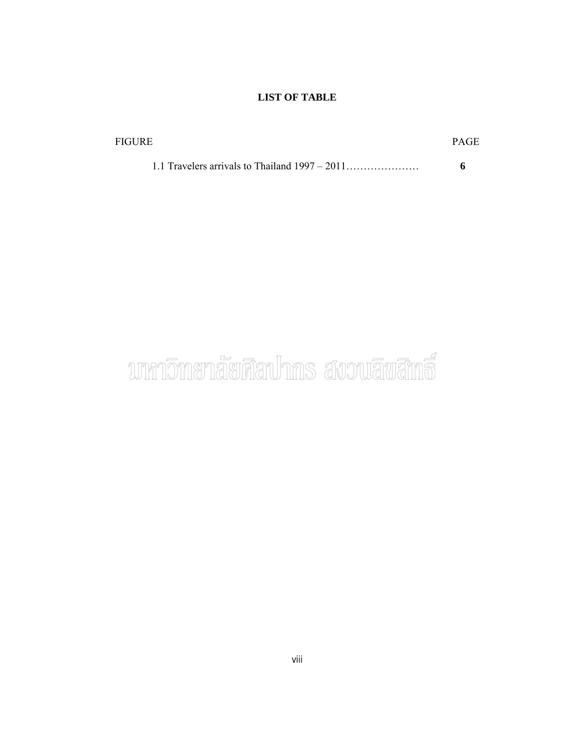# LIST OF TABLE

| FIGURE | PAGE |
|---|---|
| 1.1 Travelers arrivals to Thailand 1997 – 2011………………… | **6** |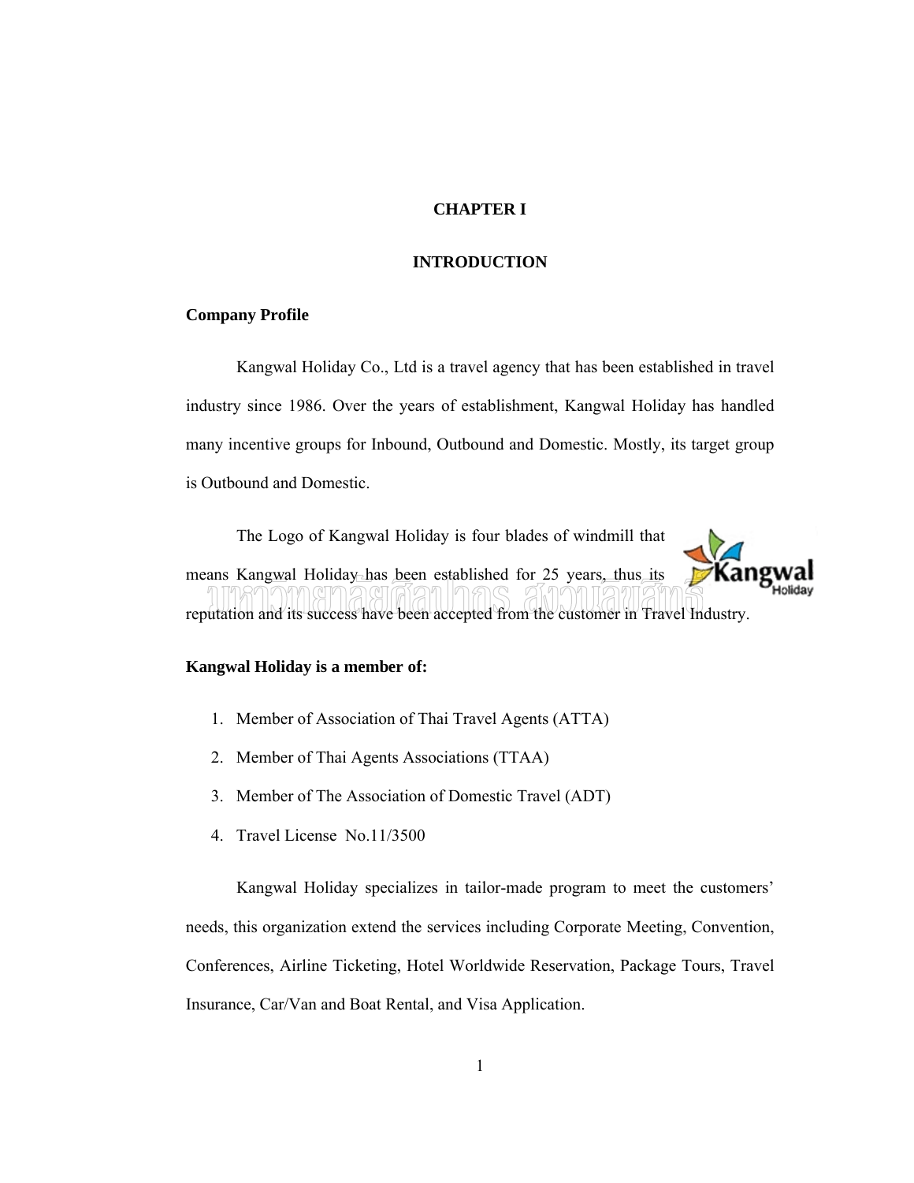# CHAPTER I

# INTRODUCTION

## Company Profile

Kangwal Holiday Co., Ltd is a travel agency that has been established in travel industry since 1986. Over the years of establishment, Kangwal Holiday has handled many incentive groups for Inbound, Outbound and Domestic. Mostly, its target group is Outbound and Domestic.

The Logo of Kangwal Holiday is four blades of windmill that means Kangwal Holiday has been established for 25 years, thus its reputation and its success have been accepted from the customer in Travel Industry.

**Kangwal Holiday is a member of:**

1. Member of Association of Thai Travel Agents (ATTA)
2. Member of Thai Agents Associations (TTAA)
3. Member of The Association of Domestic Travel (ADT)
4. Travel License No.11/3500

Kangwal Holiday specializes in tailor-made program to meet the customers' needs, this organization extend the services including Corporate Meeting, Convention, Conferences, Airline Ticketing, Hotel Worldwide Reservation, Package Tours, Travel Insurance, Car/Van and Boat Rental, and Visa Application.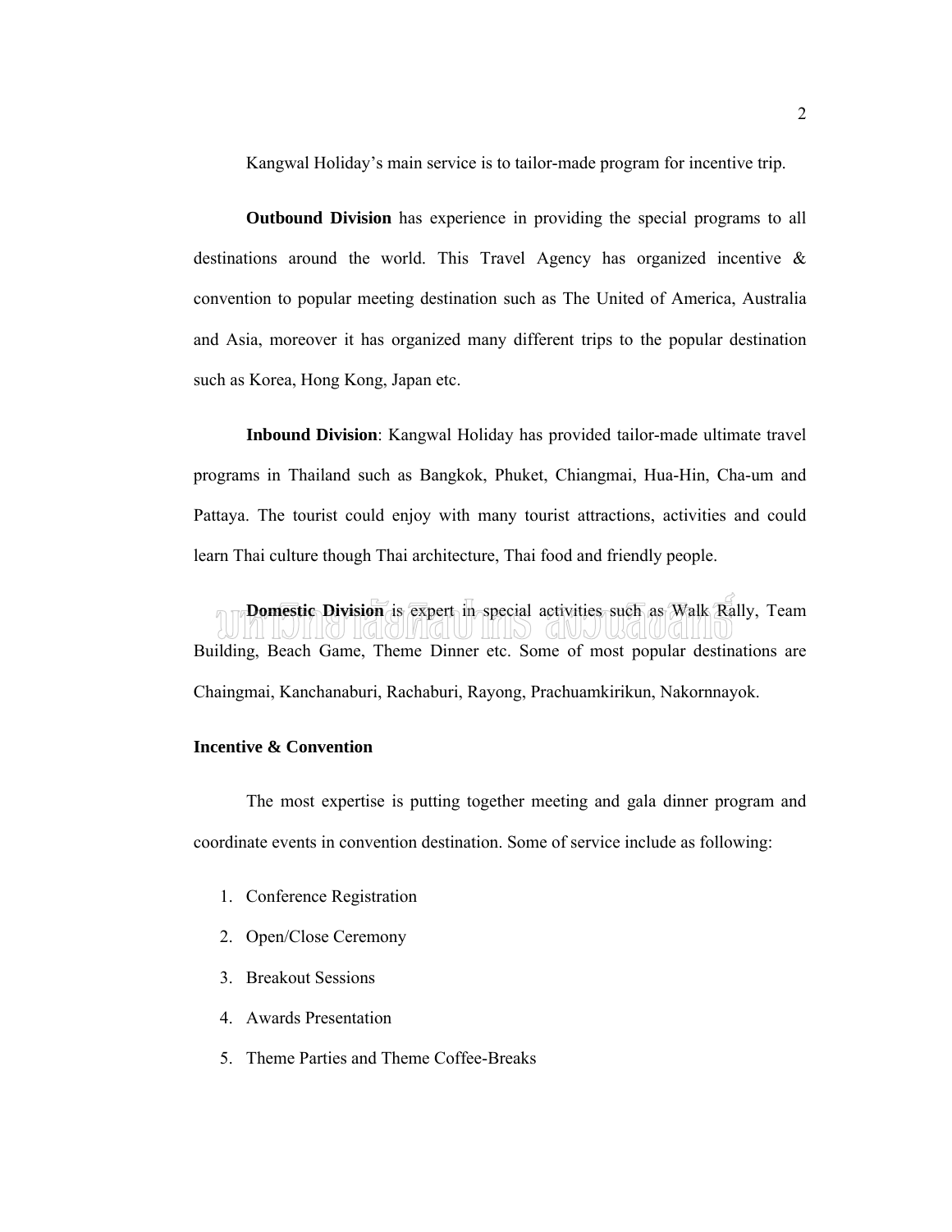Kangwal Holiday's main service is to tailor-made program for incentive trip.

**Outbound Division** has experience in providing the special programs to all destinations around the world. This Travel Agency has organized incentive & convention to popular meeting destination such as The United of America, Australia and Asia, moreover it has organized many different trips to the popular destination such as Korea, Hong Kong, Japan etc.

**Inbound Division**: Kangwal Holiday has provided tailor-made ultimate travel programs in Thailand such as Bangkok, Phuket, Chiangmai, Hua-Hin, Cha-um and Pattaya. The tourist could enjoy with many tourist attractions, activities and could learn Thai culture though Thai architecture, Thai food and friendly people.

**Domestic Division** is expert in special activities such as Walk Rally, Team Building, Beach Game, Theme Dinner etc. Some of most popular destinations are Chaingmai, Kanchanaburi, Rachaburi, Rayong, Prachuamkirikun, Nakornnayok.

**Incentive & Convention**

The most expertise is putting together meeting and gala dinner program and coordinate events in convention destination. Some of service include as following:

1. Conference Registration
2. Open/Close Ceremony
3. Breakout Sessions
4. Awards Presentation
5. Theme Parties and Theme Coffee-Breaks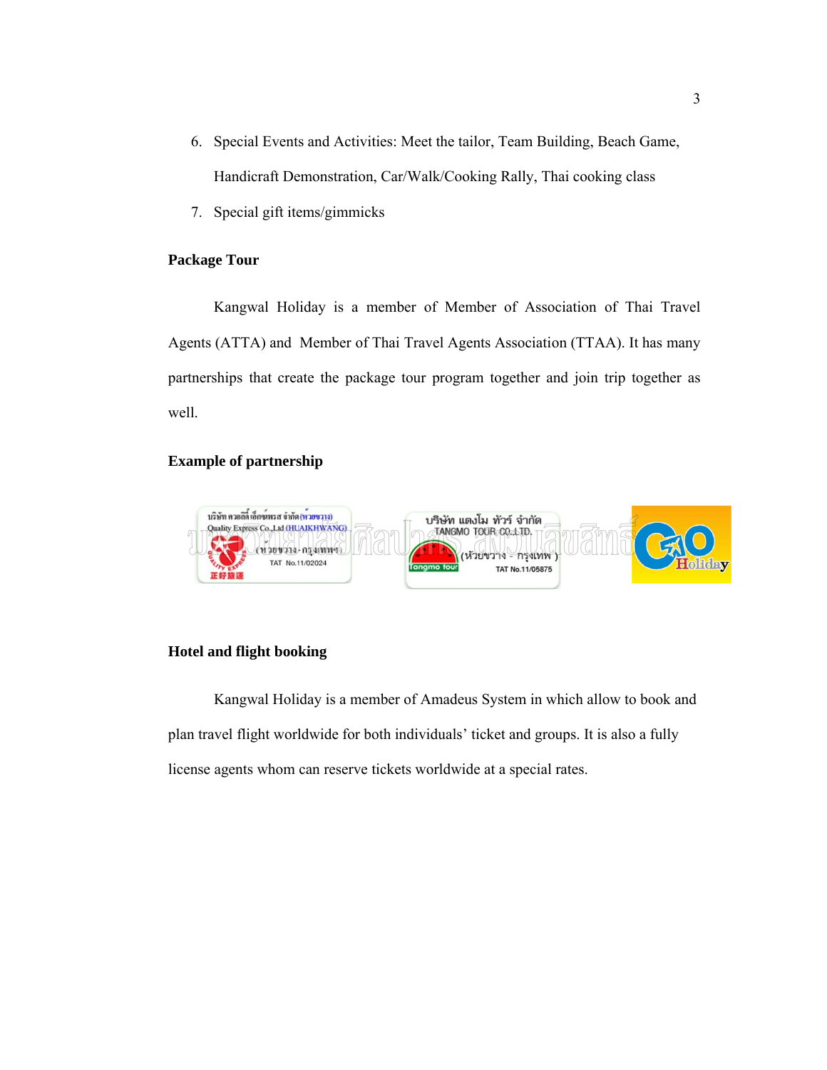6. Special Events and Activities: Meet the tailor, Team Building, Beach Game, Handicraft Demonstration, Car/Walk/Cooking Rally, Thai cooking class
7. Special gift items/gimmicks

**Package Tour**

Kangwal Holiday is a member of Member of Association of Thai Travel Agents (ATTA) and Member of Thai Travel Agents Association (TTAA). It has many partnerships that create the package tour program together and join trip together as well.

**Example of partnership**

**Hotel and flight booking**

Kangwal Holiday is a member of Amadeus System in which allow to book and plan travel flight worldwide for both individuals' ticket and groups. It is also a fully license agents whom can reserve tickets worldwide at a special rates.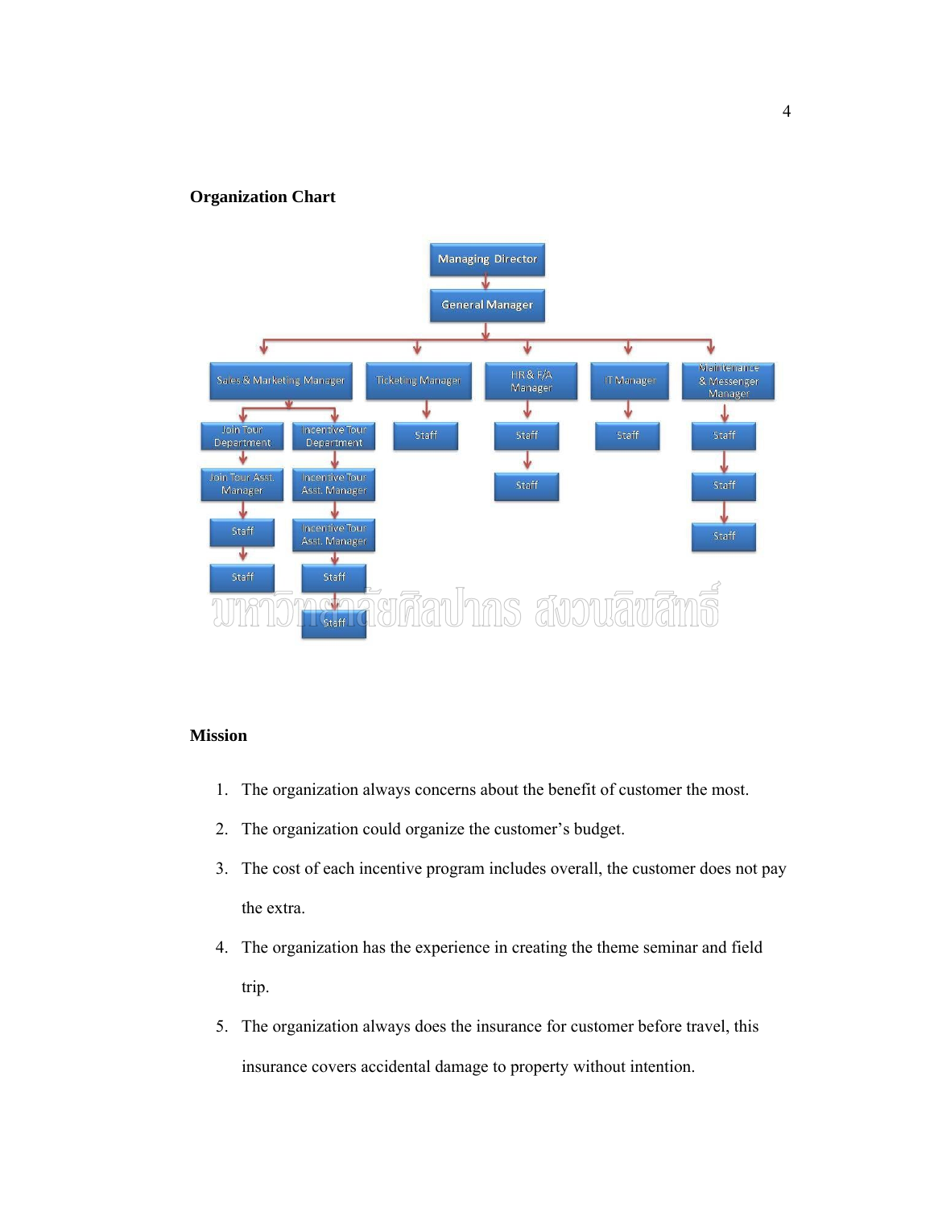**Organization Chart**

- Managing Director
  - General Manager
    - Sales & Marketing Manager
      - Join Tour Department
        - Join Tour Asst. Manager
          - Staff
            - Staff
      - Incentive Tour Department
        - Incentive Tour Asst. Manager
          - Incentive Tour Asst. Manager
            - Staff
              - Staff
    - Ticketing Manager
      - Staff
    - HR & F/A Manager
      - Staff
        - Staff
    - IT Manager
      - Staff
    - Maintenance & Messenger Manager
      - Staff
        - Staff
          - Staff

**Mission**

1. The organization always concerns about the benefit of customer the most.
2. The organization could organize the customer's budget.
3. The cost of each incentive program includes overall, the customer does not pay the extra.
4. The organization has the experience in creating the theme seminar and field trip.
5. The organization always does the insurance for customer before travel, this insurance covers accidental damage to property without intention.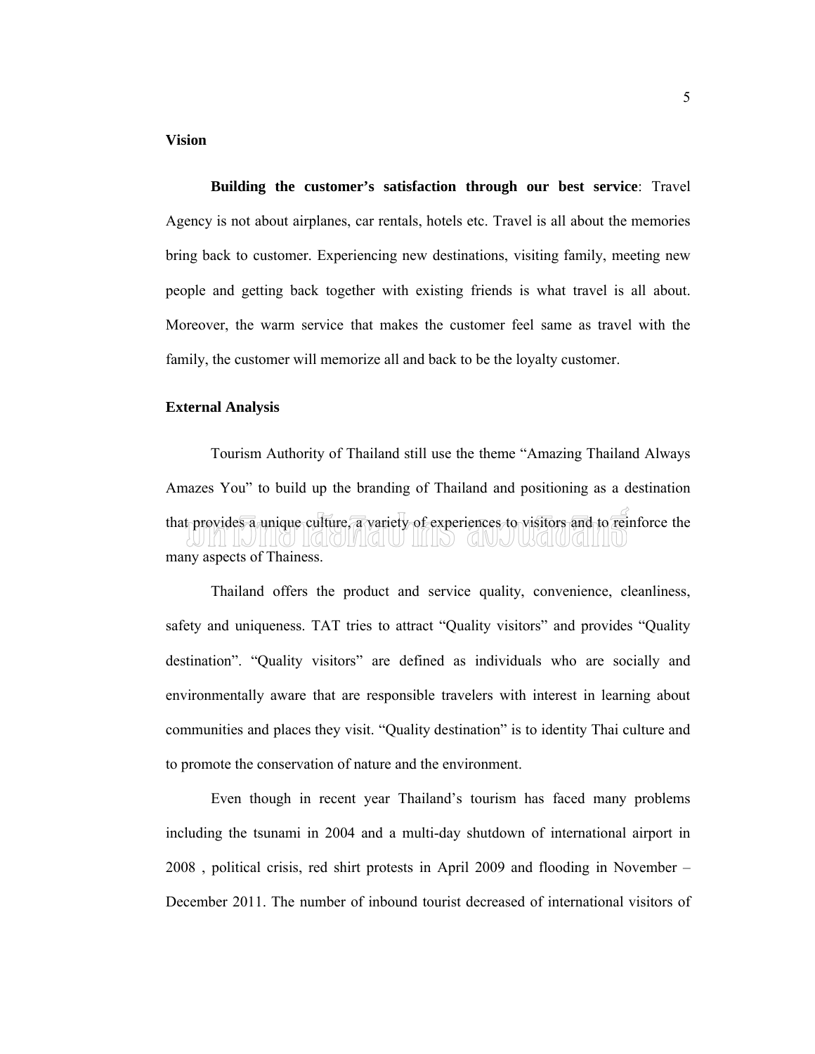### Vision

**Building the customer's satisfaction through our best service**: Travel Agency is not about airplanes, car rentals, hotels etc. Travel is all about the memories bring back to customer. Experiencing new destinations, visiting family, meeting new people and getting back together with existing friends is what travel is all about. Moreover, the warm service that makes the customer feel same as travel with the family, the customer will memorize all and back to be the loyalty customer.

### External Analysis

Tourism Authority of Thailand still use the theme "Amazing Thailand Always Amazes You" to build up the branding of Thailand and positioning as a destination that provides a unique culture, a variety of experiences to visitors and to reinforce the many aspects of Thainess.

Thailand offers the product and service quality, convenience, cleanliness, safety and uniqueness. TAT tries to attract "Quality visitors" and provides "Quality destination". "Quality visitors" are defined as individuals who are socially and environmentally aware that are responsible travelers with interest in learning about communities and places they visit. "Quality destination" is to identity Thai culture and to promote the conservation of nature and the environment.

Even though in recent year Thailand's tourism has faced many problems including the tsunami in 2004 and a multi-day shutdown of international airport in 2008 , political crisis, red shirt protests in April 2009 and flooding in November – December 2011. The number of inbound tourist decreased of international visitors of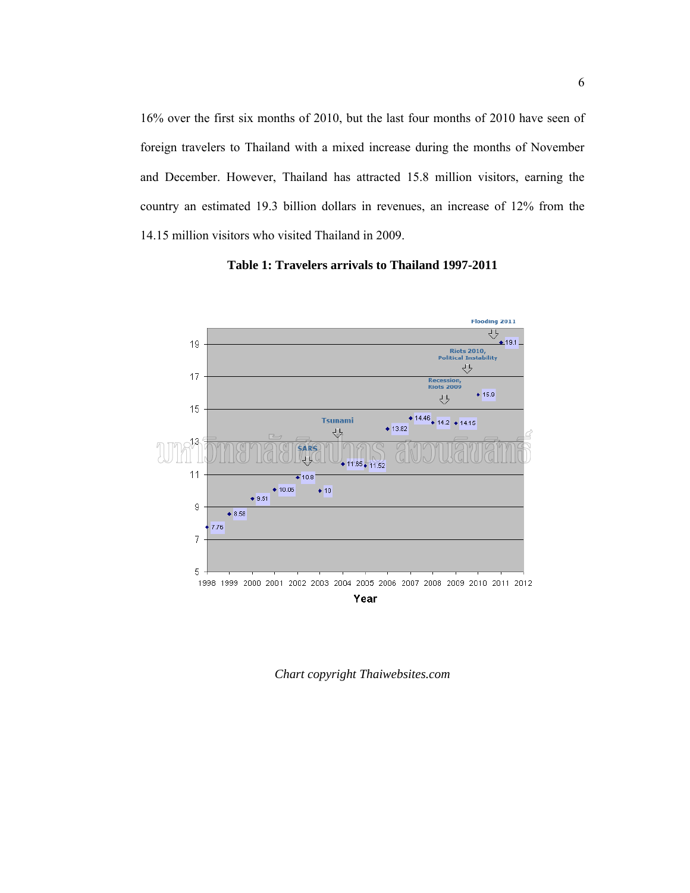16% over the first six months of 2010, but the last four months of 2010 have seen of foreign travelers to Thailand with a mixed increase during the months of November and December. However, Thailand has attracted 15.8 million visitors, earning the country an estimated 19.3 billion dollars in revenues, an increase of 12% from the 14.15 million visitors who visited Thailand in 2009.

**Table 1: Travelers arrivals to Thailand 1997-2011**

*Chart copyright Thaiwebsites.com*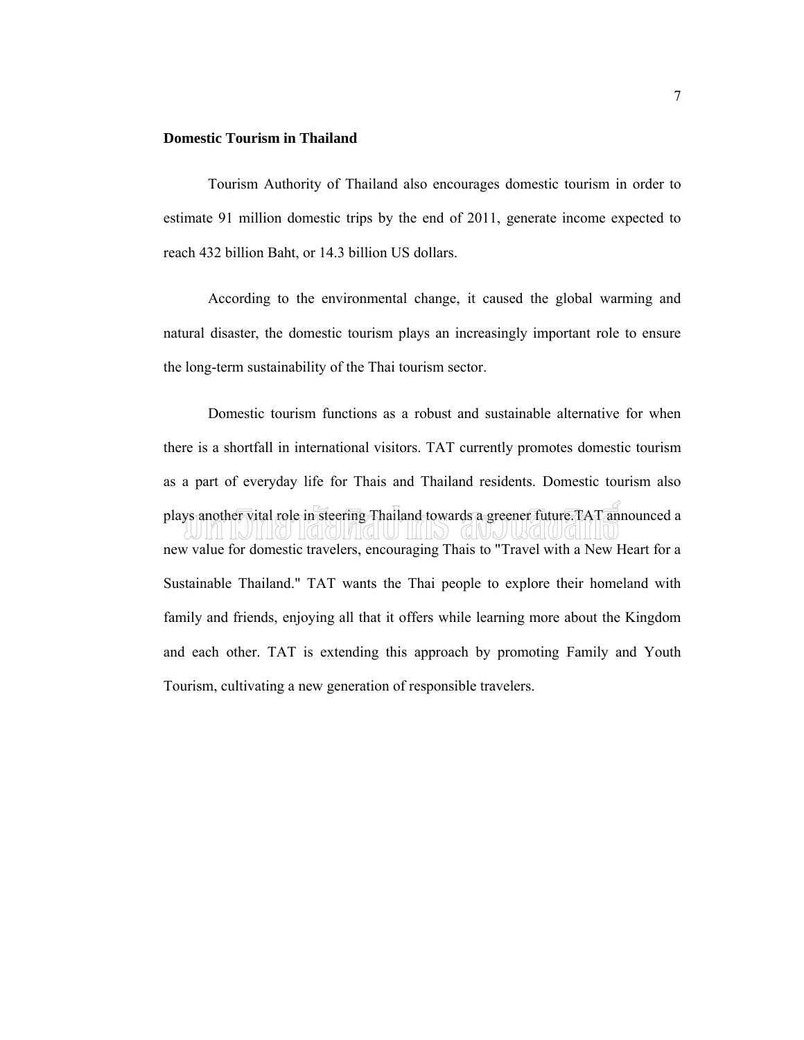## Domestic Tourism in Thailand

Tourism Authority of Thailand also encourages domestic tourism in order to estimate 91 million domestic trips by the end of 2011, generate income expected to reach 432 billion Baht, or 14.3 billion US dollars.

According to the environmental change, it caused the global warming and natural disaster, the domestic tourism plays an increasingly important role to ensure the long-term sustainability of the Thai tourism sector.

Domestic tourism functions as a robust and sustainable alternative for when there is a shortfall in international visitors. TAT currently promotes domestic tourism as a part of everyday life for Thais and Thailand residents. Domestic tourism also plays another vital role in steering Thailand towards a greener future.TAT announced a new value for domestic travelers, encouraging Thais to "Travel with a New Heart for a Sustainable Thailand." TAT wants the Thai people to explore their homeland with family and friends, enjoying all that it offers while learning more about the Kingdom and each other. TAT is extending this approach by promoting Family and Youth Tourism, cultivating a new generation of responsible travelers.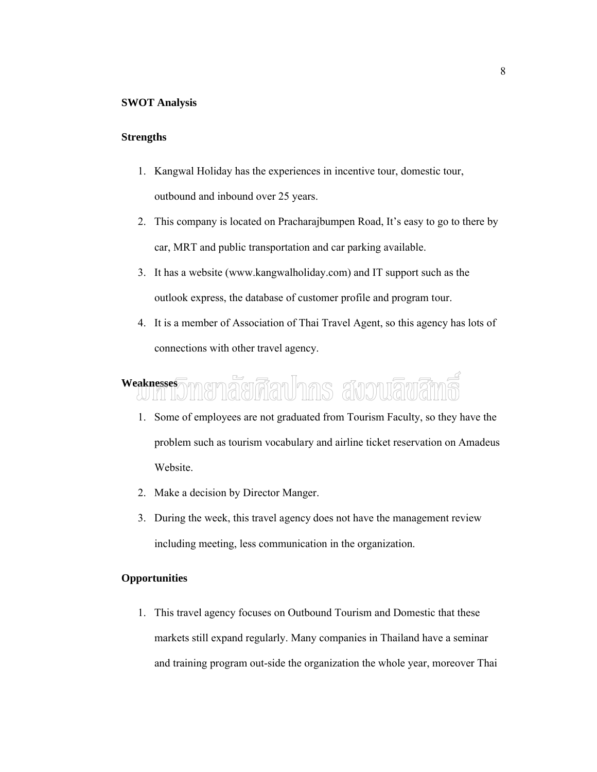## SWOT Analysis

### Strengths

1. Kangwal Holiday has the experiences in incentive tour, domestic tour, outbound and inbound over 25 years.
2. This company is located on Pracharajbumpen Road, It's easy to go to there by car, MRT and public transportation and car parking available.
3. It has a website (www.kangwalholiday.com) and IT support such as the outlook express, the database of customer profile and program tour.
4. It is a member of Association of Thai Travel Agent, so this agency has lots of connections with other travel agency.

### Weaknesses

1. Some of employees are not graduated from Tourism Faculty, so they have the problem such as tourism vocabulary and airline ticket reservation on Amadeus Website.
2. Make a decision by Director Manger.
3. During the week, this travel agency does not have the management review including meeting, less communication in the organization.

### Opportunities

1. This travel agency focuses on Outbound Tourism and Domestic that these markets still expand regularly. Many companies in Thailand have a seminar and training program out-side the organization the whole year, moreover Thai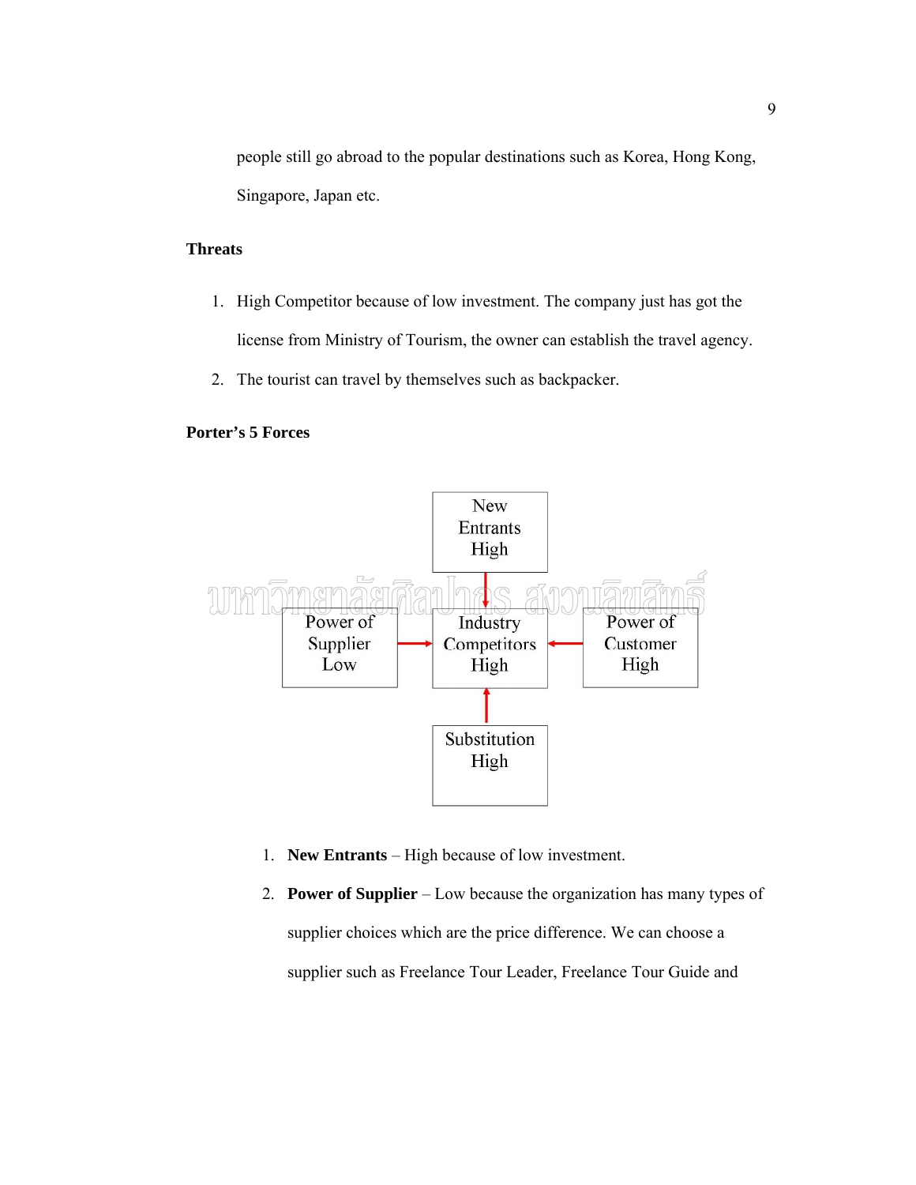people still go abroad to the popular destinations such as Korea, Hong Kong, Singapore, Japan etc.

**Threats**

1. High Competitor because of low investment. The company just has got the license from Ministry of Tourism, the owner can establish the travel agency.
2. The tourist can travel by themselves such as backpacker.

**Porter's 5 Forces**

New Entrants High

Power of Supplier Low

Industry Competitors High

Power of Customer High

Substitution High

1. **New Entrants** – High because of low investment.
2. **Power of Supplier** – Low because the organization has many types of supplier choices which are the price difference. We can choose a supplier such as Freelance Tour Leader, Freelance Tour Guide and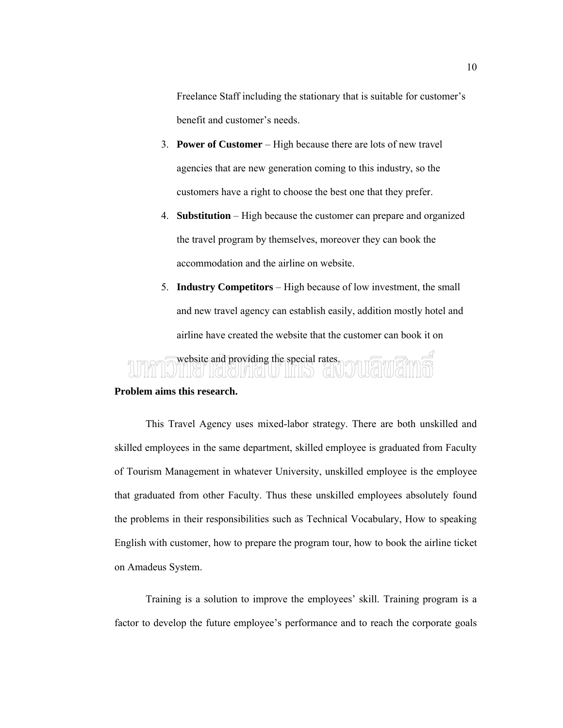Freelance Staff including the stationary that is suitable for customer's benefit and customer's needs.

3. **Power of Customer** – High because there are lots of new travel agencies that are new generation coming to this industry, so the customers have a right to choose the best one that they prefer.
4. **Substitution** – High because the customer can prepare and organized the travel program by themselves, moreover they can book the accommodation and the airline on website.
5. **Industry Competitors** – High because of low investment, the small and new travel agency can establish easily, addition mostly hotel and airline have created the website that the customer can book it on website and providing the special rates.

**Problem aims this research.**

This Travel Agency uses mixed-labor strategy. There are both unskilled and skilled employees in the same department, skilled employee is graduated from Faculty of Tourism Management in whatever University, unskilled employee is the employee that graduated from other Faculty. Thus these unskilled employees absolutely found the problems in their responsibilities such as Technical Vocabulary, How to speaking English with customer, how to prepare the program tour, how to book the airline ticket on Amadeus System.

Training is a solution to improve the employees' skill. Training program is a factor to develop the future employee's performance and to reach the corporate goals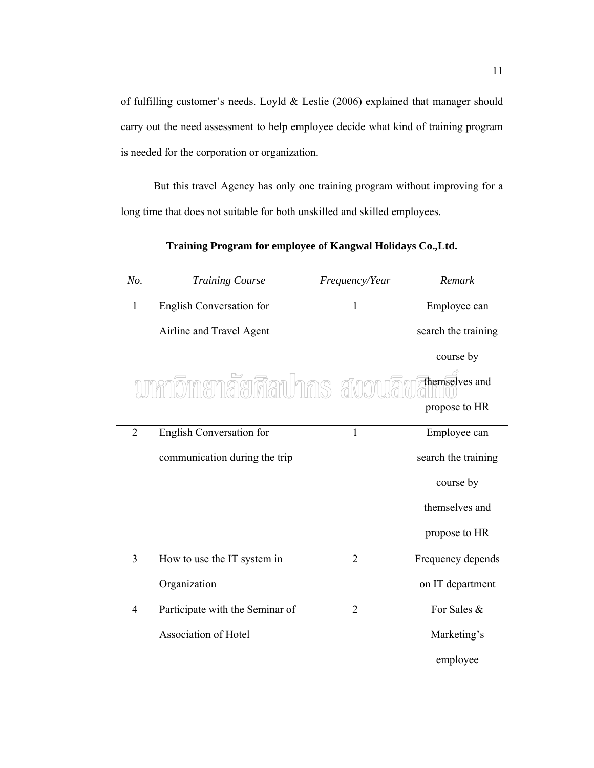of fulfilling customer's needs. Loyld & Leslie (2006) explained that manager should carry out the need assessment to help employee decide what kind of training program is needed for the corporation or organization.

But this travel Agency has only one training program without improving for a long time that does not suitable for both unskilled and skilled employees.

**Training Program for employee of Kangwal Holidays Co.,Ltd.**

| *No.* | *Training Course* | *Frequency/Year* | *Remark* |
|---|---|---|---|
| 1 | English Conversation for Airline and Travel Agent | 1 | Employee can search the training course by themselves and propose to HR |
| 2 | English Conversation for communication during the trip | 1 | Employee can search the training course by themselves and propose to HR |
| 3 | How to use the IT system in Organization | 2 | Frequency depends on IT department |
| 4 | Participate with the Seminar of Association of Hotel | 2 | For Sales & Marketing's employee |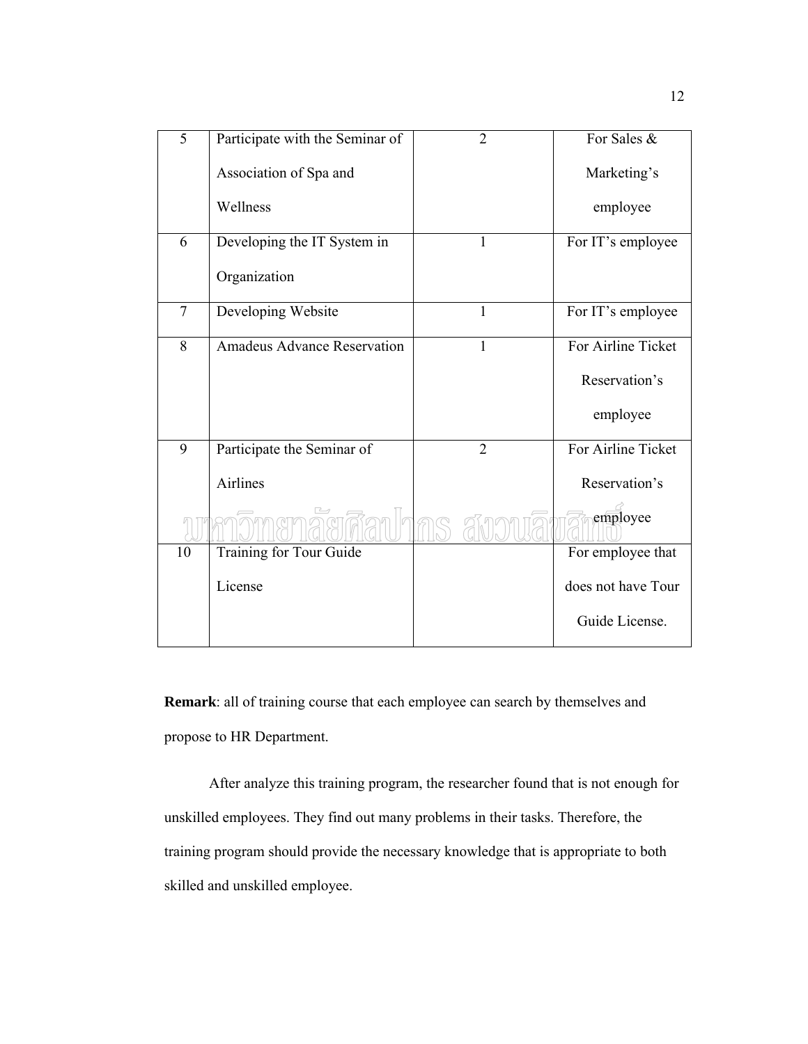| 5 | Participate with the Seminar of Association of Spa and Wellness | 2 | For Sales & Marketing's employee |
|---|---|---|---|
| 6 | Developing the IT System in Organization | 1 | For IT's employee |
| 7 | Developing Website | 1 | For IT's employee |
| 8 | Amadeus Advance Reservation | 1 | For Airline Ticket Reservation's employee |
| 9 | Participate the Seminar of Airlines | 2 | For Airline Ticket Reservation's employee |
| 10 | Training for Tour Guide License | | For employee that does not have Tour Guide License. |

**Remark**: all of training course that each employee can search by themselves and propose to HR Department.

After analyze this training program, the researcher found that is not enough for unskilled employees. They find out many problems in their tasks. Therefore, the training program should provide the necessary knowledge that is appropriate to both skilled and unskilled employee.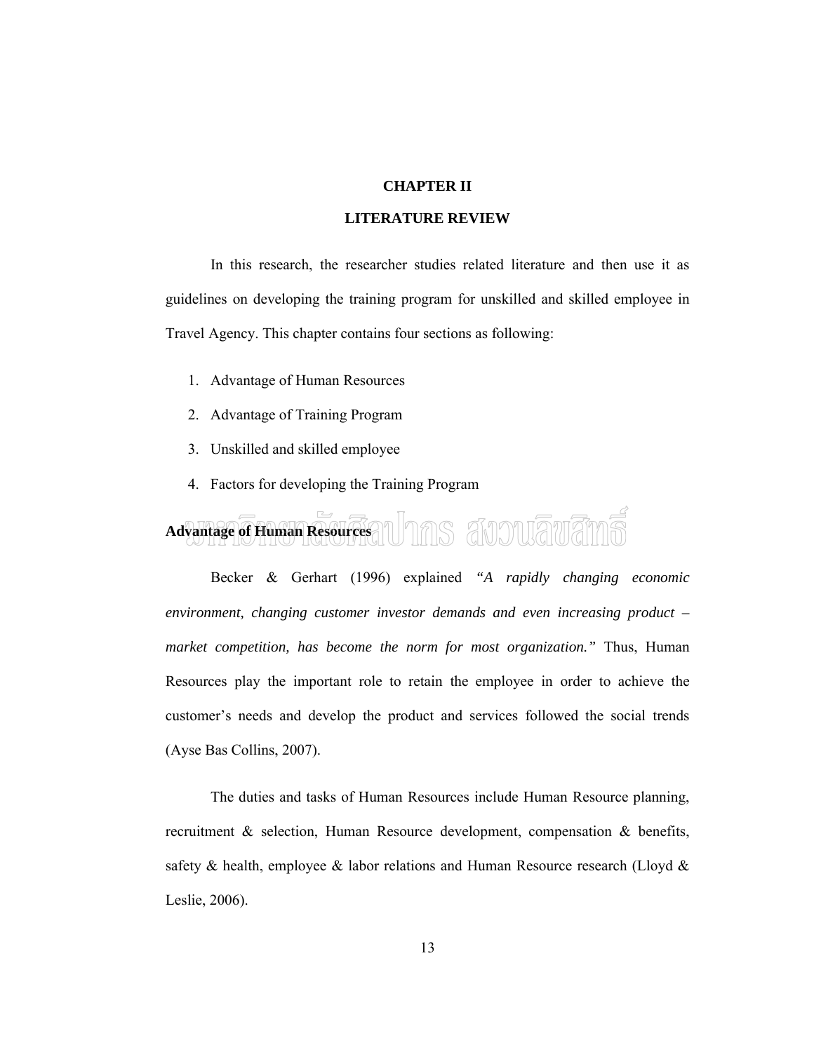# CHAPTER II

# LITERATURE REVIEW

In this research, the researcher studies related literature and then use it as guidelines on developing the training program for unskilled and skilled employee in Travel Agency. This chapter contains four sections as following:

1. Advantage of Human Resources
2. Advantage of Training Program
3. Unskilled and skilled employee
4. Factors for developing the Training Program

## Advantage of Human Resources

Becker & Gerhart (1996) explained *"A rapidly changing economic environment, changing customer investor demands and even increasing product – market competition, has become the norm for most organization."* Thus, Human Resources play the important role to retain the employee in order to achieve the customer's needs and develop the product and services followed the social trends (Ayse Bas Collins, 2007).

The duties and tasks of Human Resources include Human Resource planning, recruitment & selection, Human Resource development, compensation & benefits, safety & health, employee & labor relations and Human Resource research (Lloyd & Leslie, 2006).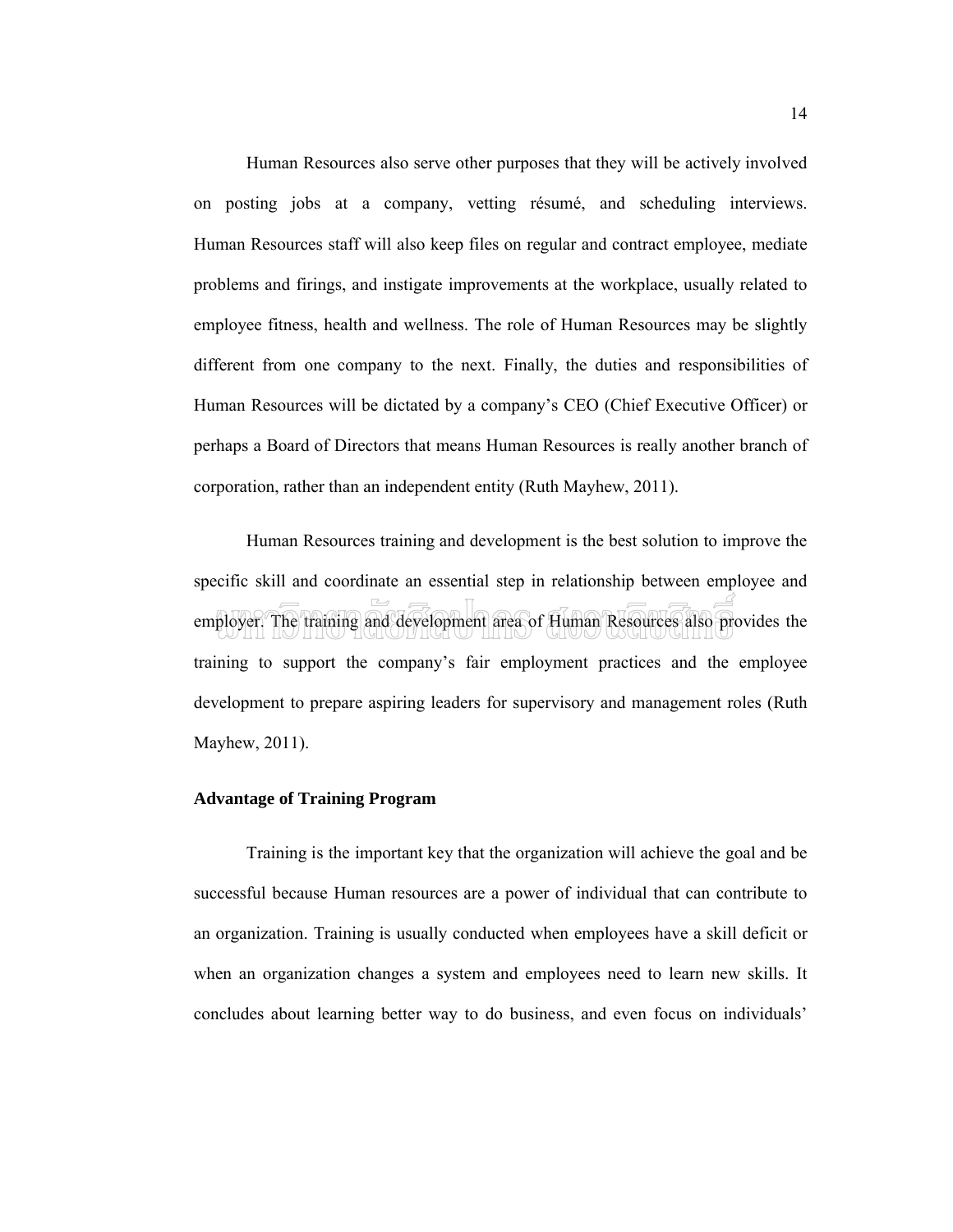Human Resources also serve other purposes that they will be actively involved on posting jobs at a company, vetting résumé, and scheduling interviews. Human Resources staff will also keep files on regular and contract employee, mediate problems and firings, and instigate improvements at the workplace, usually related to employee fitness, health and wellness. The role of Human Resources may be slightly different from one company to the next. Finally, the duties and responsibilities of Human Resources will be dictated by a company's CEO (Chief Executive Officer) or perhaps a Board of Directors that means Human Resources is really another branch of corporation, rather than an independent entity (Ruth Mayhew, 2011).

Human Resources training and development is the best solution to improve the specific skill and coordinate an essential step in relationship between employee and employer. The training and development area of Human Resources also provides the training to support the company's fair employment practices and the employee development to prepare aspiring leaders for supervisory and management roles (Ruth Mayhew, 2011).

**Advantage of Training Program**

Training is the important key that the organization will achieve the goal and be successful because Human resources are a power of individual that can contribute to an organization. Training is usually conducted when employees have a skill deficit or when an organization changes a system and employees need to learn new skills. It concludes about learning better way to do business, and even focus on individuals'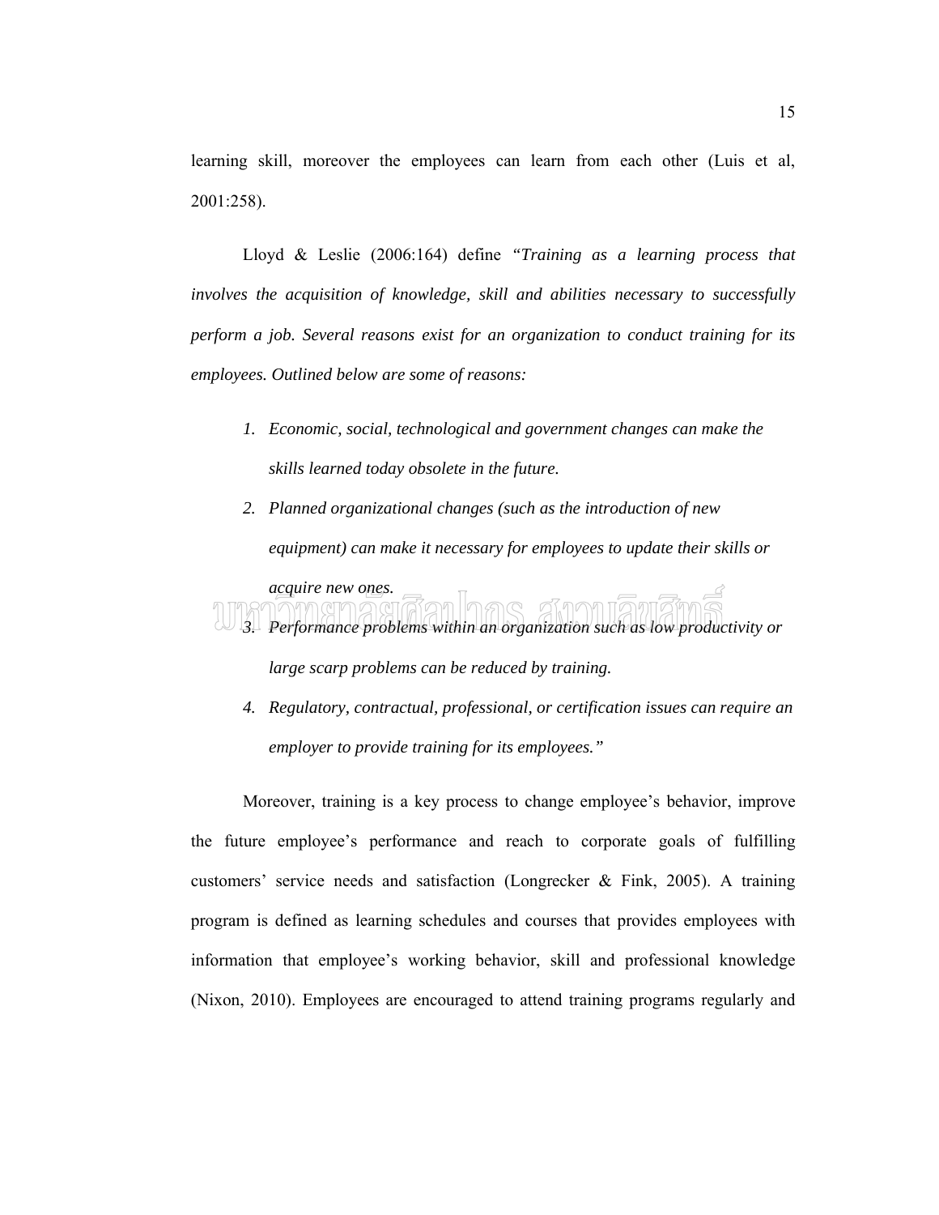learning skill, moreover the employees can learn from each other (Luis et al, 2001:258).

Lloyd & Leslie (2006:164) define *"Training as a learning process that involves the acquisition of knowledge, skill and abilities necessary to successfully perform a job. Several reasons exist for an organization to conduct training for its employees. Outlined below are some of reasons:*

1. *Economic, social, technological and government changes can make the skills learned today obsolete in the future.*
2. *Planned organizational changes (such as the introduction of new equipment) can make it necessary for employees to update their skills or acquire new ones.*
3. *Performance problems within an organization such as low productivity or large scarp problems can be reduced by training.*
4. *Regulatory, contractual, professional, or certification issues can require an employer to provide training for its employees."*

Moreover, training is a key process to change employee's behavior, improve the future employee's performance and reach to corporate goals of fulfilling customers' service needs and satisfaction (Longrecker & Fink, 2005). A training program is defined as learning schedules and courses that provides employees with information that employee's working behavior, skill and professional knowledge (Nixon, 2010). Employees are encouraged to attend training programs regularly and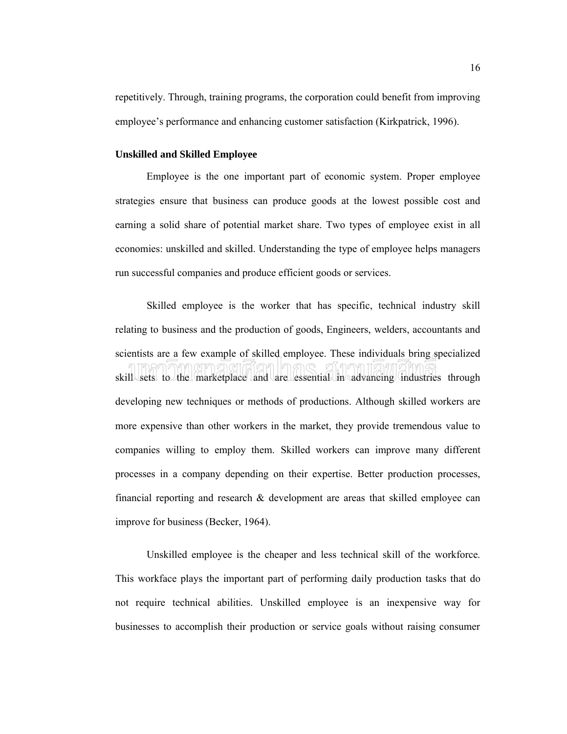repetitively. Through, training programs, the corporation could benefit from improving employee's performance and enhancing customer satisfaction (Kirkpatrick, 1996).

**Unskilled and Skilled Employee**

Employee is the one important part of economic system. Proper employee strategies ensure that business can produce goods at the lowest possible cost and earning a solid share of potential market share. Two types of employee exist in all economies: unskilled and skilled. Understanding the type of employee helps managers run successful companies and produce efficient goods or services.

Skilled employee is the worker that has specific, technical industry skill relating to business and the production of goods, Engineers, welders, accountants and scientists are a few example of skilled employee. These individuals bring specialized skill sets to the marketplace and are essential in advancing industries through developing new techniques or methods of productions. Although skilled workers are more expensive than other workers in the market, they provide tremendous value to companies willing to employ them. Skilled workers can improve many different processes in a company depending on their expertise. Better production processes, financial reporting and research & development are areas that skilled employee can improve for business (Becker, 1964).

Unskilled employee is the cheaper and less technical skill of the workforce. This workface plays the important part of performing daily production tasks that do not require technical abilities. Unskilled employee is an inexpensive way for businesses to accomplish their production or service goals without raising consumer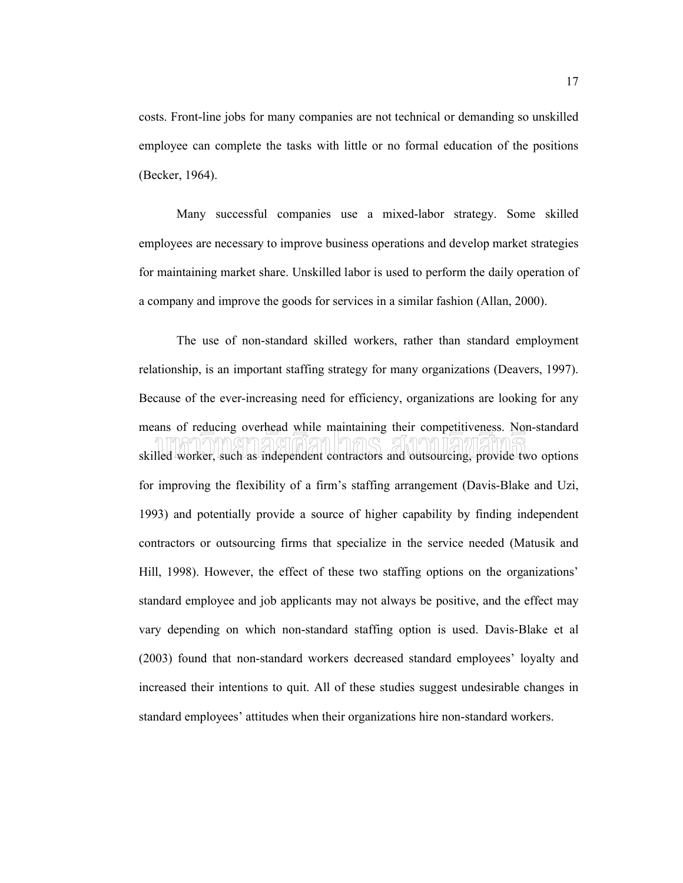costs. Front-line jobs for many companies are not technical or demanding so unskilled employee can complete the tasks with little or no formal education of the positions (Becker, 1964).

Many successful companies use a mixed-labor strategy. Some skilled employees are necessary to improve business operations and develop market strategies for maintaining market share. Unskilled labor is used to perform the daily operation of a company and improve the goods for services in a similar fashion (Allan, 2000).

The use of non-standard skilled workers, rather than standard employment relationship, is an important staffing strategy for many organizations (Deavers, 1997). Because of the ever-increasing need for efficiency, organizations are looking for any means of reducing overhead while maintaining their competitiveness. Non-standard skilled worker, such as independent contractors and outsourcing, provide two options for improving the flexibility of a firm's staffing arrangement (Davis-Blake and Uzi, 1993) and potentially provide a source of higher capability by finding independent contractors or outsourcing firms that specialize in the service needed (Matusik and Hill, 1998). However, the effect of these two staffing options on the organizations' standard employee and job applicants may not always be positive, and the effect may vary depending on which non-standard staffing option is used. Davis-Blake et al (2003) found that non-standard workers decreased standard employees' loyalty and increased their intentions to quit. All of these studies suggest undesirable changes in standard employees' attitudes when their organizations hire non-standard workers.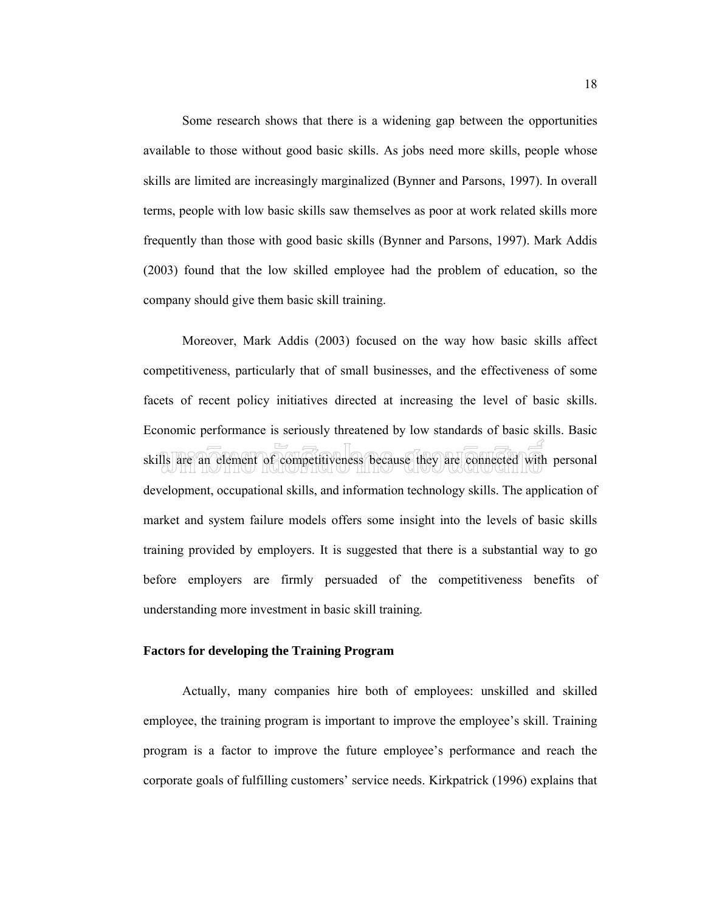Some research shows that there is a widening gap between the opportunities available to those without good basic skills. As jobs need more skills, people whose skills are limited are increasingly marginalized (Bynner and Parsons, 1997). In overall terms, people with low basic skills saw themselves as poor at work related skills more frequently than those with good basic skills (Bynner and Parsons, 1997). Mark Addis (2003) found that the low skilled employee had the problem of education, so the company should give them basic skill training.

Moreover, Mark Addis (2003) focused on the way how basic skills affect competitiveness, particularly that of small businesses, and the effectiveness of some facets of recent policy initiatives directed at increasing the level of basic skills. Economic performance is seriously threatened by low standards of basic skills. Basic skills are an element of competitiveness because they are connected with personal development, occupational skills, and information technology skills. The application of market and system failure models offers some insight into the levels of basic skills training provided by employers. It is suggested that there is a substantial way to go before employers are firmly persuaded of the competitiveness benefits of understanding more investment in basic skill training.

**Factors for developing the Training Program**

Actually, many companies hire both of employees: unskilled and skilled employee, the training program is important to improve the employee's skill. Training program is a factor to improve the future employee's performance and reach the corporate goals of fulfilling customers' service needs. Kirkpatrick (1996) explains that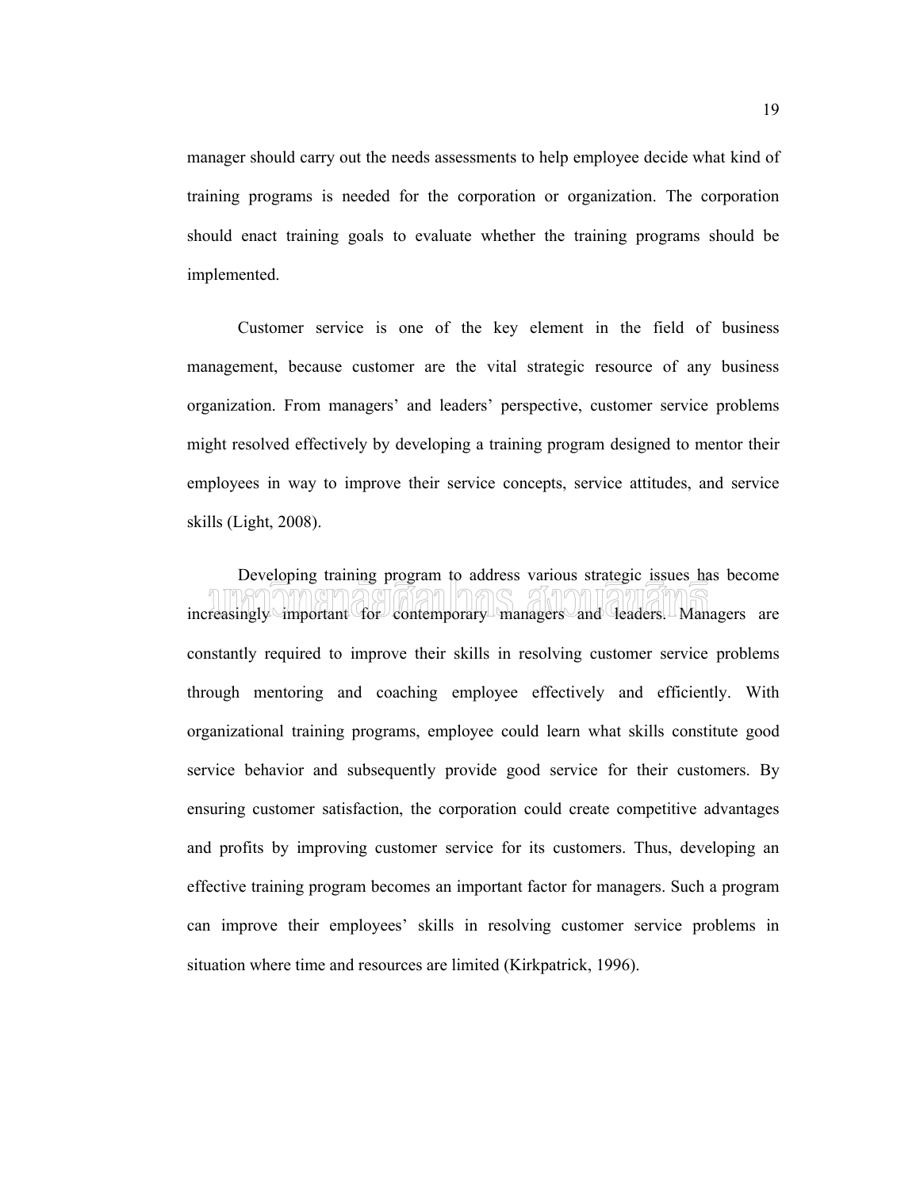manager should carry out the needs assessments to help employee decide what kind of training programs is needed for the corporation or organization. The corporation should enact training goals to evaluate whether the training programs should be implemented.

Customer service is one of the key element in the field of business management, because customer are the vital strategic resource of any business organization. From managers' and leaders' perspective, customer service problems might resolved effectively by developing a training program designed to mentor their employees in way to improve their service concepts, service attitudes, and service skills (Light, 2008).

Developing training program to address various strategic issues has become increasingly important for contemporary managers and leaders. Managers are constantly required to improve their skills in resolving customer service problems through mentoring and coaching employee effectively and efficiently. With organizational training programs, employee could learn what skills constitute good service behavior and subsequently provide good service for their customers. By ensuring customer satisfaction, the corporation could create competitive advantages and profits by improving customer service for its customers. Thus, developing an effective training program becomes an important factor for managers. Such a program can improve their employees' skills in resolving customer service problems in situation where time and resources are limited (Kirkpatrick, 1996).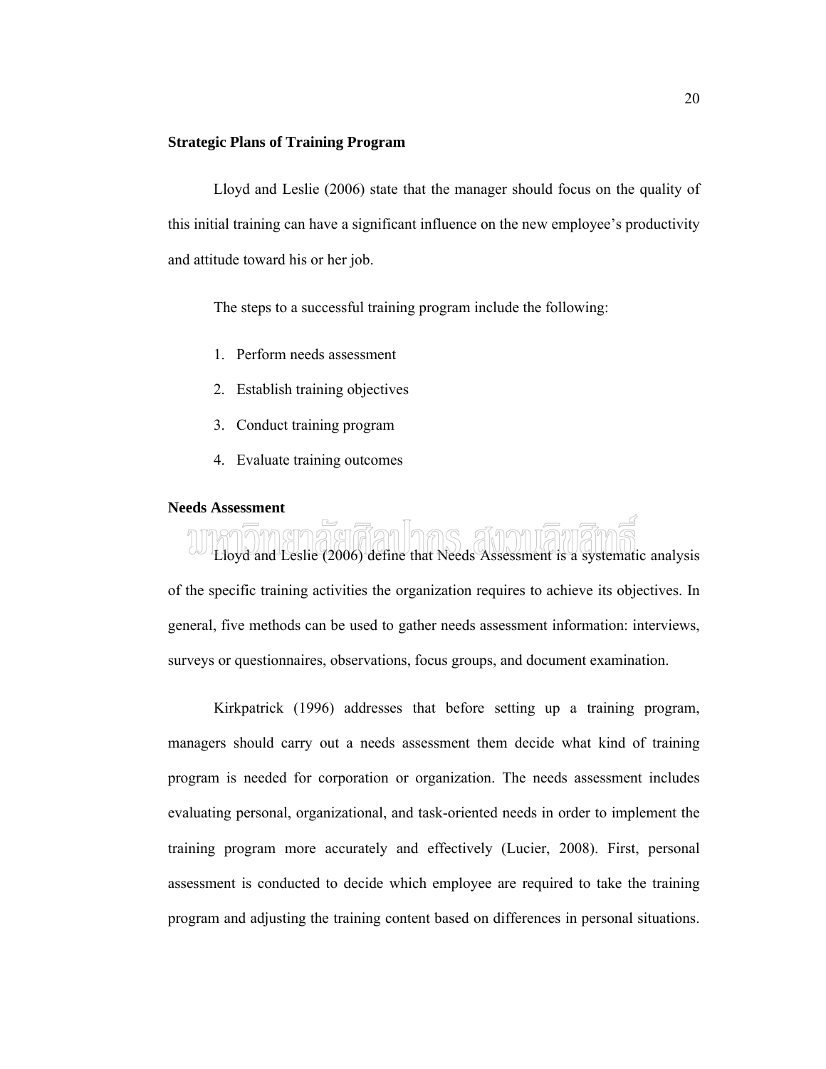**Strategic Plans of Training Program**

Lloyd and Leslie (2006) state that the manager should focus on the quality of this initial training can have a significant influence on the new employee's productivity and attitude toward his or her job.

The steps to a successful training program include the following:

1. Perform needs assessment
2. Establish training objectives
3. Conduct training program
4. Evaluate training outcomes

**Needs Assessment**

Lloyd and Leslie (2006) define that Needs Assessment is a systematic analysis of the specific training activities the organization requires to achieve its objectives. In general, five methods can be used to gather needs assessment information: interviews, surveys or questionnaires, observations, focus groups, and document examination.

Kirkpatrick (1996) addresses that before setting up a training program, managers should carry out a needs assessment them decide what kind of training program is needed for corporation or organization. The needs assessment includes evaluating personal, organizational, and task-oriented needs in order to implement the training program more accurately and effectively (Lucier, 2008). First, personal assessment is conducted to decide which employee are required to take the training program and adjusting the training content based on differences in personal situations.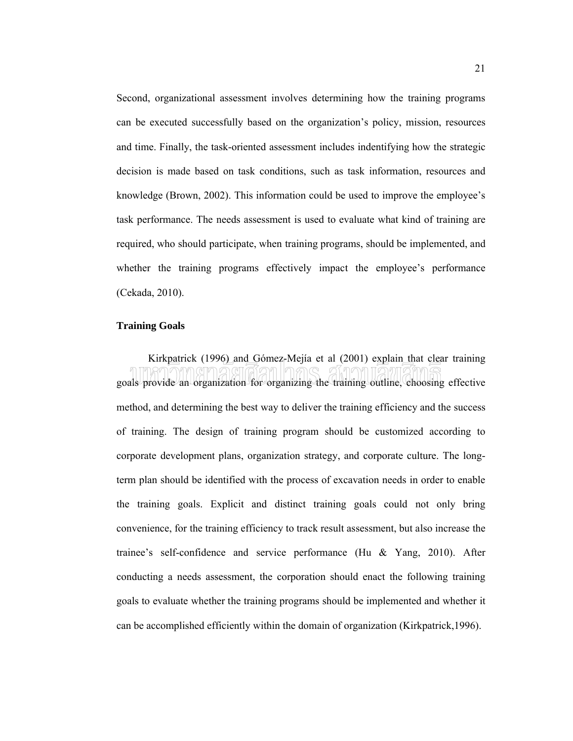Second, organizational assessment involves determining how the training programs can be executed successfully based on the organization's policy, mission, resources and time. Finally, the task-oriented assessment includes indentifying how the strategic decision is made based on task conditions, such as task information, resources and knowledge (Brown, 2002). This information could be used to improve the employee's task performance. The needs assessment is used to evaluate what kind of training are required, who should participate, when training programs, should be implemented, and whether the training programs effectively impact the employee's performance (Cekada, 2010).

## Training Goals

Kirkpatrick (1996) and Gómez-Mejía et al (2001) explain that clear training goals provide an organization for organizing the training outline, choosing effective method, and determining the best way to deliver the training efficiency and the success of training. The design of training program should be customized according to corporate development plans, organization strategy, and corporate culture. The long-term plan should be identified with the process of excavation needs in order to enable the training goals. Explicit and distinct training goals could not only bring convenience, for the training efficiency to track result assessment, but also increase the trainee's self-confidence and service performance (Hu & Yang, 2010). After conducting a needs assessment, the corporation should enact the following training goals to evaluate whether the training programs should be implemented and whether it can be accomplished efficiently within the domain of organization (Kirkpatrick,1996).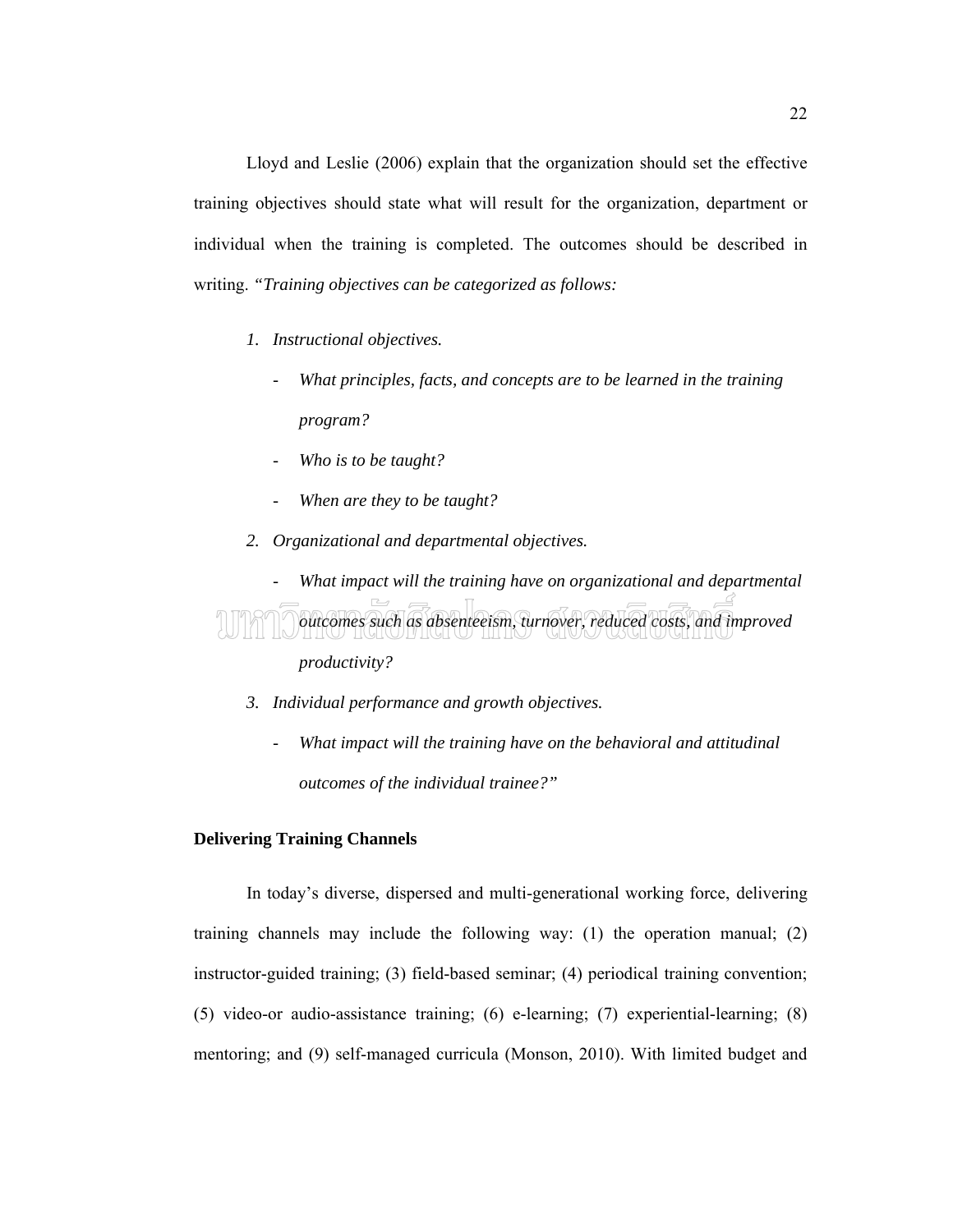Lloyd and Leslie (2006) explain that the organization should set the effective training objectives should state what will result for the organization, department or individual when the training is completed. The outcomes should be described in writing. *"Training objectives can be categorized as follows:*

1. *Instructional objectives.*
   - *What principles, facts, and concepts are to be learned in the training program?*
   - *Who is to be taught?*
   - *When are they to be taught?*
2. *Organizational and departmental objectives.*
   - *What impact will the training have on organizational and departmental outcomes such as absenteeism, turnover, reduced costs, and improved productivity?*
3. *Individual performance and growth objectives.*
   - *What impact will the training have on the behavioral and attitudinal outcomes of the individual trainee?"*

**Delivering Training Channels**

In today's diverse, dispersed and multi-generational working force, delivering training channels may include the following way: (1) the operation manual; (2) instructor-guided training; (3) field-based seminar; (4) periodical training convention; (5) video-or audio-assistance training; (6) e-learning; (7) experiential-learning; (8) mentoring; and (9) self-managed curricula (Monson, 2010). With limited budget and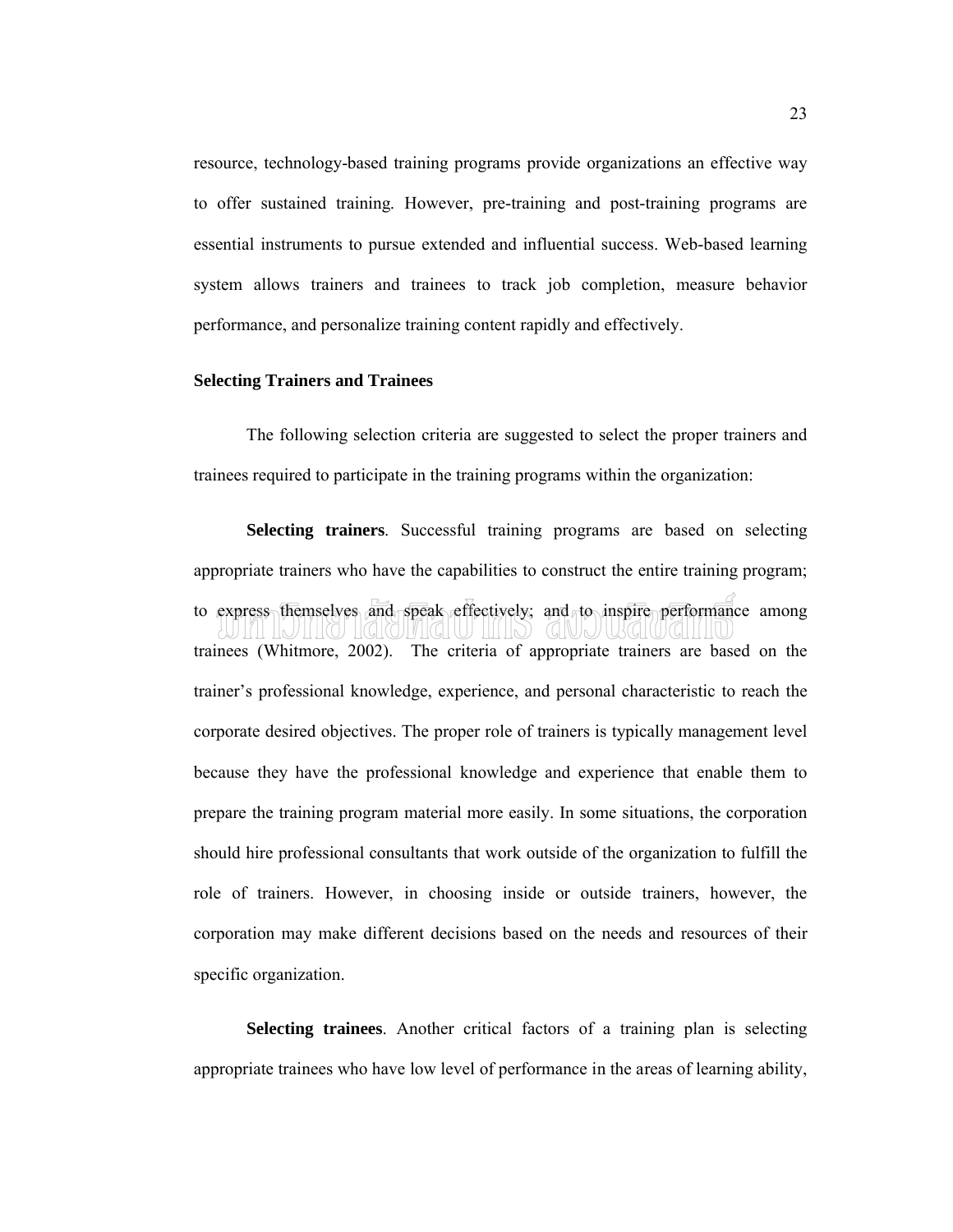resource, technology-based training programs provide organizations an effective way to offer sustained training. However, pre-training and post-training programs are essential instruments to pursue extended and influential success. Web-based learning system allows trainers and trainees to track job completion, measure behavior performance, and personalize training content rapidly and effectively.

### Selecting Trainers and Trainees

The following selection criteria are suggested to select the proper trainers and trainees required to participate in the training programs within the organization:

**Selecting trainers**. Successful training programs are based on selecting appropriate trainers who have the capabilities to construct the entire training program; to express themselves and speak effectively; and to inspire performance among trainees (Whitmore, 2002). The criteria of appropriate trainers are based on the trainer's professional knowledge, experience, and personal characteristic to reach the corporate desired objectives. The proper role of trainers is typically management level because they have the professional knowledge and experience that enable them to prepare the training program material more easily. In some situations, the corporation should hire professional consultants that work outside of the organization to fulfill the role of trainers. However, in choosing inside or outside trainers, however, the corporation may make different decisions based on the needs and resources of their specific organization.

**Selecting trainees**. Another critical factors of a training plan is selecting appropriate trainees who have low level of performance in the areas of learning ability,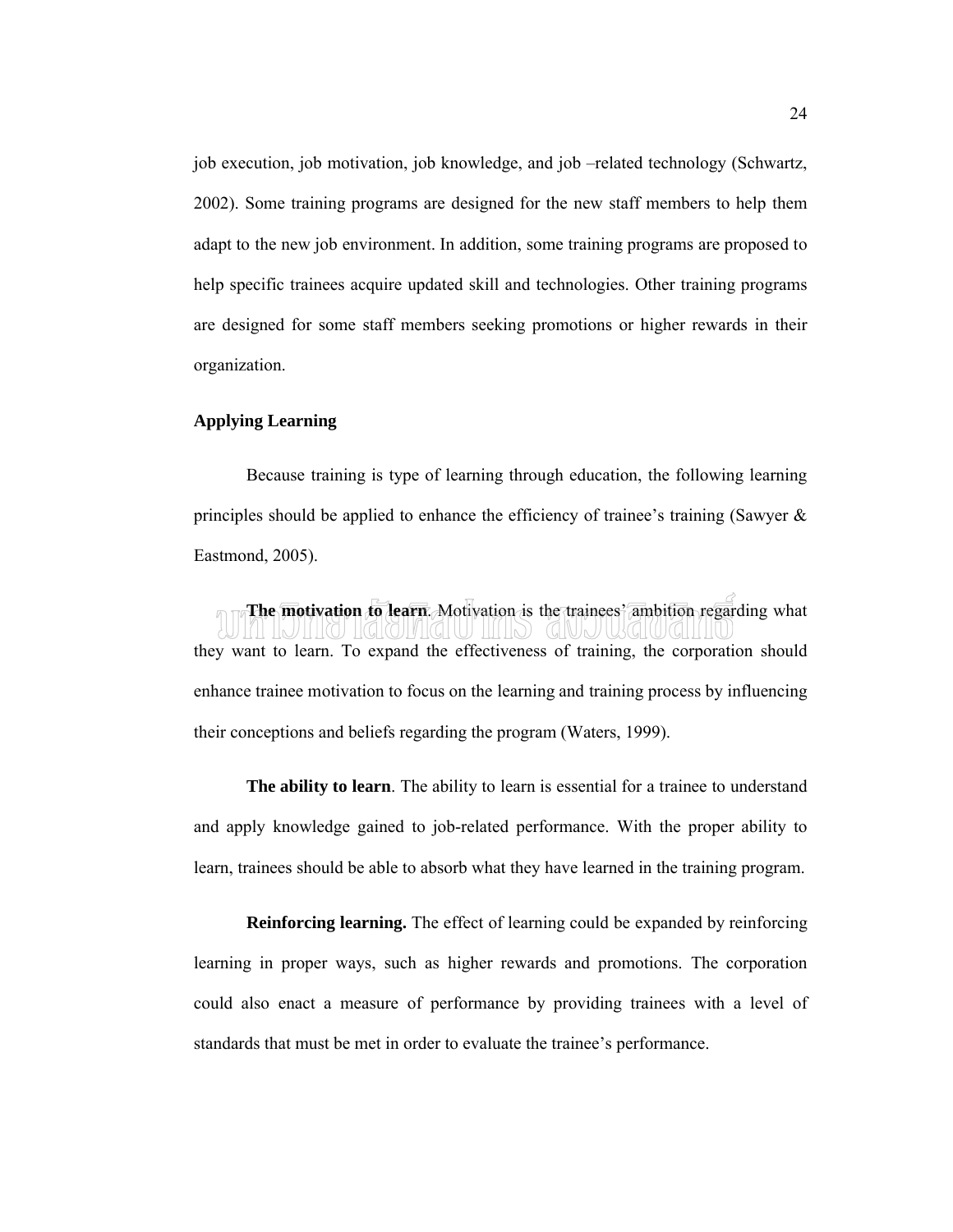job execution, job motivation, job knowledge, and job –related technology (Schwartz, 2002). Some training programs are designed for the new staff members to help them adapt to the new job environment. In addition, some training programs are proposed to help specific trainees acquire updated skill and technologies. Other training programs are designed for some staff members seeking promotions or higher rewards in their organization.

## Applying Learning

Because training is type of learning through education, the following learning principles should be applied to enhance the efficiency of trainee's training (Sawyer & Eastmond, 2005).

**The motivation to learn**. Motivation is the trainees' ambition regarding what they want to learn. To expand the effectiveness of training, the corporation should enhance trainee motivation to focus on the learning and training process by influencing their conceptions and beliefs regarding the program (Waters, 1999).

**The ability to learn**. The ability to learn is essential for a trainee to understand and apply knowledge gained to job-related performance. With the proper ability to learn, trainees should be able to absorb what they have learned in the training program.

**Reinforcing learning.** The effect of learning could be expanded by reinforcing learning in proper ways, such as higher rewards and promotions. The corporation could also enact a measure of performance by providing trainees with a level of standards that must be met in order to evaluate the trainee's performance.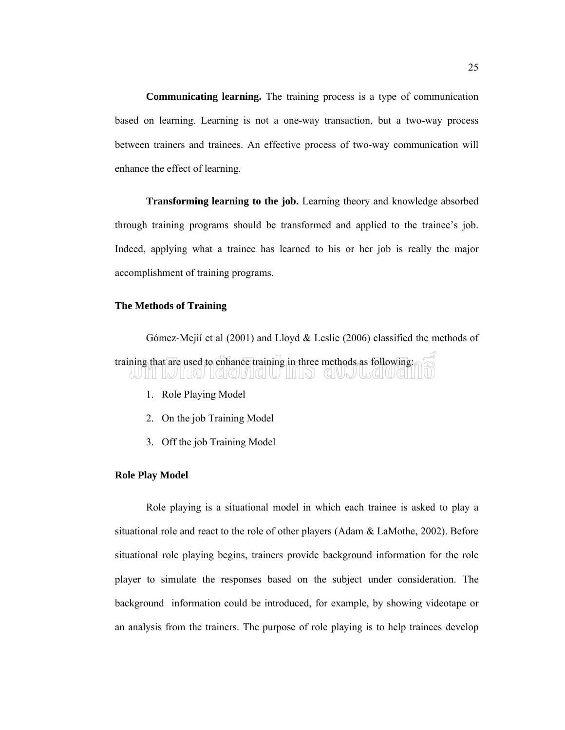**Communicating learning.** The training process is a type of communication based on learning. Learning is not a one-way transaction, but a two-way process between trainers and trainees. An effective process of two-way communication will enhance the effect of learning.

**Transforming learning to the job.** Learning theory and knowledge absorbed through training programs should be transformed and applied to the trainee's job. Indeed, applying what a trainee has learned to his or her job is really the major accomplishment of training programs.

### The Methods of Training

Gómez-Mejií et al (2001) and Lloyd & Leslie (2006) classified the methods of training that are used to enhance training in three methods as following:

1. Role Playing Model
2. On the job Training Model
3. Off the job Training Model

### Role Play Model

Role playing is a situational model in which each trainee is asked to play a situational role and react to the role of other players (Adam & LaMothe, 2002). Before situational role playing begins, trainers provide background information for the role player to simulate the responses based on the subject under consideration. The background information could be introduced, for example, by showing videotape or an analysis from the trainers. The purpose of role playing is to help trainees develop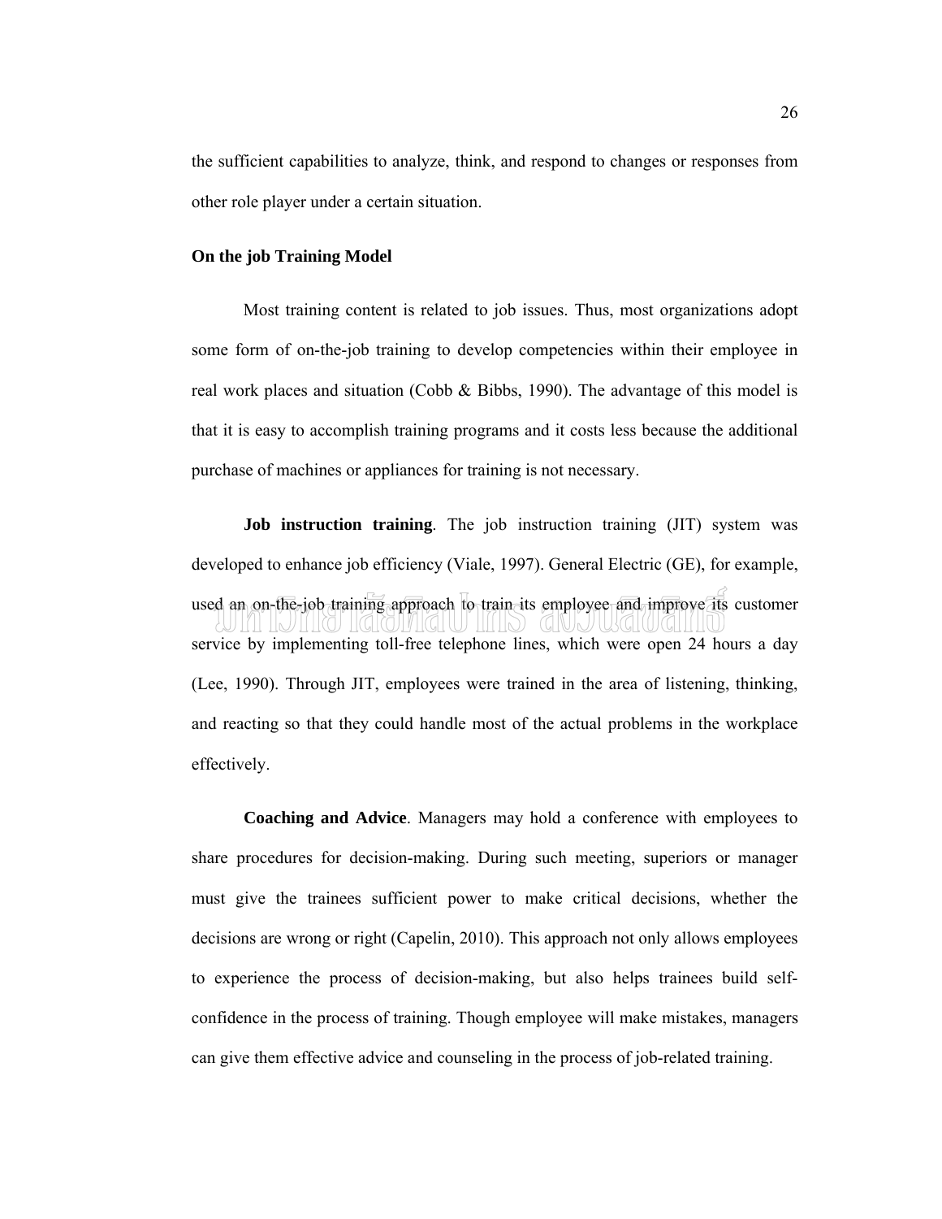the sufficient capabilities to analyze, think, and respond to changes or responses from other role player under a certain situation.

**On the job Training Model**

Most training content is related to job issues. Thus, most organizations adopt some form of on-the-job training to develop competencies within their employee in real work places and situation (Cobb & Bibbs, 1990). The advantage of this model is that it is easy to accomplish training programs and it costs less because the additional purchase of machines or appliances for training is not necessary.

**Job instruction training**. The job instruction training (JIT) system was developed to enhance job efficiency (Viale, 1997). General Electric (GE), for example, used an on-the-job training approach to train its employee and improve its customer service by implementing toll-free telephone lines, which were open 24 hours a day (Lee, 1990). Through JIT, employees were trained in the area of listening, thinking, and reacting so that they could handle most of the actual problems in the workplace effectively.

**Coaching and Advice**. Managers may hold a conference with employees to share procedures for decision-making. During such meeting, superiors or manager must give the trainees sufficient power to make critical decisions, whether the decisions are wrong or right (Capelin, 2010). This approach not only allows employees to experience the process of decision-making, but also helps trainees build self-confidence in the process of training. Though employee will make mistakes, managers can give them effective advice and counseling in the process of job-related training.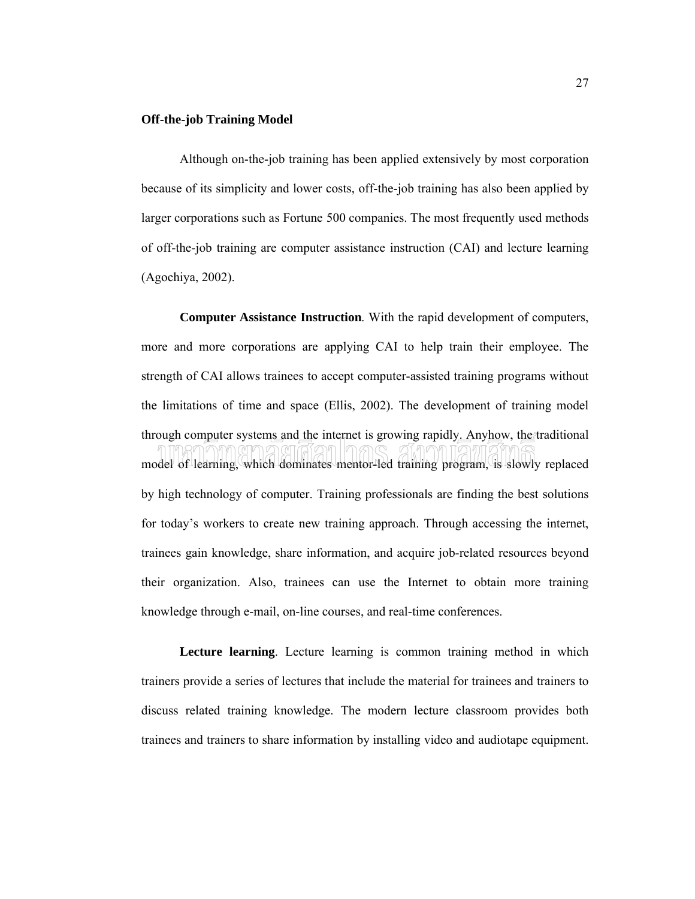**Off-the-job Training Model**

Although on-the-job training has been applied extensively by most corporation because of its simplicity and lower costs, off-the-job training has also been applied by larger corporations such as Fortune 500 companies. The most frequently used methods of off-the-job training are computer assistance instruction (CAI) and lecture learning (Agochiya, 2002).

**Computer Assistance Instruction**. With the rapid development of computers, more and more corporations are applying CAI to help train their employee. The strength of CAI allows trainees to accept computer-assisted training programs without the limitations of time and space (Ellis, 2002). The development of training model through computer systems and the internet is growing rapidly. Anyhow, the traditional model of learning, which dominates mentor-led training program, is slowly replaced by high technology of computer. Training professionals are finding the best solutions for today's workers to create new training approach. Through accessing the internet, trainees gain knowledge, share information, and acquire job-related resources beyond their organization. Also, trainees can use the Internet to obtain more training knowledge through e-mail, on-line courses, and real-time conferences.

**Lecture learning**. Lecture learning is common training method in which trainers provide a series of lectures that include the material for trainees and trainers to discuss related training knowledge. The modern lecture classroom provides both trainees and trainers to share information by installing video and audiotape equipment.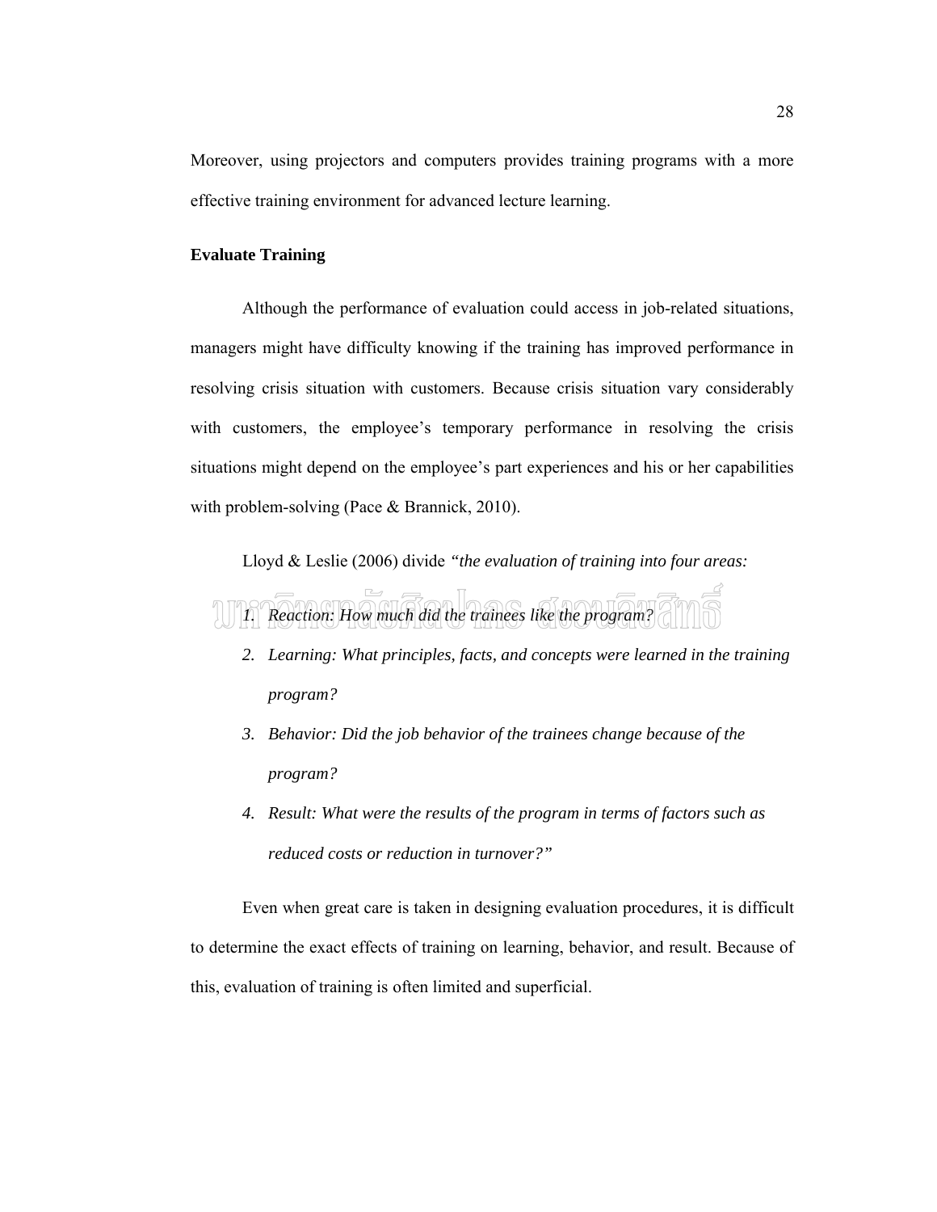Moreover, using projectors and computers provides training programs with a more effective training environment for advanced lecture learning.

**Evaluate Training**

Although the performance of evaluation could access in job-related situations, managers might have difficulty knowing if the training has improved performance in resolving crisis situation with customers. Because crisis situation vary considerably with customers, the employee's temporary performance in resolving the crisis situations might depend on the employee's part experiences and his or her capabilities with problem-solving (Pace & Brannick, 2010).

Lloyd & Leslie (2006) divide *"the evaluation of training into four areas:*

1. *Reaction: How much did the trainees like the program?*
2. *Learning: What principles, facts, and concepts were learned in the training program?*
3. *Behavior: Did the job behavior of the trainees change because of the program?*
4. *Result: What were the results of the program in terms of factors such as reduced costs or reduction in turnover?"*

Even when great care is taken in designing evaluation procedures, it is difficult to determine the exact effects of training on learning, behavior, and result. Because of this, evaluation of training is often limited and superficial.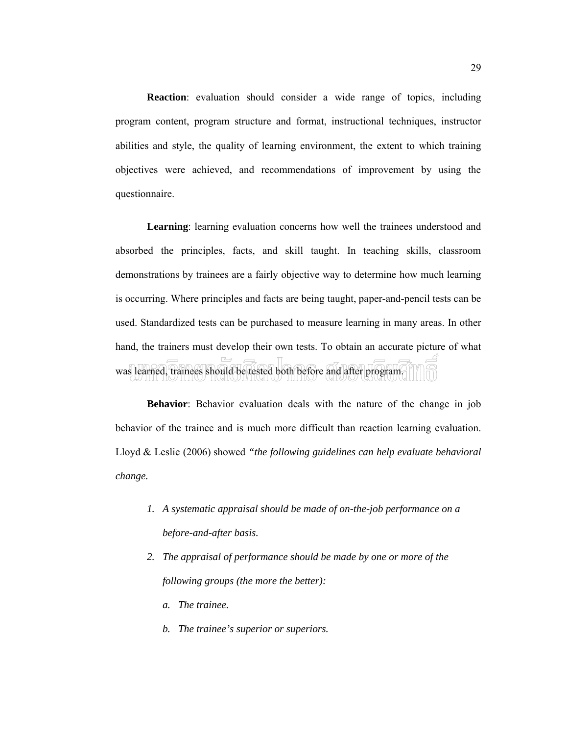**Reaction**: evaluation should consider a wide range of topics, including program content, program structure and format, instructional techniques, instructor abilities and style, the quality of learning environment, the extent to which training objectives were achieved, and recommendations of improvement by using the questionnaire.

**Learning**: learning evaluation concerns how well the trainees understood and absorbed the principles, facts, and skill taught. In teaching skills, classroom demonstrations by trainees are a fairly objective way to determine how much learning is occurring. Where principles and facts are being taught, paper-and-pencil tests can be used. Standardized tests can be purchased to measure learning in many areas. In other hand, the trainers must develop their own tests. To obtain an accurate picture of what was learned, trainees should be tested both before and after program.

**Behavior**: Behavior evaluation deals with the nature of the change in job behavior of the trainee and is much more difficult than reaction learning evaluation. Lloyd & Leslie (2006) showed *"the following guidelines can help evaluate behavioral change.*

1. *A systematic appraisal should be made of on-the-job performance on a before-and-after basis.*
2. *The appraisal of performance should be made by one or more of the following groups (the more the better):*
   a. *The trainee.*
   b. *The trainee's superior or superiors.*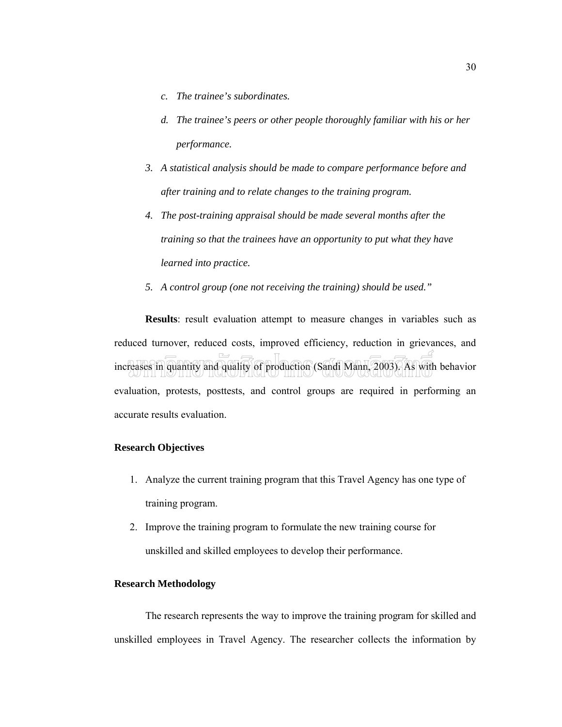*c. The trainee's subordinates.*

*d. The trainee's peers or other people thoroughly familiar with his or her performance.*

*3. A statistical analysis should be made to compare performance before and after training and to relate changes to the training program.*

*4. The post-training appraisal should be made several months after the training so that the trainees have an opportunity to put what they have learned into practice.*

*5. A control group (one not receiving the training) should be used."*

**Results**: result evaluation attempt to measure changes in variables such as reduced turnover, reduced costs, improved efficiency, reduction in grievances, and increases in quantity and quality of production (Sandi Mann, 2003). As with behavior evaluation, protests, posttests, and control groups are required in performing an accurate results evaluation.

**Research Objectives**

1. Analyze the current training program that this Travel Agency has one type of training program.
2. Improve the training program to formulate the new training course for unskilled and skilled employees to develop their performance.

**Research Methodology**

The research represents the way to improve the training program for skilled and unskilled employees in Travel Agency. The researcher collects the information by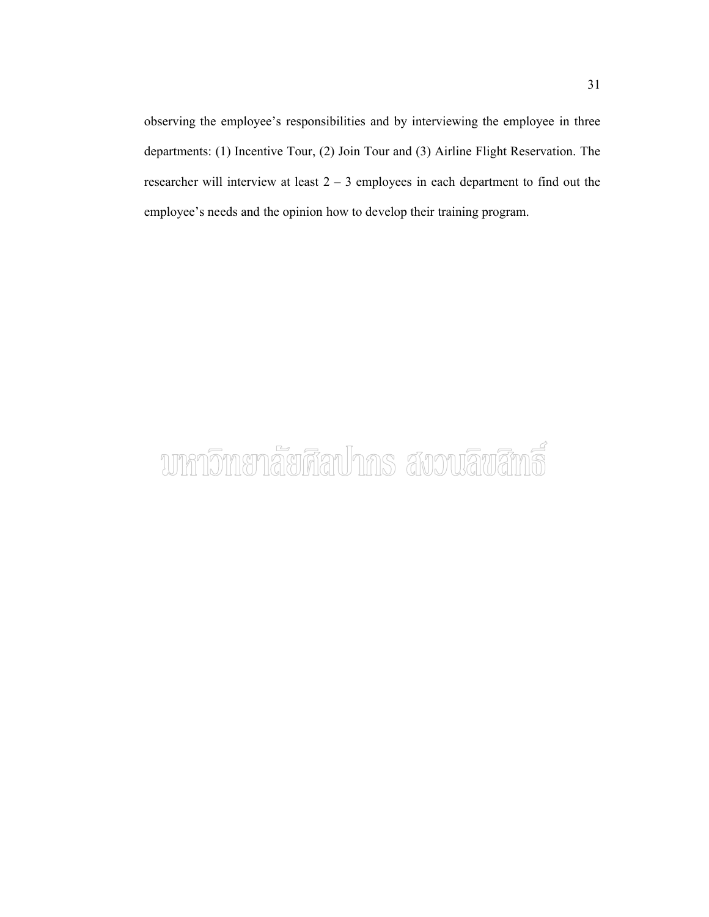observing the employee's responsibilities and by interviewing the employee in three departments: (1) Incentive Tour, (2) Join Tour and (3) Airline Flight Reservation. The researcher will interview at least 2 – 3 employees in each department to find out the employee's needs and the opinion how to develop their training program.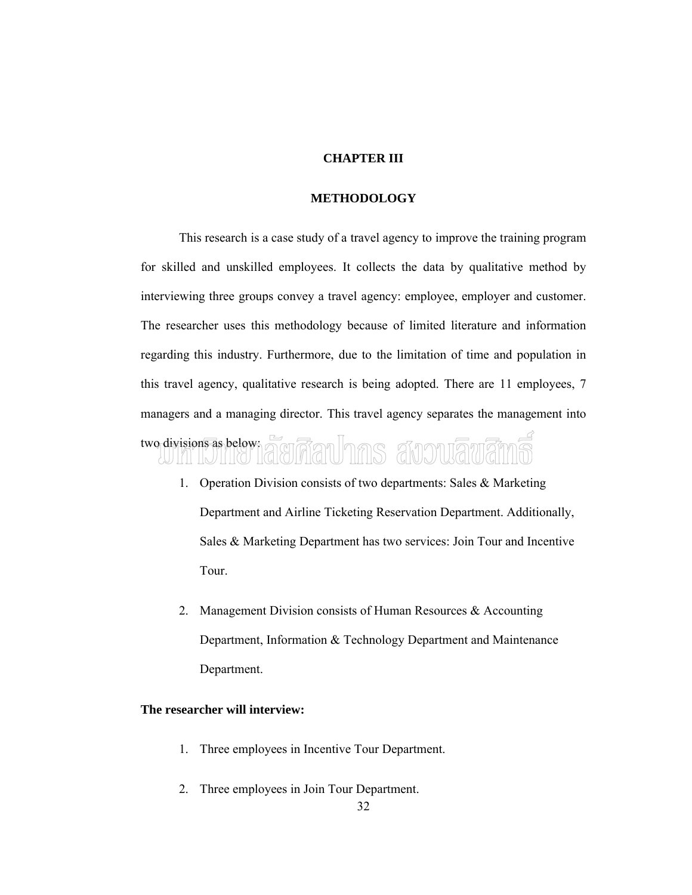# CHAPTER III

# METHODOLOGY

This research is a case study of a travel agency to improve the training program for skilled and unskilled employees. It collects the data by qualitative method by interviewing three groups convey a travel agency: employee, employer and customer. The researcher uses this methodology because of limited literature and information regarding this industry. Furthermore, due to the limitation of time and population in this travel agency, qualitative research is being adopted. There are 11 employees, 7 managers and a managing director. This travel agency separates the management into two divisions as below:

1. Operation Division consists of two departments: Sales & Marketing Department and Airline Ticketing Reservation Department. Additionally, Sales & Marketing Department has two services: Join Tour and Incentive Tour.

2. Management Division consists of Human Resources & Accounting Department, Information & Technology Department and Maintenance Department.

**The researcher will interview:**

1. Three employees in Incentive Tour Department.

2. Three employees in Join Tour Department.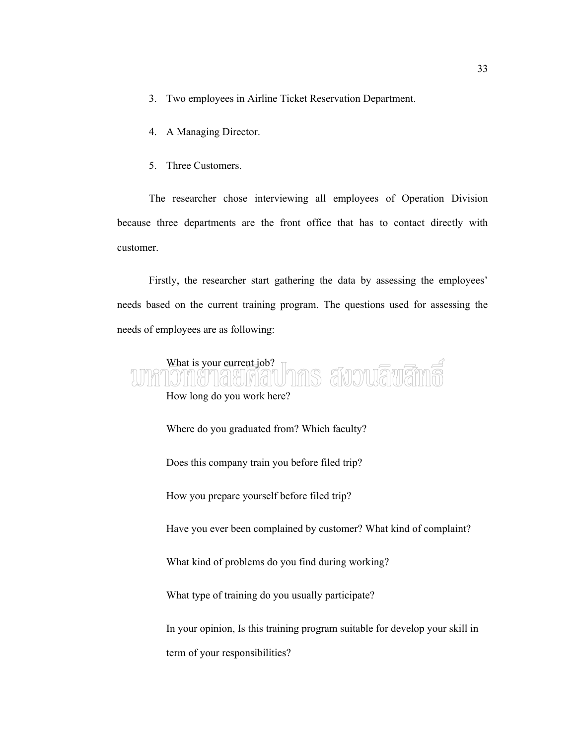3. Two employees in Airline Ticket Reservation Department.

4. A Managing Director.

5. Three Customers.

The researcher chose interviewing all employees of Operation Division because three departments are the front office that has to contact directly with customer.

Firstly, the researcher start gathering the data by assessing the employees' needs based on the current training program. The questions used for assessing the needs of employees are as following:

What is your current job?

How long do you work here?

Where do you graduated from? Which faculty?

Does this company train you before filed trip?

How you prepare yourself before filed trip?

Have you ever been complained by customer? What kind of complaint?

What kind of problems do you find during working?

What type of training do you usually participate?

In your opinion, Is this training program suitable for develop your skill in term of your responsibilities?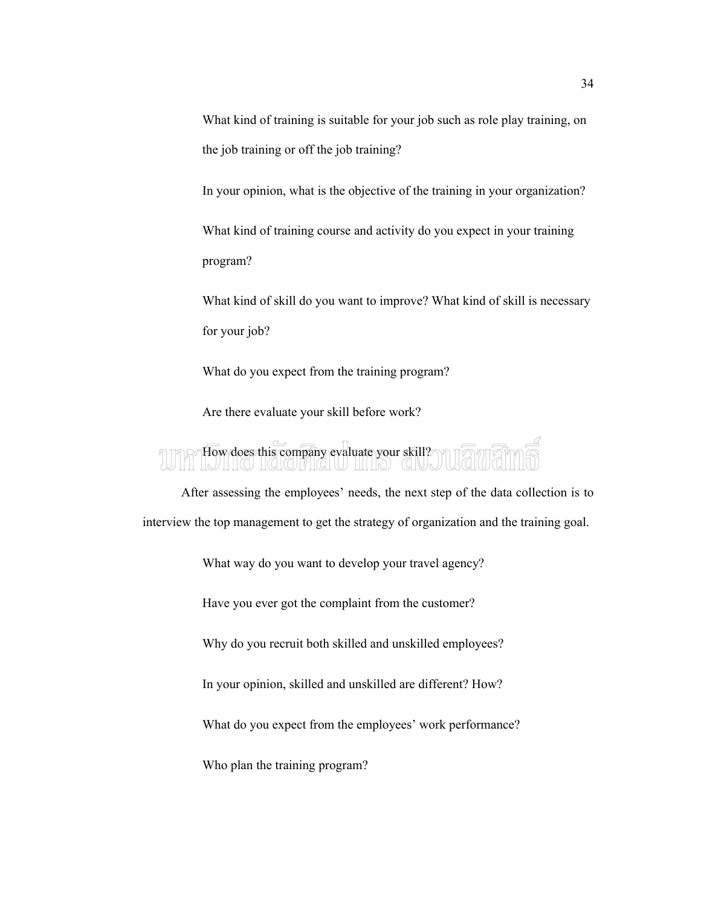What kind of training is suitable for your job such as role play training, on the job training or off the job training?

In your opinion, what is the objective of the training in your organization?

What kind of training course and activity do you expect in your training program?

What kind of skill do you want to improve? What kind of skill is necessary for your job?

What do you expect from the training program?

Are there evaluate your skill before work?

How does this company evaluate your skill?

After assessing the employees' needs, the next step of the data collection is to interview the top management to get the strategy of organization and the training goal.

What way do you want to develop your travel agency?

Have you ever got the complaint from the customer?

Why do you recruit both skilled and unskilled employees?

In your opinion, skilled and unskilled are different? How?

What do you expect from the employees' work performance?

Who plan the training program?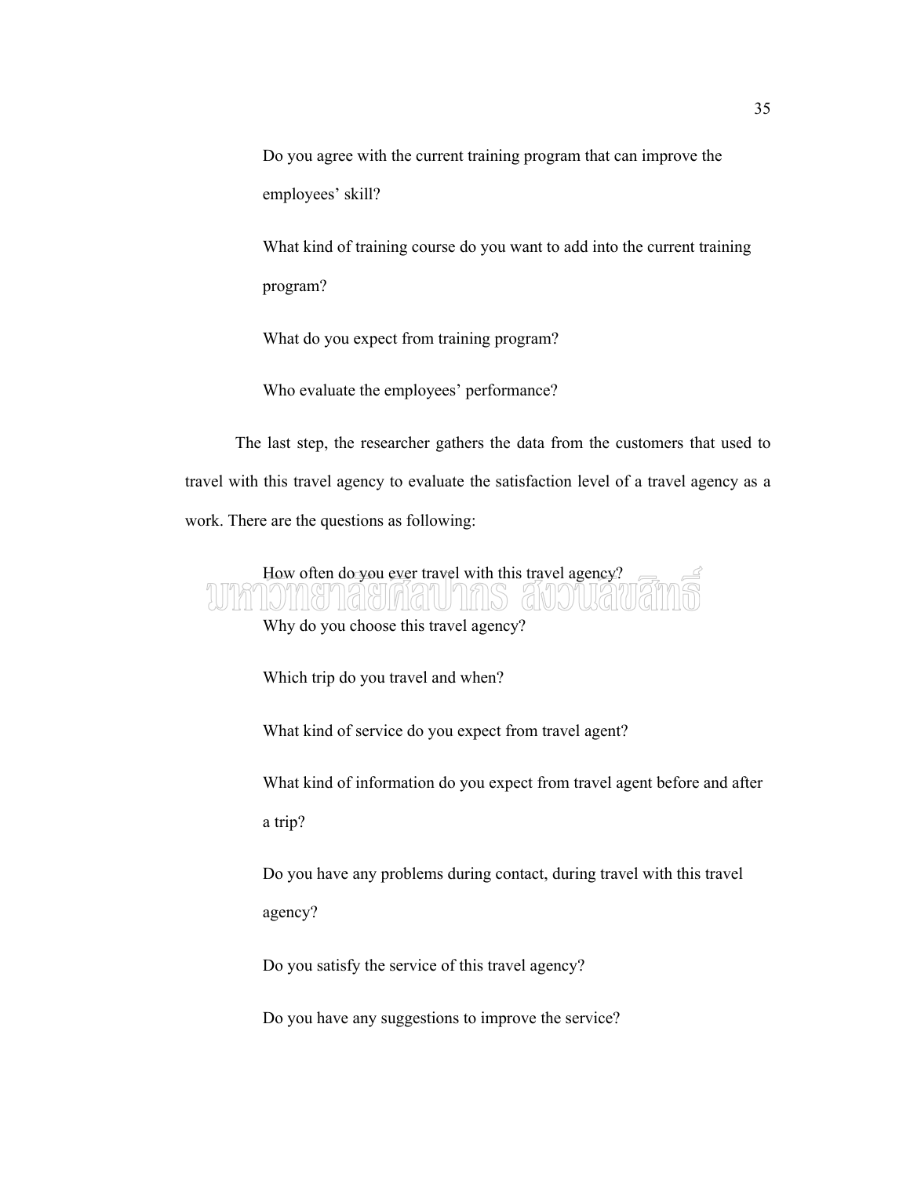Do you agree with the current training program that can improve the employees' skill?

What kind of training course do you want to add into the current training program?

What do you expect from training program?

Who evaluate the employees' performance?

The last step, the researcher gathers the data from the customers that used to travel with this travel agency to evaluate the satisfaction level of a travel agency as a work. There are the questions as following:

How often do you ever travel with this travel agency?

Why do you choose this travel agency?

Which trip do you travel and when?

What kind of service do you expect from travel agent?

What kind of information do you expect from travel agent before and after a trip?

Do you have any problems during contact, during travel with this travel agency?

Do you satisfy the service of this travel agency?

Do you have any suggestions to improve the service?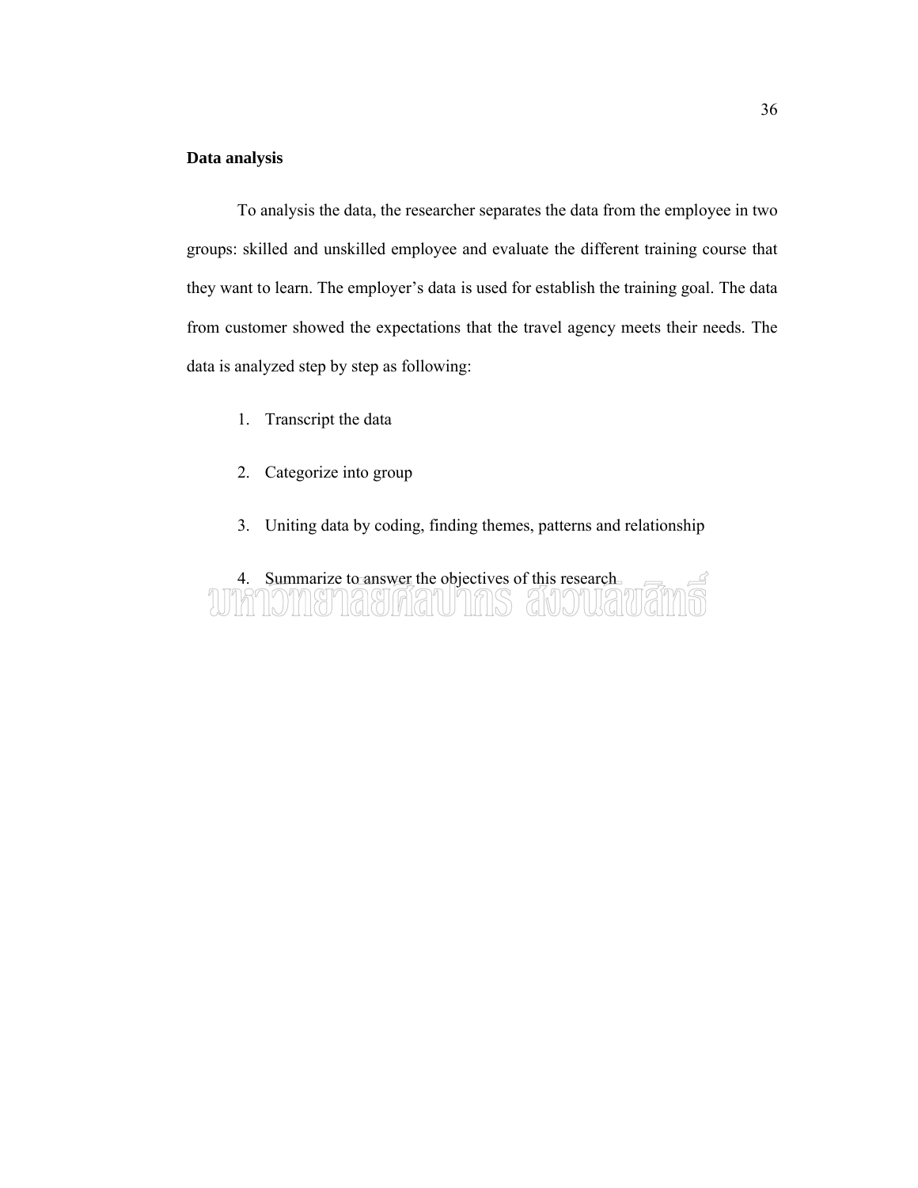**Data analysis**

To analysis the data, the researcher separates the data from the employee in two groups: skilled and unskilled employee and evaluate the different training course that they want to learn. The employer's data is used for establish the training goal. The data from customer showed the expectations that the travel agency meets their needs. The data is analyzed step by step as following:

1. Transcript the data
2. Categorize into group
3. Uniting data by coding, finding themes, patterns and relationship
4. Summarize to answer the objectives of this research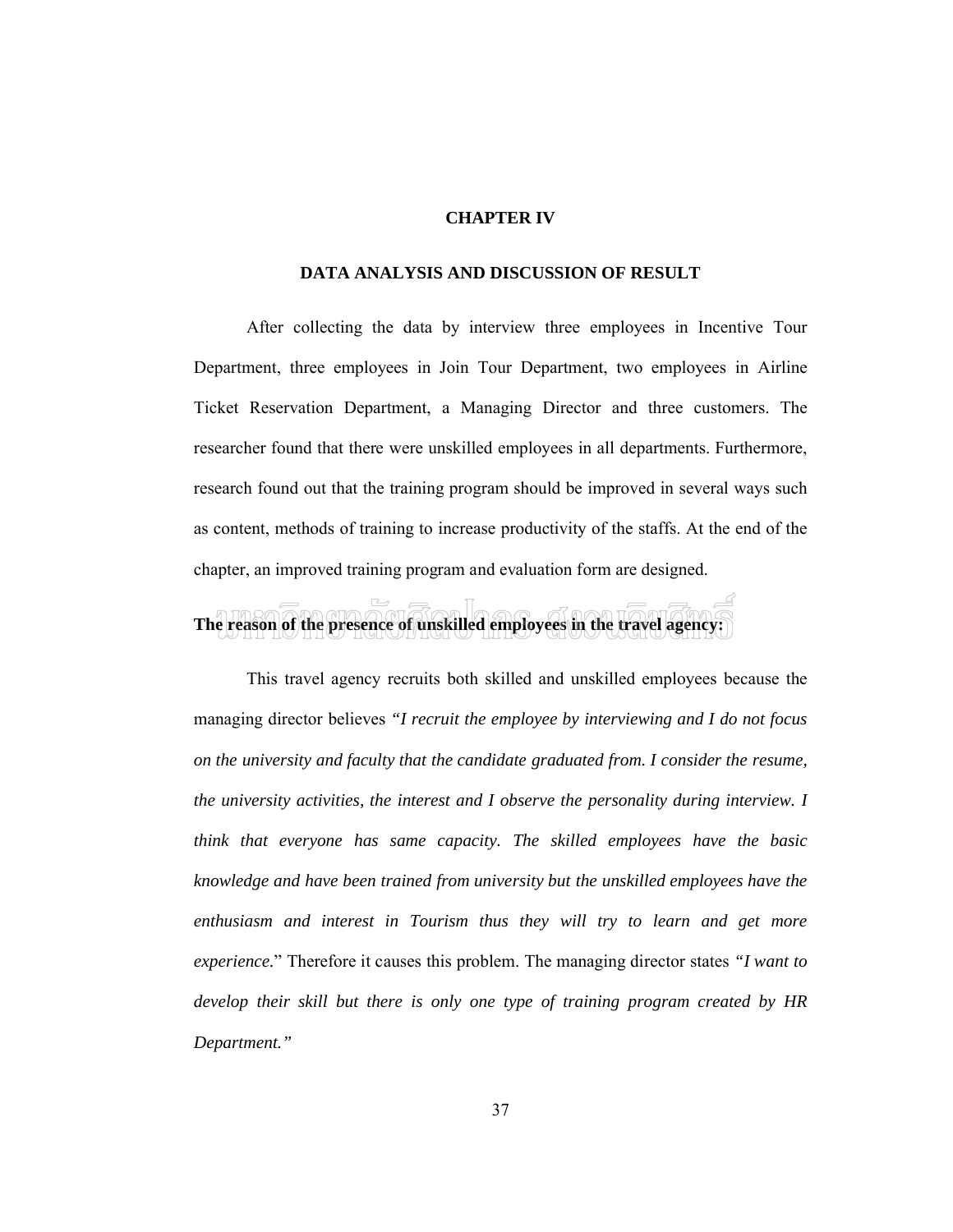# CHAPTER IV

## DATA ANALYSIS AND DISCUSSION OF RESULT

After collecting the data by interview three employees in Incentive Tour Department, three employees in Join Tour Department, two employees in Airline Ticket Reservation Department, a Managing Director and three customers. The researcher found that there were unskilled employees in all departments. Furthermore, research found out that the training program should be improved in several ways such as content, methods of training to increase productivity of the staffs. At the end of the chapter, an improved training program and evaluation form are designed.

**The reason of the presence of unskilled employees in the travel agency:**

This travel agency recruits both skilled and unskilled employees because the managing director believes *"I recruit the employee by interviewing and I do not focus on the university and faculty that the candidate graduated from. I consider the resume, the university activities, the interest and I observe the personality during interview. I think that everyone has same capacity. The skilled employees have the basic knowledge and have been trained from university but the unskilled employees have the enthusiasm and interest in Tourism thus they will try to learn and get more experience.*" Therefore it causes this problem. The managing director states *"I want to develop their skill but there is only one type of training program created by HR Department."*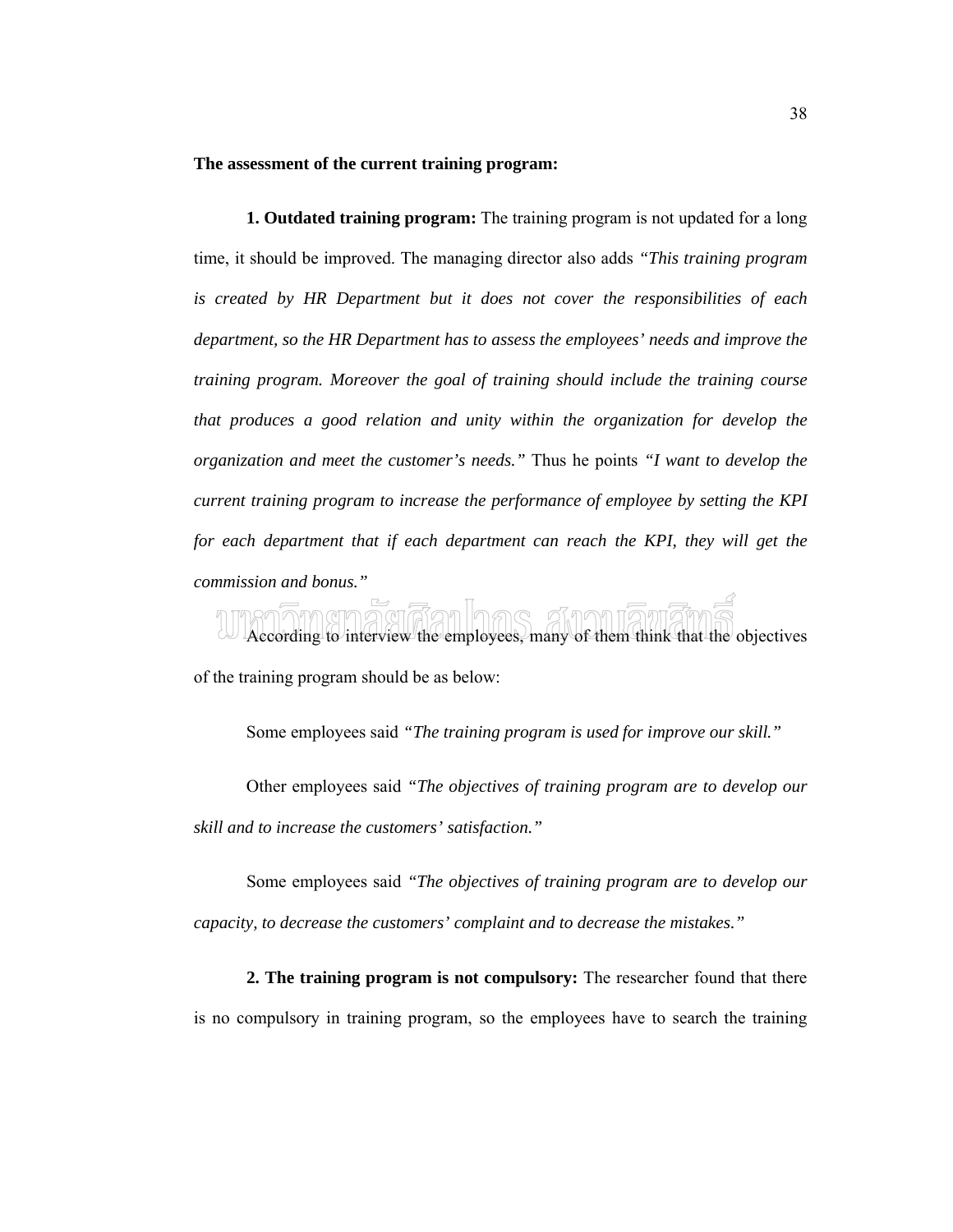**The assessment of the current training program:**

**1. Outdated training program:** The training program is not updated for a long time, it should be improved. The managing director also adds *"This training program is created by HR Department but it does not cover the responsibilities of each department, so the HR Department has to assess the employees' needs and improve the training program. Moreover the goal of training should include the training course that produces a good relation and unity within the organization for develop the organization and meet the customer's needs."* Thus he points *"I want to develop the current training program to increase the performance of employee by setting the KPI for each department that if each department can reach the KPI, they will get the commission and bonus."*

According to interview the employees, many of them think that the objectives of the training program should be as below:

Some employees said *"The training program is used for improve our skill."*

Other employees said *"The objectives of training program are to develop our skill and to increase the customers' satisfaction."*

Some employees said *"The objectives of training program are to develop our capacity, to decrease the customers' complaint and to decrease the mistakes."*

**2. The training program is not compulsory:** The researcher found that there is no compulsory in training program, so the employees have to search the training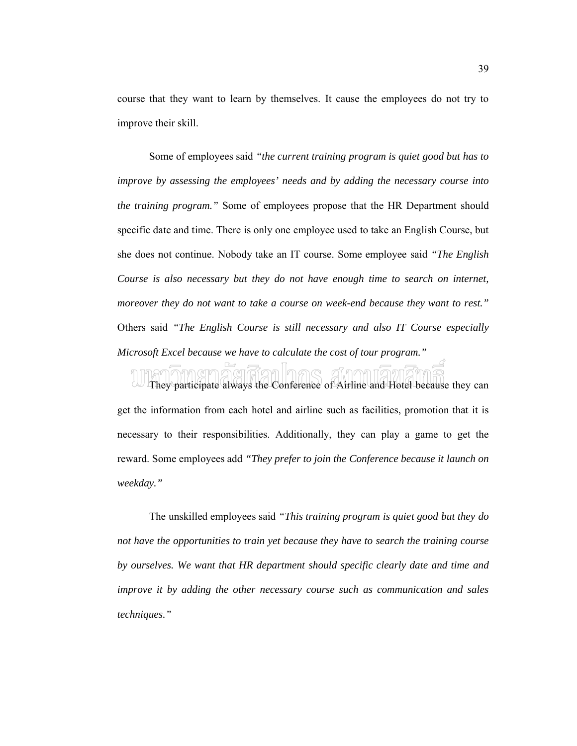course that they want to learn by themselves. It cause the employees do not try to improve their skill.

Some of employees said *"the current training program is quiet good but has to improve by assessing the employees' needs and by adding the necessary course into the training program."* Some of employees propose that the HR Department should specific date and time. There is only one employee used to take an English Course, but she does not continue. Nobody take an IT course. Some employee said *"The English Course is also necessary but they do not have enough time to search on internet, moreover they do not want to take a course on week-end because they want to rest."* Others said *"The English Course is still necessary and also IT Course especially Microsoft Excel because we have to calculate the cost of tour program."*

They participate always the Conference of Airline and Hotel because they can get the information from each hotel and airline such as facilities, promotion that it is necessary to their responsibilities. Additionally, they can play a game to get the reward. Some employees add *"They prefer to join the Conference because it launch on weekday."*

The unskilled employees said *"This training program is quiet good but they do not have the opportunities to train yet because they have to search the training course by ourselves. We want that HR department should specific clearly date and time and improve it by adding the other necessary course such as communication and sales techniques."*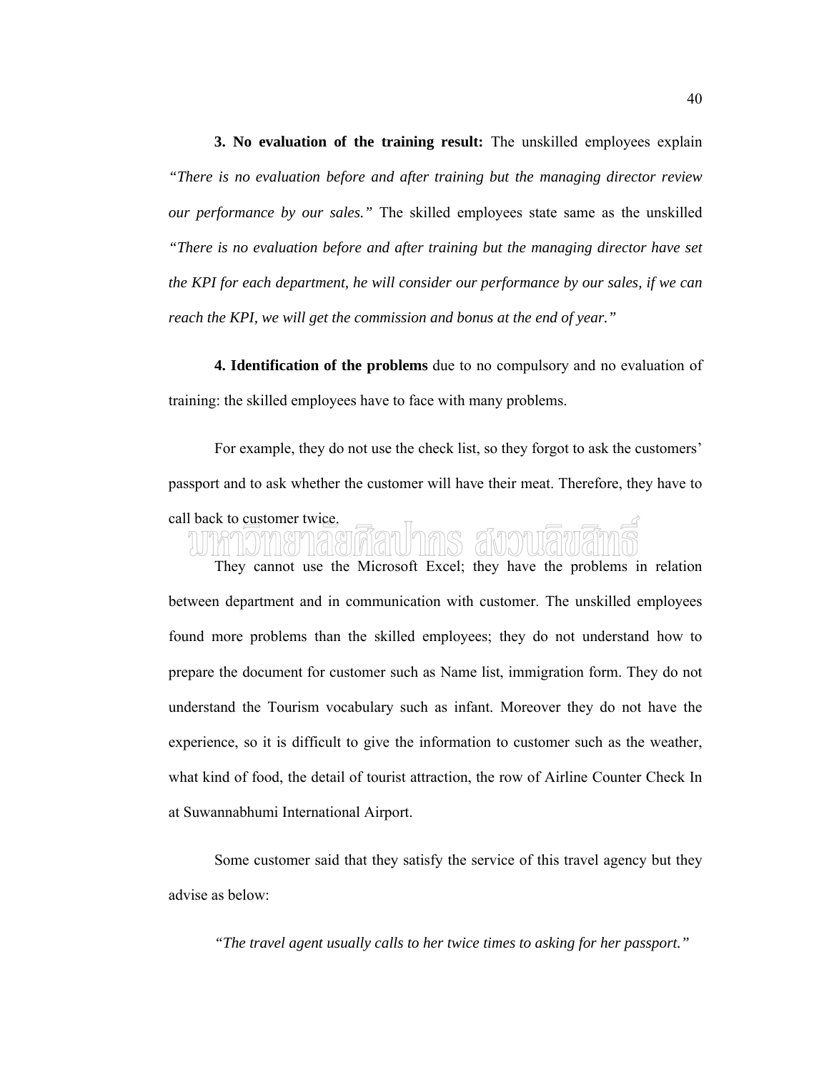**3. No evaluation of the training result:** The unskilled employees explain *"There is no evaluation before and after training but the managing director review our performance by our sales."* The skilled employees state same as the unskilled *"There is no evaluation before and after training but the managing director have set the KPI for each department, he will consider our performance by our sales, if we can reach the KPI, we will get the commission and bonus at the end of year."*

**4. Identification of the problems** due to no compulsory and no evaluation of training: the skilled employees have to face with many problems.

For example, they do not use the check list, so they forgot to ask the customers' passport and to ask whether the customer will have their meat. Therefore, they have to call back to customer twice.

They cannot use the Microsoft Excel; they have the problems in relation between department and in communication with customer. The unskilled employees found more problems than the skilled employees; they do not understand how to prepare the document for customer such as Name list, immigration form. They do not understand the Tourism vocabulary such as infant. Moreover they do not have the experience, so it is difficult to give the information to customer such as the weather, what kind of food, the detail of tourist attraction, the row of Airline Counter Check In at Suwannabhumi International Airport.

Some customer said that they satisfy the service of this travel agency but they advise as below:

*"The travel agent usually calls to her twice times to asking for her passport."*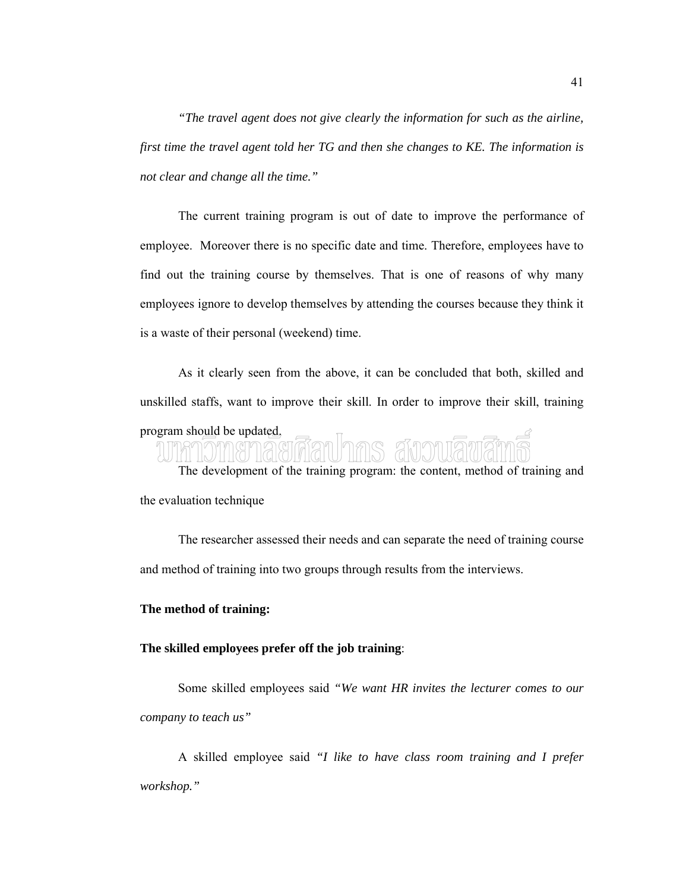*"The travel agent does not give clearly the information for such as the airline, first time the travel agent told her TG and then she changes to KE. The information is not clear and change all the time."*

The current training program is out of date to improve the performance of employee. Moreover there is no specific date and time. Therefore, employees have to find out the training course by themselves. That is one of reasons of why many employees ignore to develop themselves by attending the courses because they think it is a waste of their personal (weekend) time.

As it clearly seen from the above, it can be concluded that both, skilled and unskilled staffs, want to improve their skill. In order to improve their skill, training program should be updated.

The development of the training program: the content, method of training and the evaluation technique

The researcher assessed their needs and can separate the need of training course and method of training into two groups through results from the interviews.

**The method of training:**

**The skilled employees prefer off the job training**:

Some skilled employees said *"We want HR invites the lecturer comes to our company to teach us"*

A skilled employee said *"I like to have class room training and I prefer workshop."*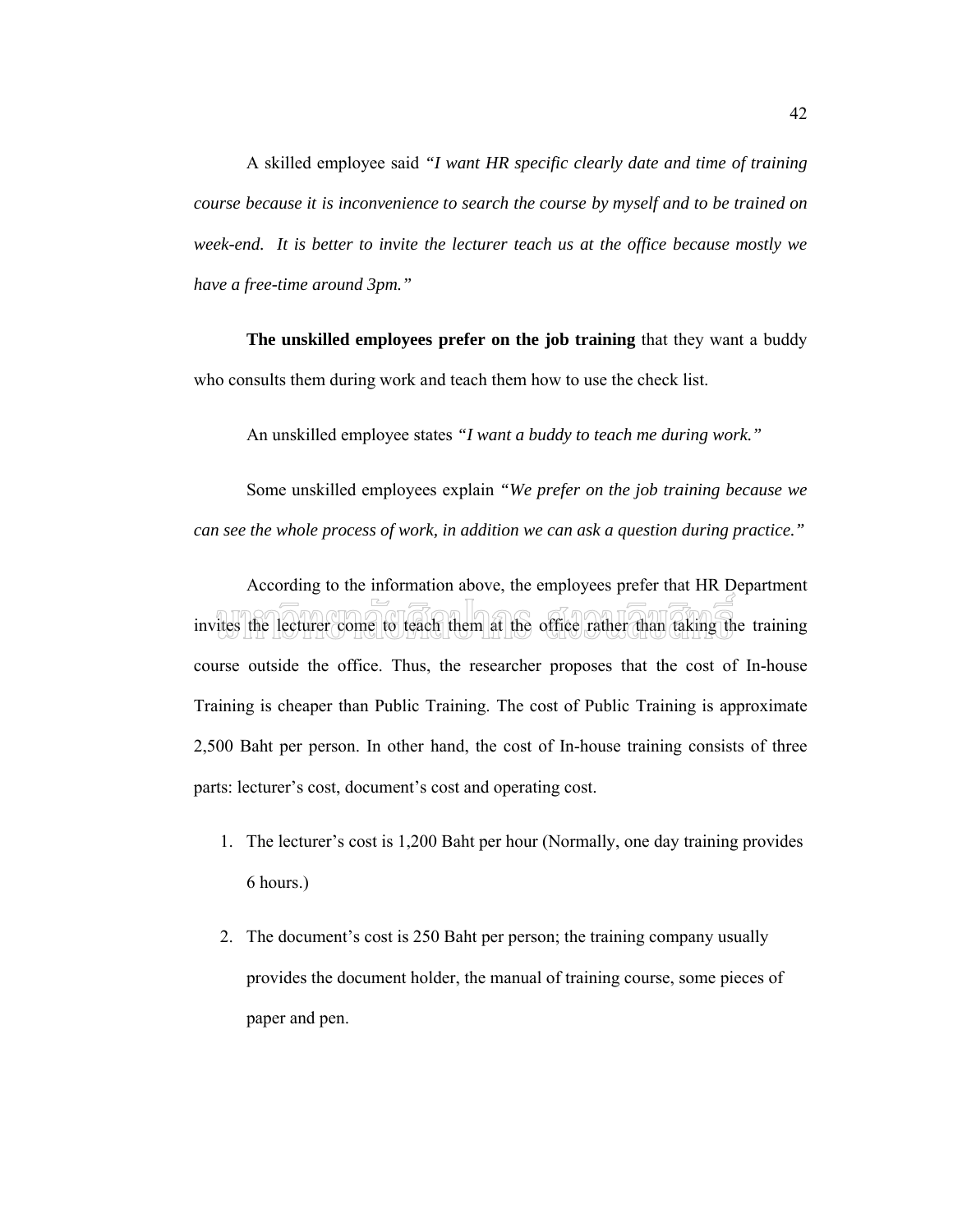A skilled employee said *"I want HR specific clearly date and time of training course because it is inconvenience to search the course by myself and to be trained on week-end. It is better to invite the lecturer teach us at the office because mostly we have a free-time around 3pm."*

**The unskilled employees prefer on the job training** that they want a buddy who consults them during work and teach them how to use the check list.

An unskilled employee states *"I want a buddy to teach me during work."*

Some unskilled employees explain *"We prefer on the job training because we can see the whole process of work, in addition we can ask a question during practice."*

According to the information above, the employees prefer that HR Department invites the lecturer come to teach them at the office rather than taking the training course outside the office. Thus, the researcher proposes that the cost of In-house Training is cheaper than Public Training. The cost of Public Training is approximate 2,500 Baht per person. In other hand, the cost of In-house training consists of three parts: lecturer's cost, document's cost and operating cost.

1. The lecturer's cost is 1,200 Baht per hour (Normally, one day training provides 6 hours.)
2. The document's cost is 250 Baht per person; the training company usually provides the document holder, the manual of training course, some pieces of paper and pen.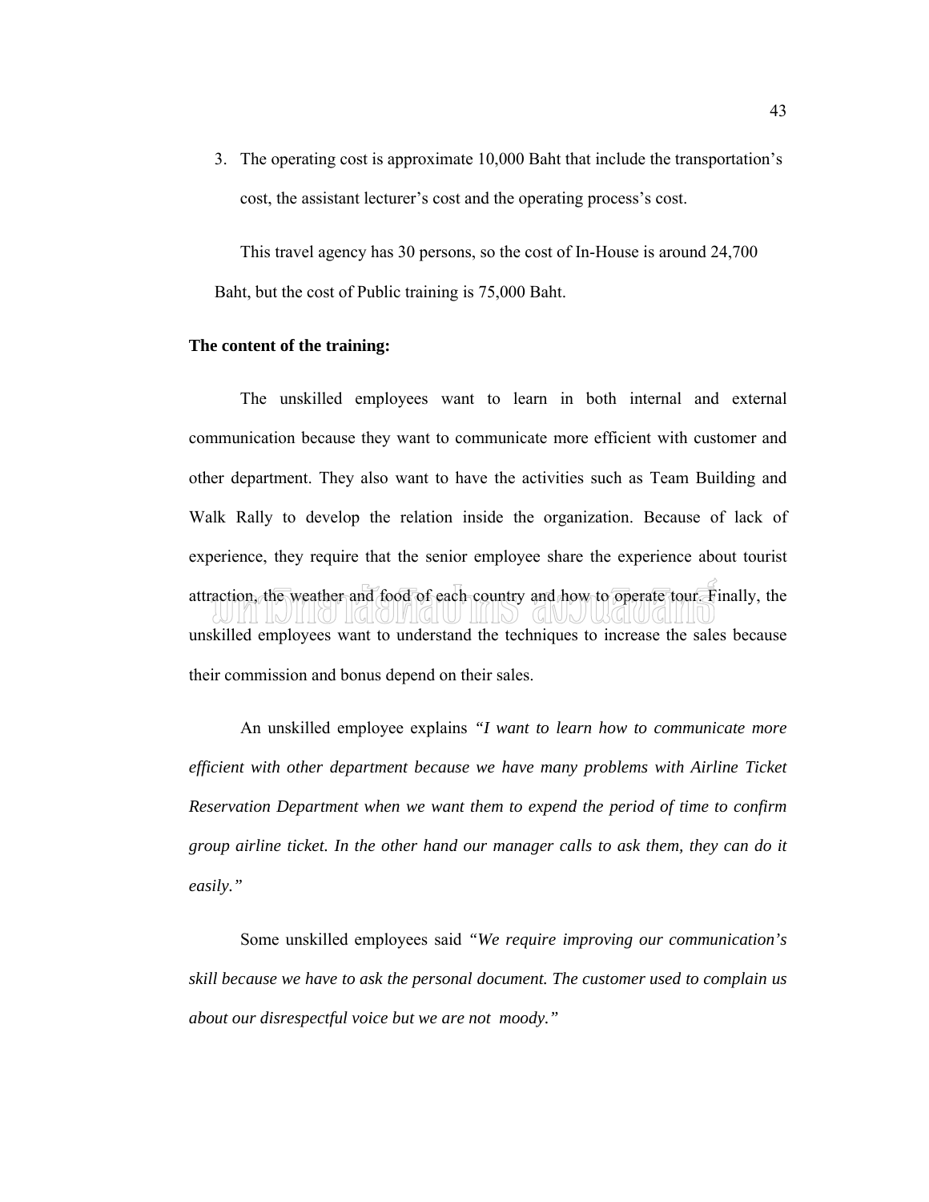3. The operating cost is approximate 10,000 Baht that include the transportation's cost, the assistant lecturer's cost and the operating process's cost.

This travel agency has 30 persons, so the cost of In-House is around 24,700 Baht, but the cost of Public training is 75,000 Baht.

**The content of the training:**

The unskilled employees want to learn in both internal and external communication because they want to communicate more efficient with customer and other department. They also want to have the activities such as Team Building and Walk Rally to develop the relation inside the organization. Because of lack of experience, they require that the senior employee share the experience about tourist attraction, the weather and food of each country and how to operate tour. Finally, the unskilled employees want to understand the techniques to increase the sales because their commission and bonus depend on their sales.

An unskilled employee explains *"I want to learn how to communicate more efficient with other department because we have many problems with Airline Ticket Reservation Department when we want them to expend the period of time to confirm group airline ticket. In the other hand our manager calls to ask them, they can do it easily."*

Some unskilled employees said *"We require improving our communication's skill because we have to ask the personal document. The customer used to complain us about our disrespectful voice but we are not moody."*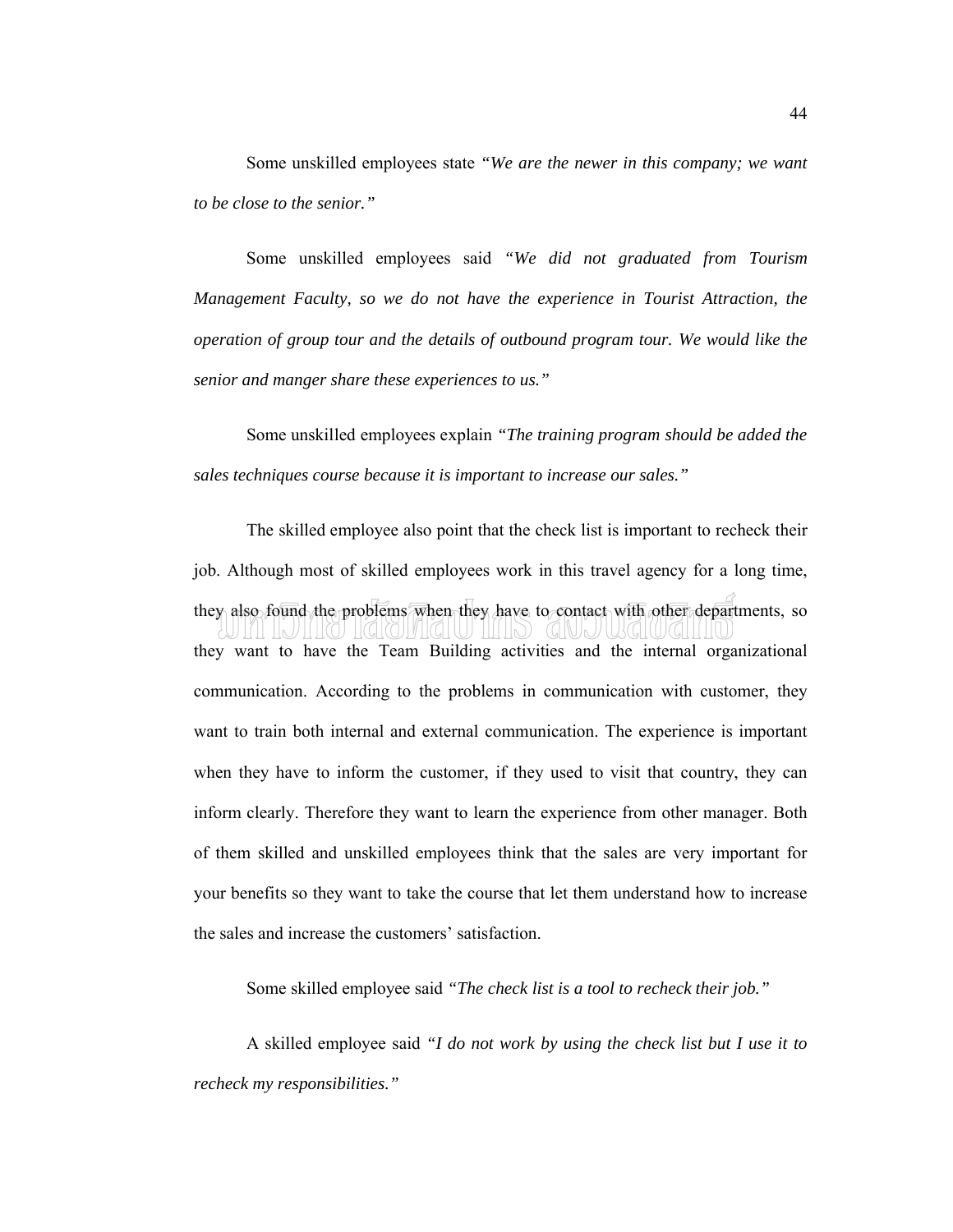Some unskilled employees state *"We are the newer in this company; we want to be close to the senior."*

Some unskilled employees said *"We did not graduated from Tourism Management Faculty, so we do not have the experience in Tourist Attraction, the operation of group tour and the details of outbound program tour. We would like the senior and manger share these experiences to us."*

Some unskilled employees explain *"The training program should be added the sales techniques course because it is important to increase our sales."*

The skilled employee also point that the check list is important to recheck their job. Although most of skilled employees work in this travel agency for a long time, they also found the problems when they have to contact with other departments, so they want to have the Team Building activities and the internal organizational communication. According to the problems in communication with customer, they want to train both internal and external communication. The experience is important when they have to inform the customer, if they used to visit that country, they can inform clearly. Therefore they want to learn the experience from other manager. Both of them skilled and unskilled employees think that the sales are very important for your benefits so they want to take the course that let them understand how to increase the sales and increase the customers' satisfaction.

Some skilled employee said *"The check list is a tool to recheck their job."*

A skilled employee said *"I do not work by using the check list but I use it to recheck my responsibilities."*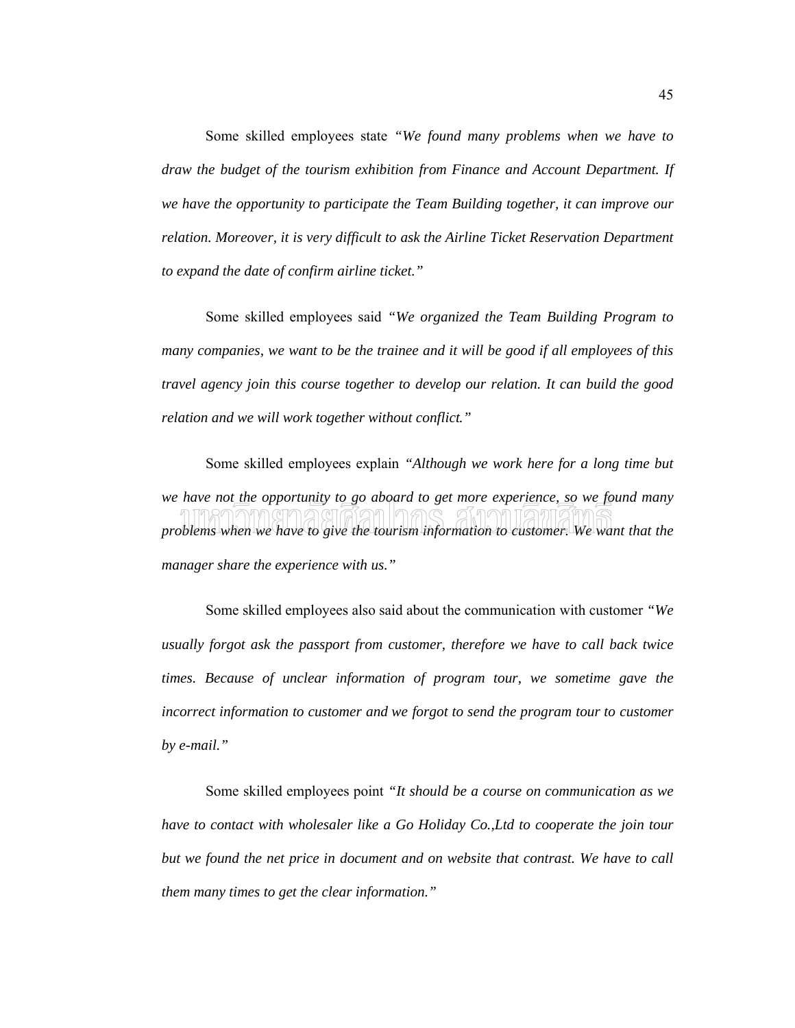Some skilled employees state *"We found many problems when we have to draw the budget of the tourism exhibition from Finance and Account Department. If we have the opportunity to participate the Team Building together, it can improve our relation. Moreover, it is very difficult to ask the Airline Ticket Reservation Department to expand the date of confirm airline ticket."*

Some skilled employees said *"We organized the Team Building Program to many companies, we want to be the trainee and it will be good if all employees of this travel agency join this course together to develop our relation. It can build the good relation and we will work together without conflict."*

Some skilled employees explain *"Although we work here for a long time but we have not the opportunity to go aboard to get more experience, so we found many problems when we have to give the tourism information to customer. We want that the manager share the experience with us."*

Some skilled employees also said about the communication with customer *"We usually forgot ask the passport from customer, therefore we have to call back twice times. Because of unclear information of program tour, we sometime gave the incorrect information to customer and we forgot to send the program tour to customer by e-mail."*

Some skilled employees point *"It should be a course on communication as we have to contact with wholesaler like a Go Holiday Co.,Ltd to cooperate the join tour but we found the net price in document and on website that contrast. We have to call them many times to get the clear information."*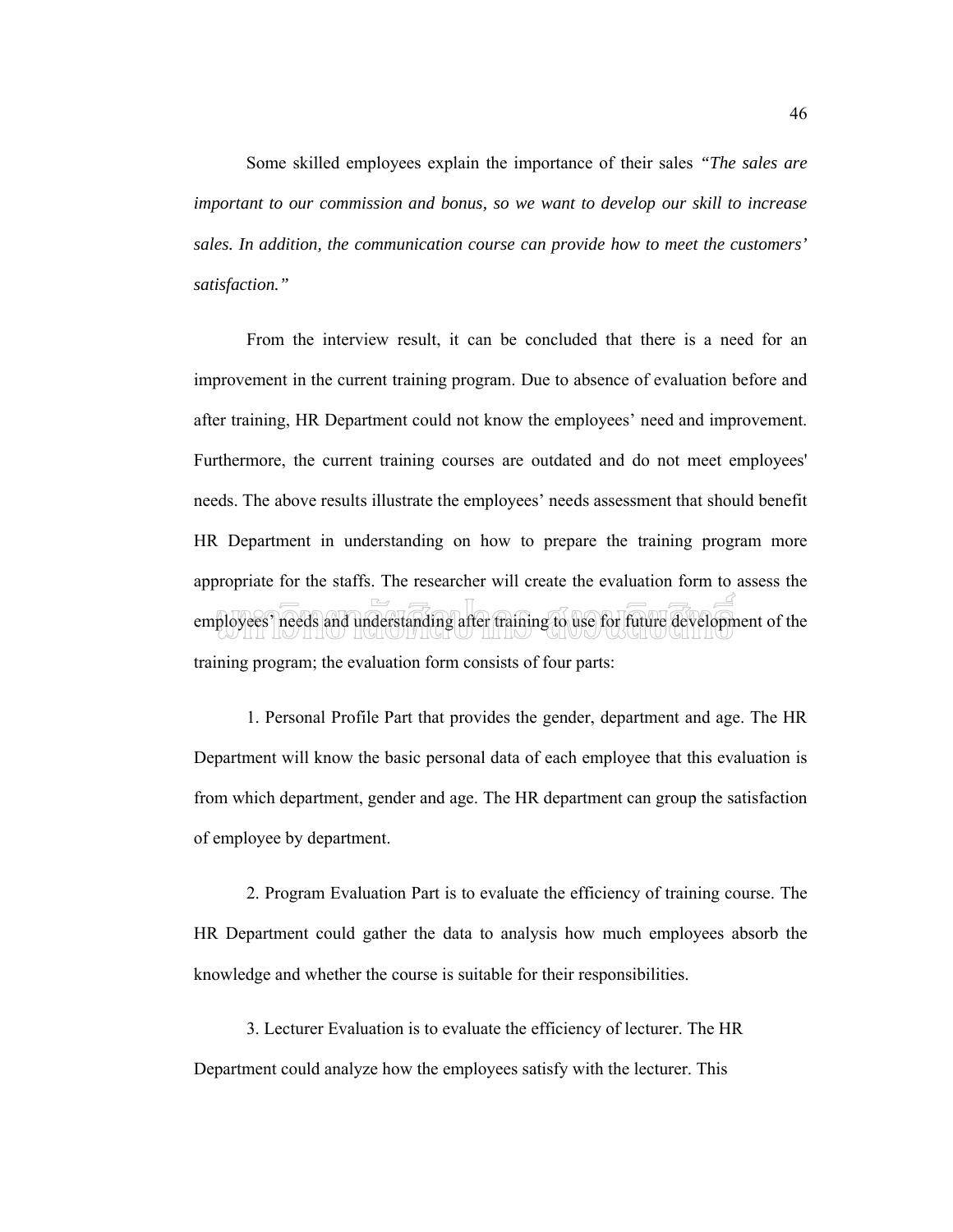Some skilled employees explain the importance of their sales *"The sales are important to our commission and bonus, so we want to develop our skill to increase sales. In addition, the communication course can provide how to meet the customers' satisfaction."*

From the interview result, it can be concluded that there is a need for an improvement in the current training program. Due to absence of evaluation before and after training, HR Department could not know the employees' need and improvement. Furthermore, the current training courses are outdated and do not meet employees' needs. The above results illustrate the employees' needs assessment that should benefit HR Department in understanding on how to prepare the training program more appropriate for the staffs. The researcher will create the evaluation form to assess the employees' needs and understanding after training to use for future development of the training program; the evaluation form consists of four parts:

1. Personal Profile Part that provides the gender, department and age. The HR Department will know the basic personal data of each employee that this evaluation is from which department, gender and age. The HR department can group the satisfaction of employee by department.

2. Program Evaluation Part is to evaluate the efficiency of training course. The HR Department could gather the data to analysis how much employees absorb the knowledge and whether the course is suitable for their responsibilities.

3. Lecturer Evaluation is to evaluate the efficiency of lecturer. The HR Department could analyze how the employees satisfy with the lecturer. This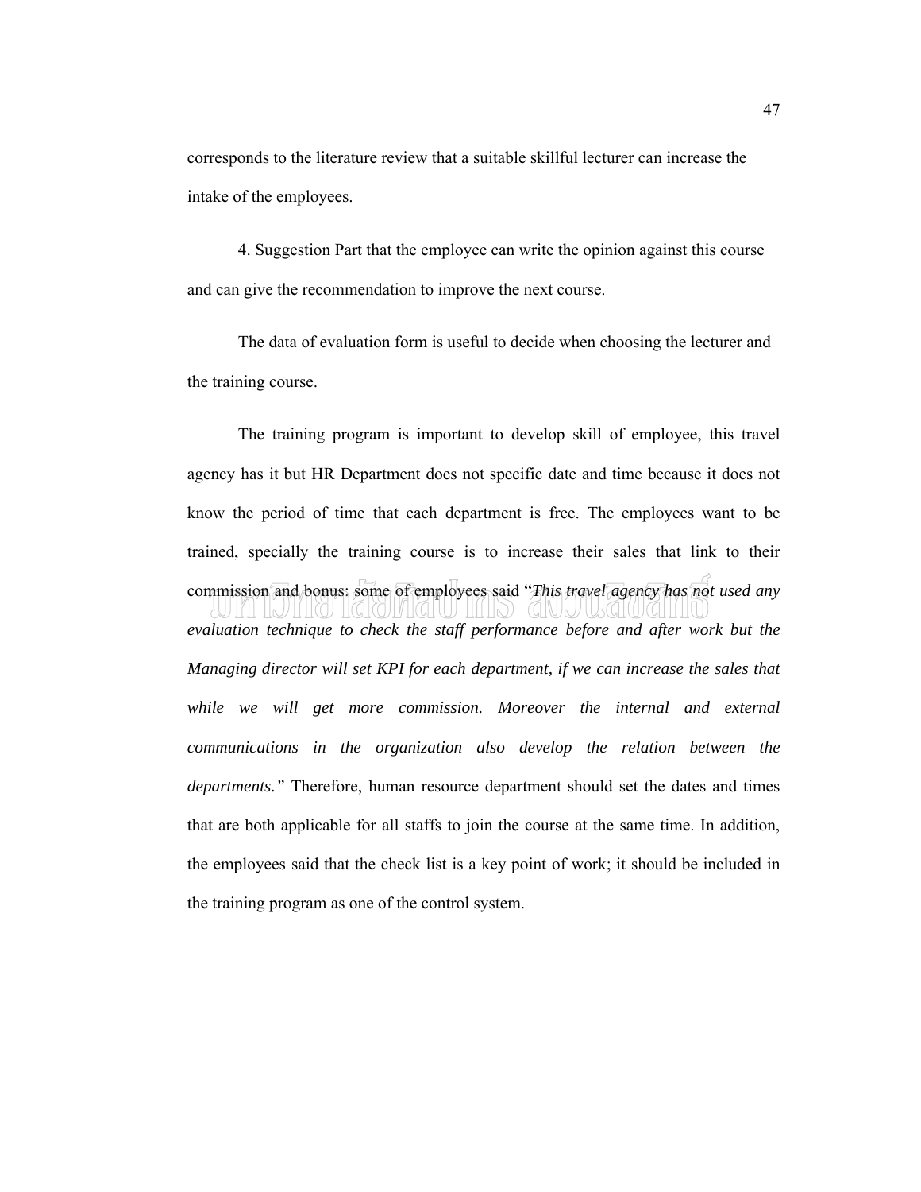corresponds to the literature review that a suitable skillful lecturer can increase the intake of the employees.

4. Suggestion Part that the employee can write the opinion against this course and can give the recommendation to improve the next course.

The data of evaluation form is useful to decide when choosing the lecturer and the training course.

The training program is important to develop skill of employee, this travel agency has it but HR Department does not specific date and time because it does not know the period of time that each department is free. The employees want to be trained, specially the training course is to increase their sales that link to their commission and bonus: some of employees said "*This travel agency has not used any evaluation technique to check the staff performance before and after work but the Managing director will set KPI for each department, if we can increase the sales that while we will get more commission. Moreover the internal and external communications in the organization also develop the relation between the departments.*" Therefore, human resource department should set the dates and times that are both applicable for all staffs to join the course at the same time. In addition, the employees said that the check list is a key point of work; it should be included in the training program as one of the control system.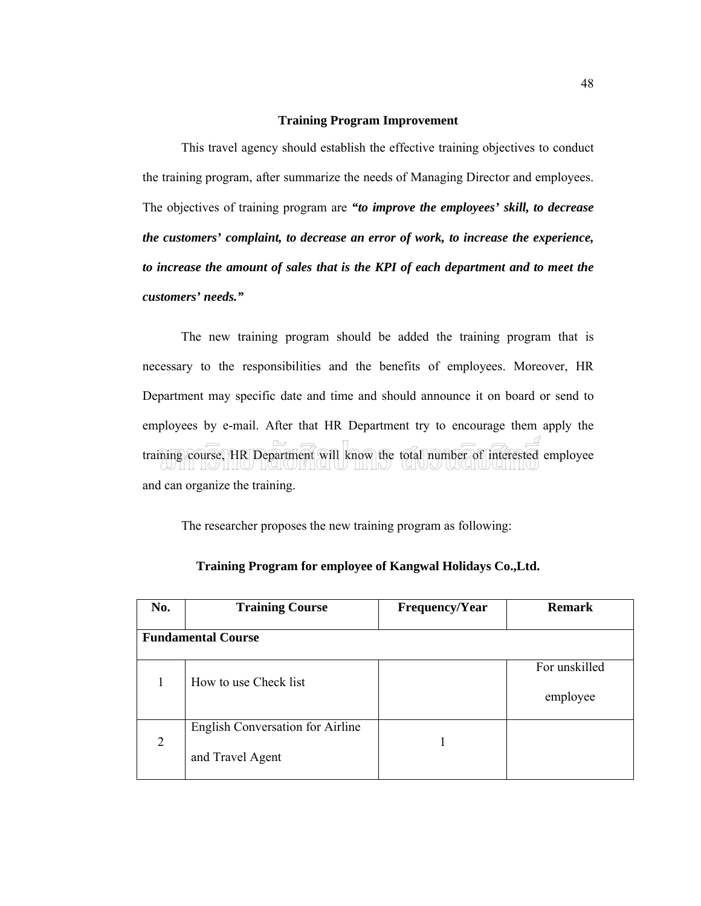## Training Program Improvement

This travel agency should establish the effective training objectives to conduct the training program, after summarize the needs of Managing Director and employees. The objectives of training program are ***"to improve the employees' skill, to decrease the customers' complaint, to decrease an error of work, to increase the experience, to increase the amount of sales that is the KPI of each department and to meet the customers' needs."***

The new training program should be added the training program that is necessary to the responsibilities and the benefits of employees. Moreover, HR Department may specific date and time and should announce it on board or send to employees by e-mail. After that HR Department try to encourage them apply the training course, HR Department will know the total number of interested employee and can organize the training.

The researcher proposes the new training program as following:

**Training Program for employee of Kangwal Holidays Co.,Ltd.**

| No. | Training Course | Frequency/Year | Remark |
|---|---|---|---|
| **Fundamental Course** | | | |
| 1 | How to use Check list | | For unskilled employee |
| 2 | English Conversation for Airline and Travel Agent | 1 | |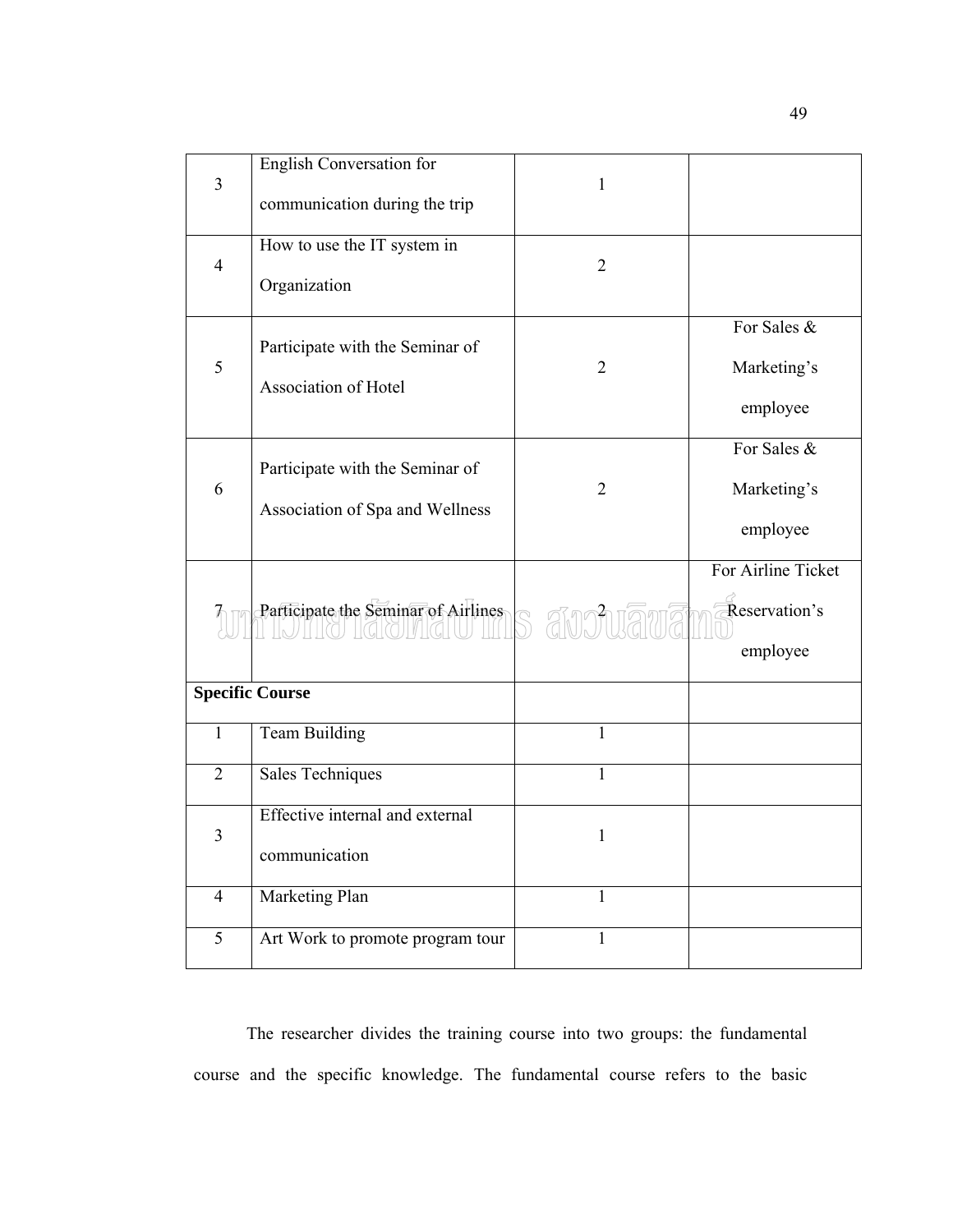| | | | |
|---|---|---|---|
| 3 | English Conversation for communication during the trip | 1 | |
| 4 | How to use the IT system in Organization | 2 | |
| 5 | Participate with the Seminar of Association of Hotel | 2 | For Sales & Marketing's employee |
| 6 | Participate with the Seminar of Association of Spa and Wellness | 2 | For Sales & Marketing's employee |
| 7 | Participate the Seminar of Airlines | 2 | For Airline Ticket Reservation's employee |
| **Specific Course** | | | |
| 1 | Team Building | 1 | |
| 2 | Sales Techniques | 1 | |
| 3 | Effective internal and external communication | 1 | |
| 4 | Marketing Plan | 1 | |
| 5 | Art Work to promote program tour | 1 | |

The researcher divides the training course into two groups: the fundamental course and the specific knowledge. The fundamental course refers to the basic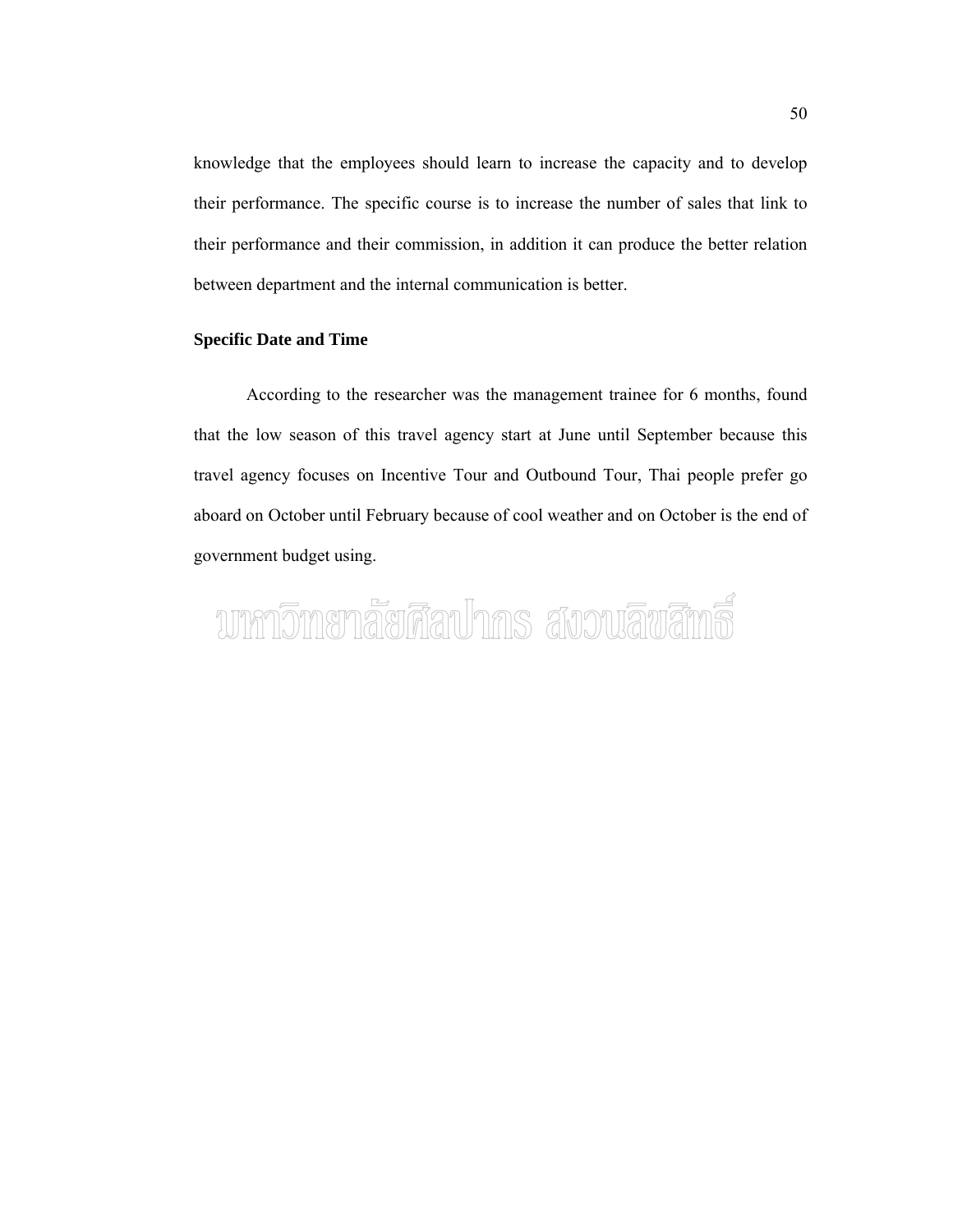knowledge that the employees should learn to increase the capacity and to develop their performance. The specific course is to increase the number of sales that link to their performance and their commission, in addition it can produce the better relation between department and the internal communication is better.

**Specific Date and Time**

According to the researcher was the management trainee for 6 months, found that the low season of this travel agency start at June until September because this travel agency focuses on Incentive Tour and Outbound Tour, Thai people prefer go aboard on October until February because of cool weather and on October is the end of government budget using.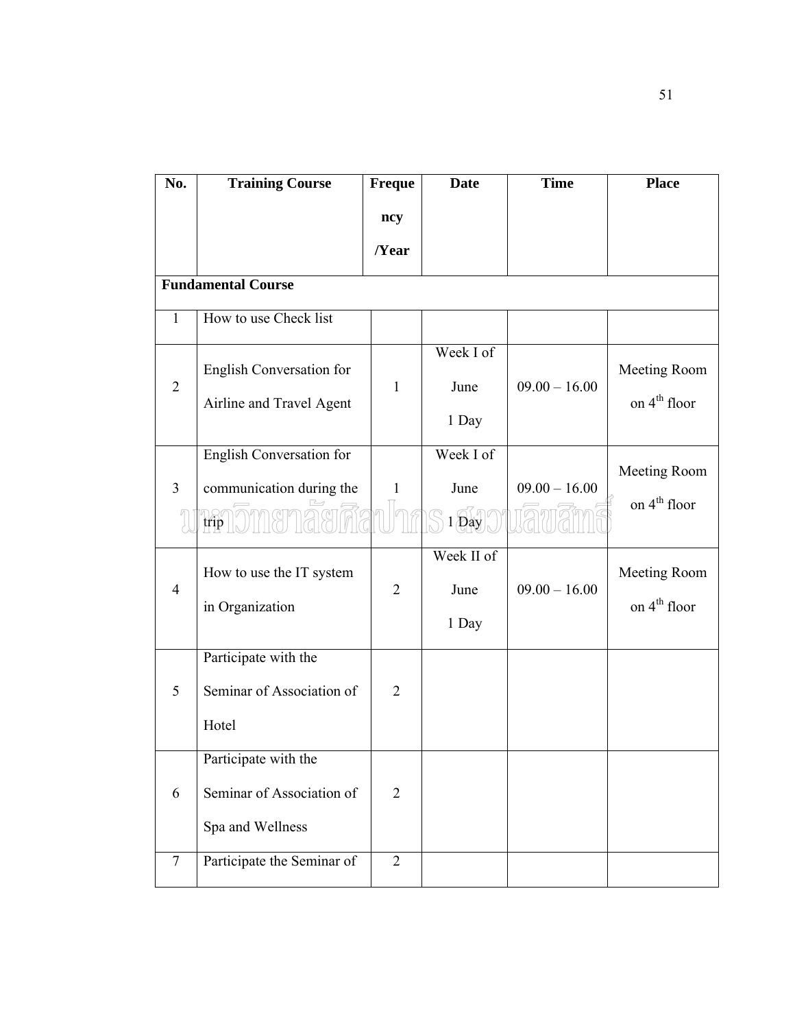| No. | Training Course | Frequency /Year | Date | Time | Place |
|---|---|---|---|---|---|
| **Fundamental Course** | | | | | |
| 1 | How to use Check list | | | | |
| 2 | English Conversation for Airline and Travel Agent | 1 | Week I of June 1 Day | 09.00 – 16.00 | Meeting Room on 4th floor |
| 3 | English Conversation for communication during the trip | 1 | Week I of June 1 Day | 09.00 – 16.00 | Meeting Room on 4th floor |
| 4 | How to use the IT system in Organization | 2 | Week II of June 1 Day | 09.00 – 16.00 | Meeting Room on 4th floor |
| 5 | Participate with the Seminar of Association of Hotel | 2 | | | |
| 6 | Participate with the Seminar of Association of Spa and Wellness | 2 | | | |
| 7 | Participate the Seminar of | 2 | | | |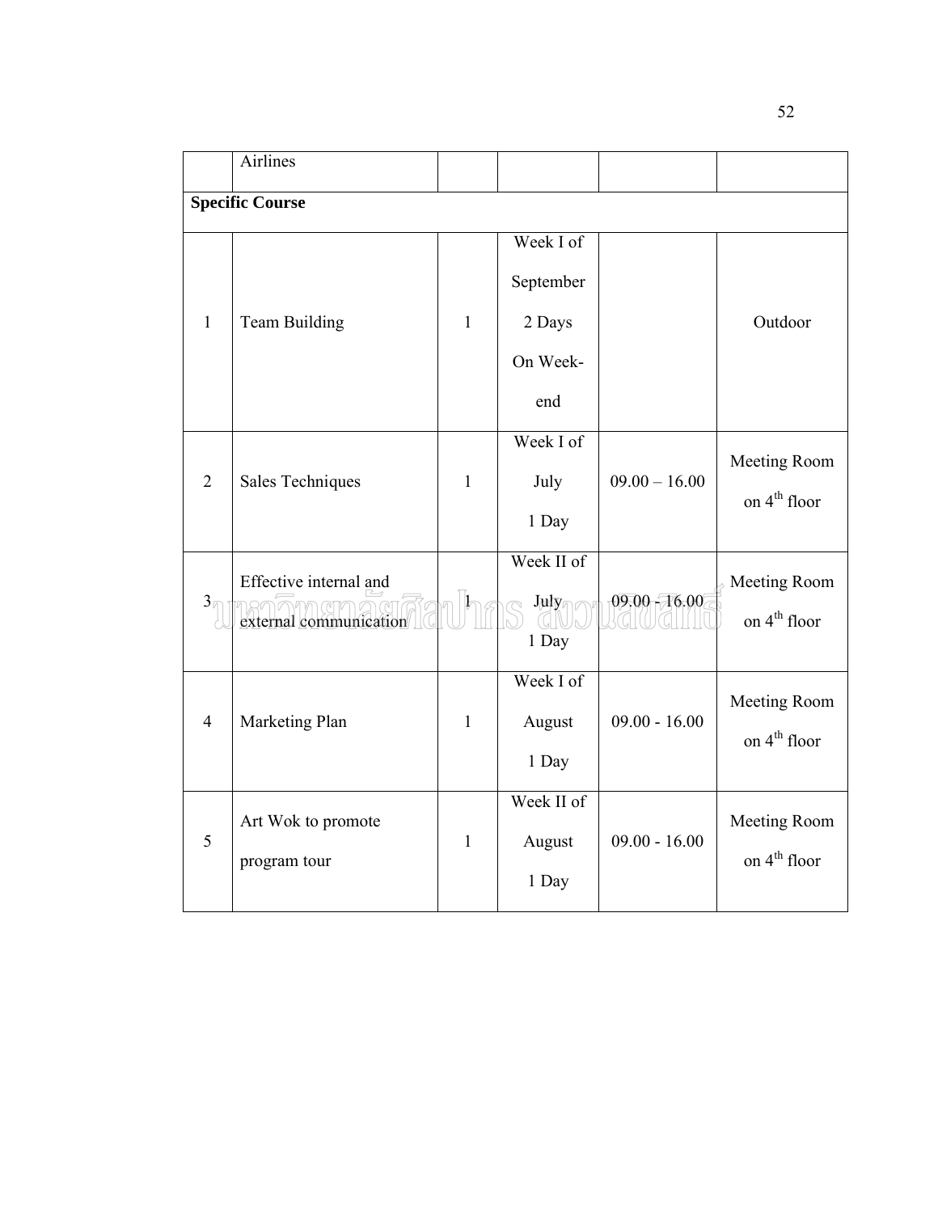| | | | | | |
|---|---|---|---|---|---|
| | Airlines | | | | |
| **Specific Course** | | | | | |
| 1 | Team Building | 1 | Week I of September 2 Days On Week-end | | Outdoor |
| 2 | Sales Techniques | 1 | Week I of July 1 Day | 09.00 – 16.00 | Meeting Room on 4th floor |
| 3 | Effective internal and external communication | 1 | Week II of July 1 Day | 09.00 - 16.00 | Meeting Room on 4th floor |
| 4 | Marketing Plan | 1 | Week I of August 1 Day | 09.00 - 16.00 | Meeting Room on 4th floor |
| 5 | Art Wok to promote program tour | 1 | Week II of August 1 Day | 09.00 - 16.00 | Meeting Room on 4th floor |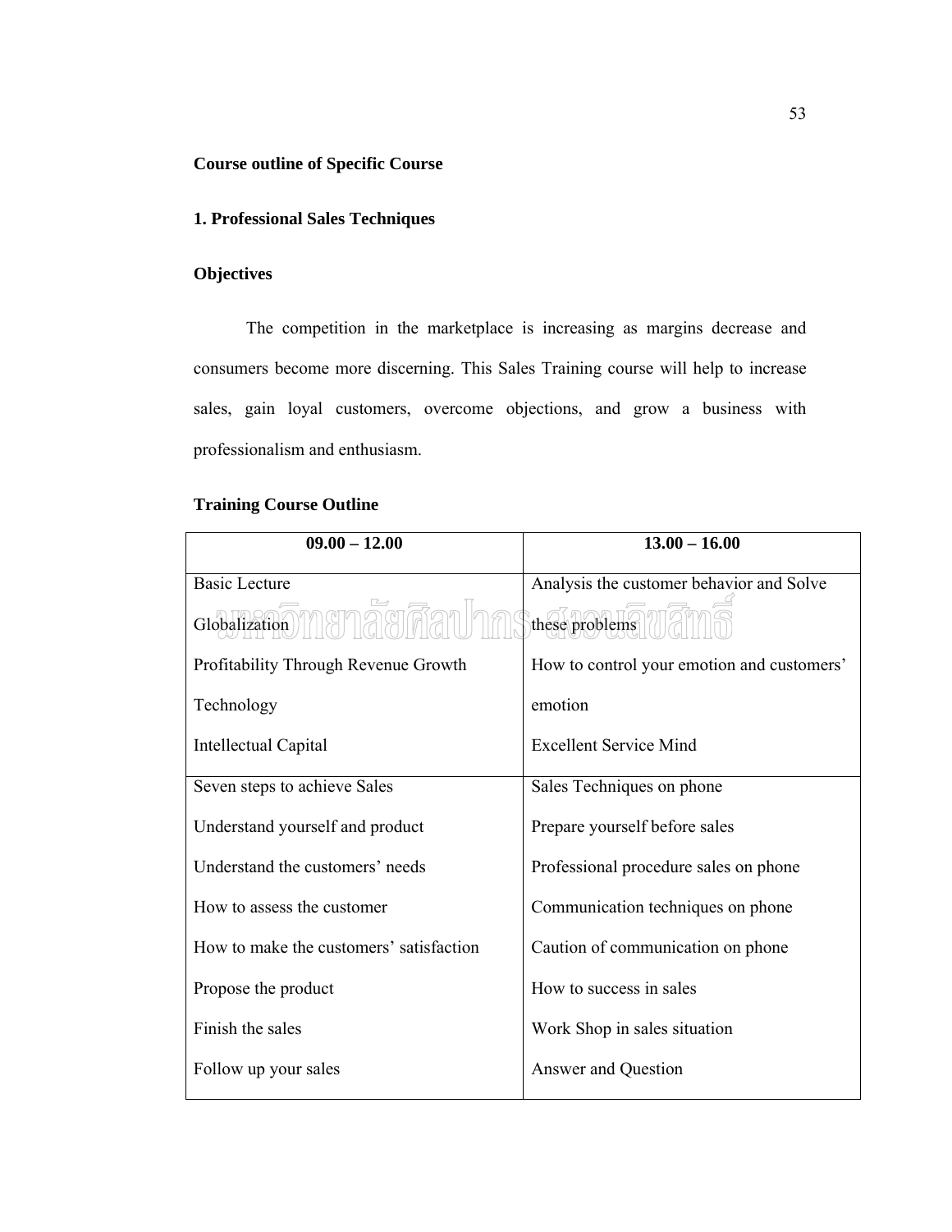**Course outline of Specific Course**

**1. Professional Sales Techniques**

**Objectives**

The competition in the marketplace is increasing as margins decrease and consumers become more discerning. This Sales Training course will help to increase sales, gain loyal customers, overcome objections, and grow a business with professionalism and enthusiasm.

**Training Course Outline**

| 09.00 – 12.00 | 13.00 – 16.00 |
|---|---|
| Basic Lecture<br>Globalization<br>Profitability Through Revenue Growth<br>Technology<br>Intellectual Capital | Analysis the customer behavior and Solve these problems<br>How to control your emotion and customers' emotion<br>Excellent Service Mind |
| Seven steps to achieve Sales<br>Understand yourself and product<br>Understand the customers' needs<br>How to assess the customer<br>How to make the customers' satisfaction<br>Propose the product<br>Finish the sales<br>Follow up your sales | Sales Techniques on phone<br>Prepare yourself before sales<br>Professional procedure sales on phone<br>Communication techniques on phone<br>Caution of communication on phone<br>How to success in sales<br>Work Shop in sales situation<br>Answer and Question |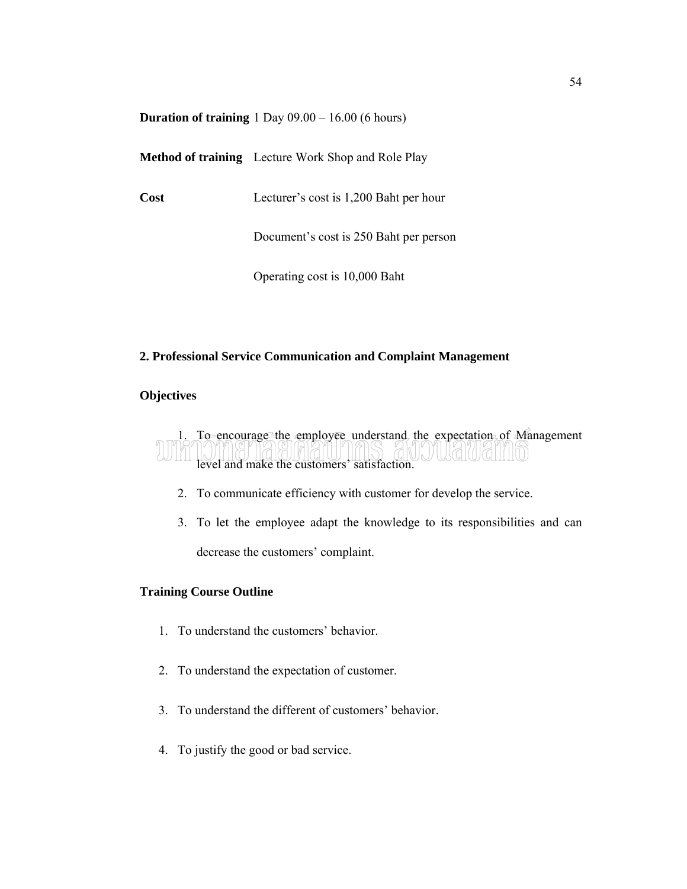**Duration of training** 1 Day 09.00 – 16.00 (6 hours)

**Method of training** Lecture Work Shop and Role Play

**Cost** Lecturer's cost is 1,200 Baht per hour

Document's cost is 250 Baht per person

Operating cost is 10,000 Baht

**2. Professional Service Communication and Complaint Management**

**Objectives**

1. To encourage the employee understand the expectation of Management level and make the customers' satisfaction.
2. To communicate efficiency with customer for develop the service.
3. To let the employee adapt the knowledge to its responsibilities and can decrease the customers' complaint.

**Training Course Outline**

1. To understand the customers' behavior.
2. To understand the expectation of customer.
3. To understand the different of customers' behavior.
4. To justify the good or bad service.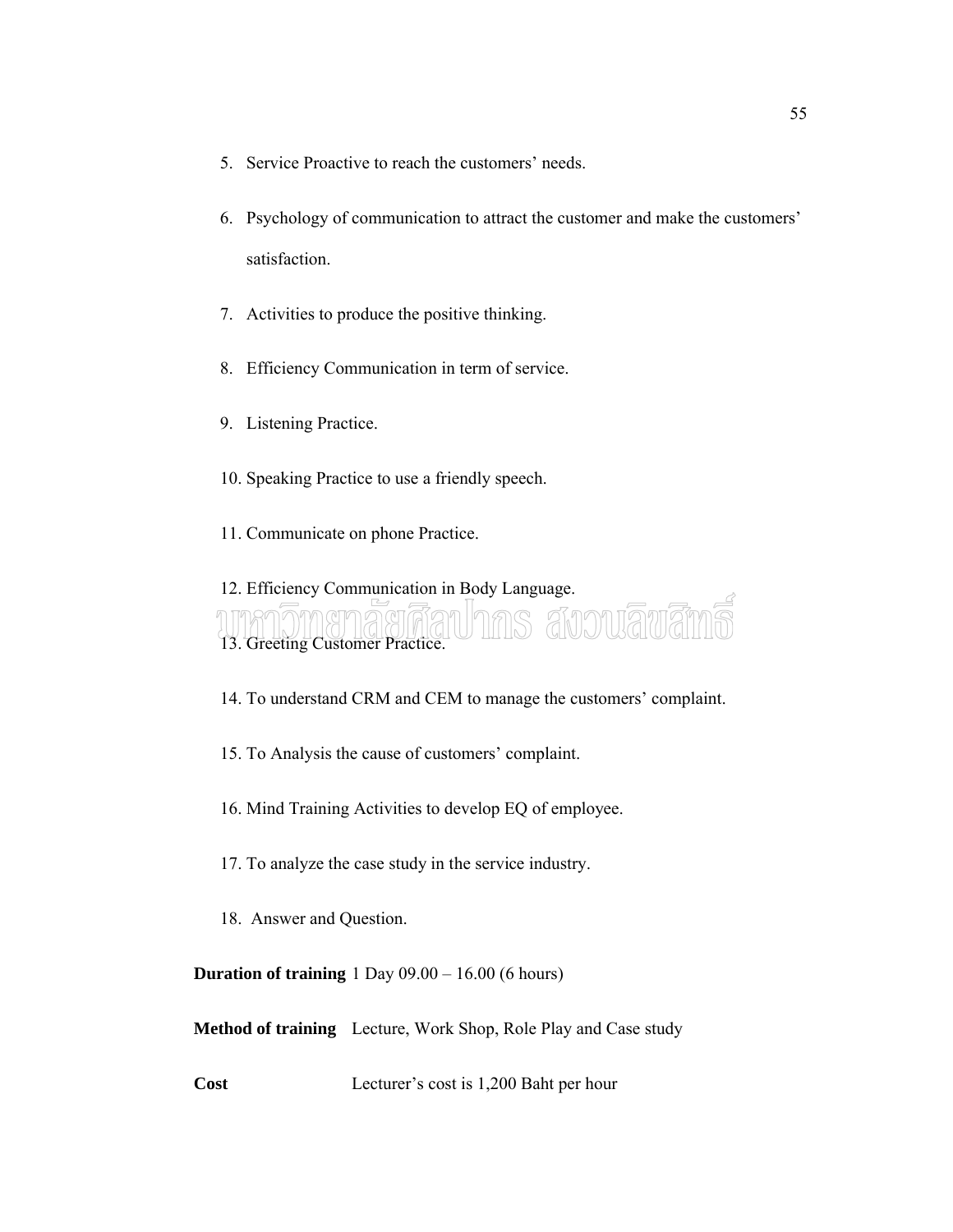5. Service Proactive to reach the customers' needs.
6. Psychology of communication to attract the customer and make the customers' satisfaction.
7. Activities to produce the positive thinking.
8. Efficiency Communication in term of service.
9. Listening Practice.
10. Speaking Practice to use a friendly speech.
11. Communicate on phone Practice.
12. Efficiency Communication in Body Language.
13. Greeting Customer Practice.
14. To understand CRM and CEM to manage the customers' complaint.
15. To Analysis the cause of customers' complaint.
16. Mind Training Activities to develop EQ of employee.
17. To analyze the case study in the service industry.
18. Answer and Question.

**Duration of training** 1 Day 09.00 – 16.00 (6 hours)

**Method of training** Lecture, Work Shop, Role Play and Case study

**Cost** Lecturer's cost is 1,200 Baht per hour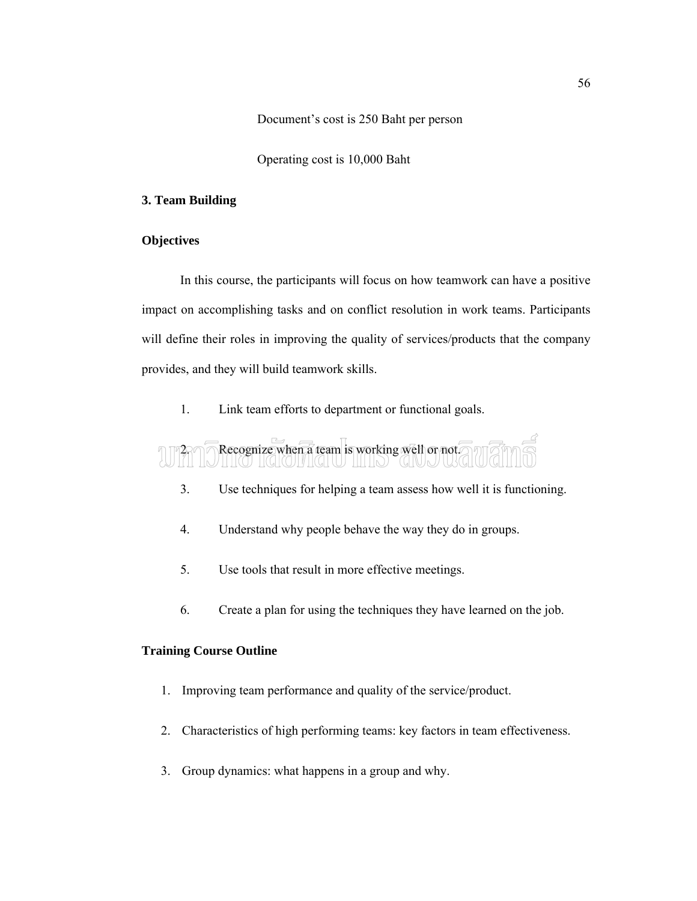Document's cost is 250 Baht per person

Operating cost is 10,000 Baht

**3. Team Building**

**Objectives**

In this course, the participants will focus on how teamwork can have a positive impact on accomplishing tasks and on conflict resolution in work teams. Participants will define their roles in improving the quality of services/products that the company provides, and they will build teamwork skills.

1. Link team efforts to department or functional goals.
2. Recognize when a team is working well or not.
3. Use techniques for helping a team assess how well it is functioning.
4. Understand why people behave the way they do in groups.
5. Use tools that result in more effective meetings.
6. Create a plan for using the techniques they have learned on the job.

**Training Course Outline**

1. Improving team performance and quality of the service/product.
2. Characteristics of high performing teams: key factors in team effectiveness.
3. Group dynamics: what happens in a group and why.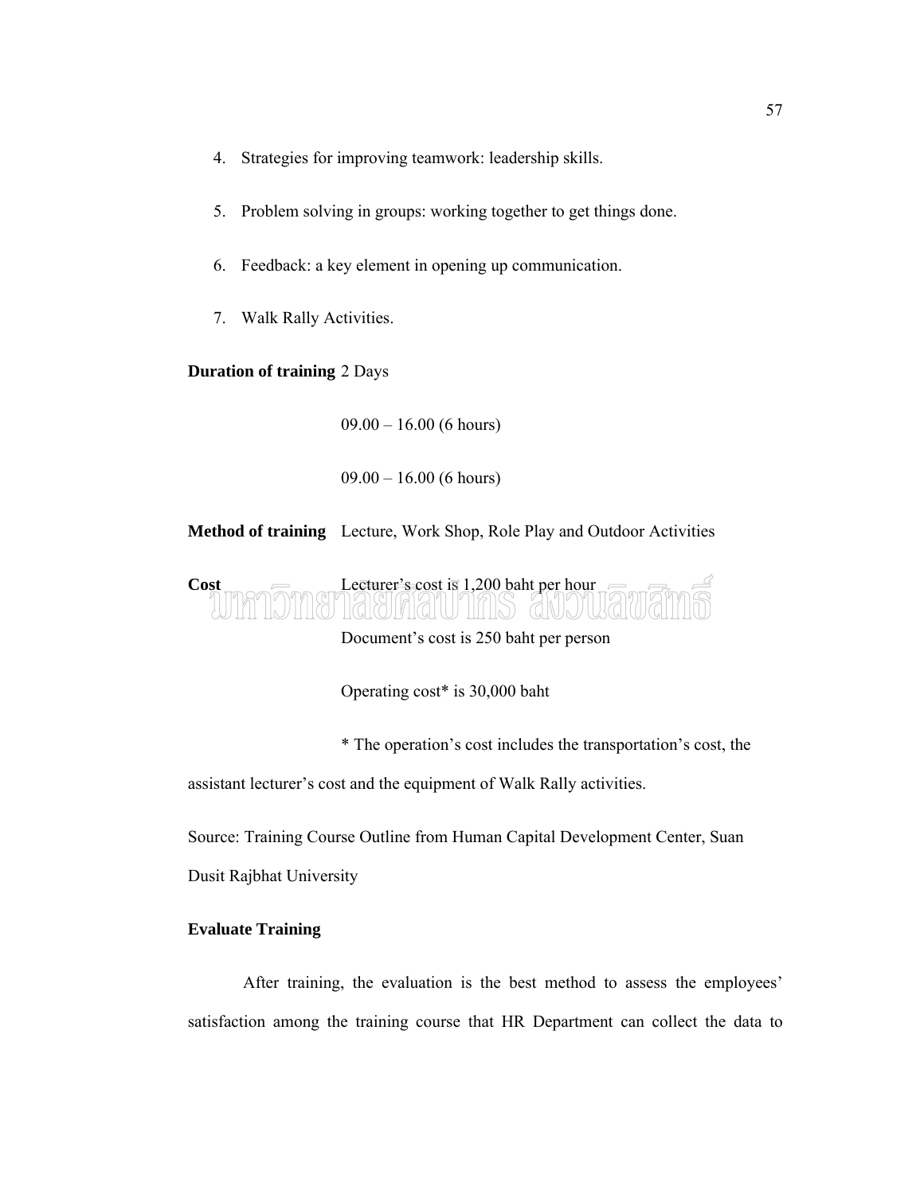4. Strategies for improving teamwork: leadership skills.

5. Problem solving in groups: working together to get things done.

6. Feedback: a key element in opening up communication.

7. Walk Rally Activities.

**Duration of training** 2 Days

09.00 – 16.00 (6 hours)

09.00 – 16.00 (6 hours)

**Method of training** Lecture, Work Shop, Role Play and Outdoor Activities

**Cost** Lecturer's cost is 1,200 baht per hour

Document's cost is 250 baht per person

Operating cost* is 30,000 baht

* The operation's cost includes the transportation's cost, the assistant lecturer's cost and the equipment of Walk Rally activities.

Source: Training Course Outline from Human Capital Development Center, Suan Dusit Rajbhat University

**Evaluate Training**

After training, the evaluation is the best method to assess the employees' satisfaction among the training course that HR Department can collect the data to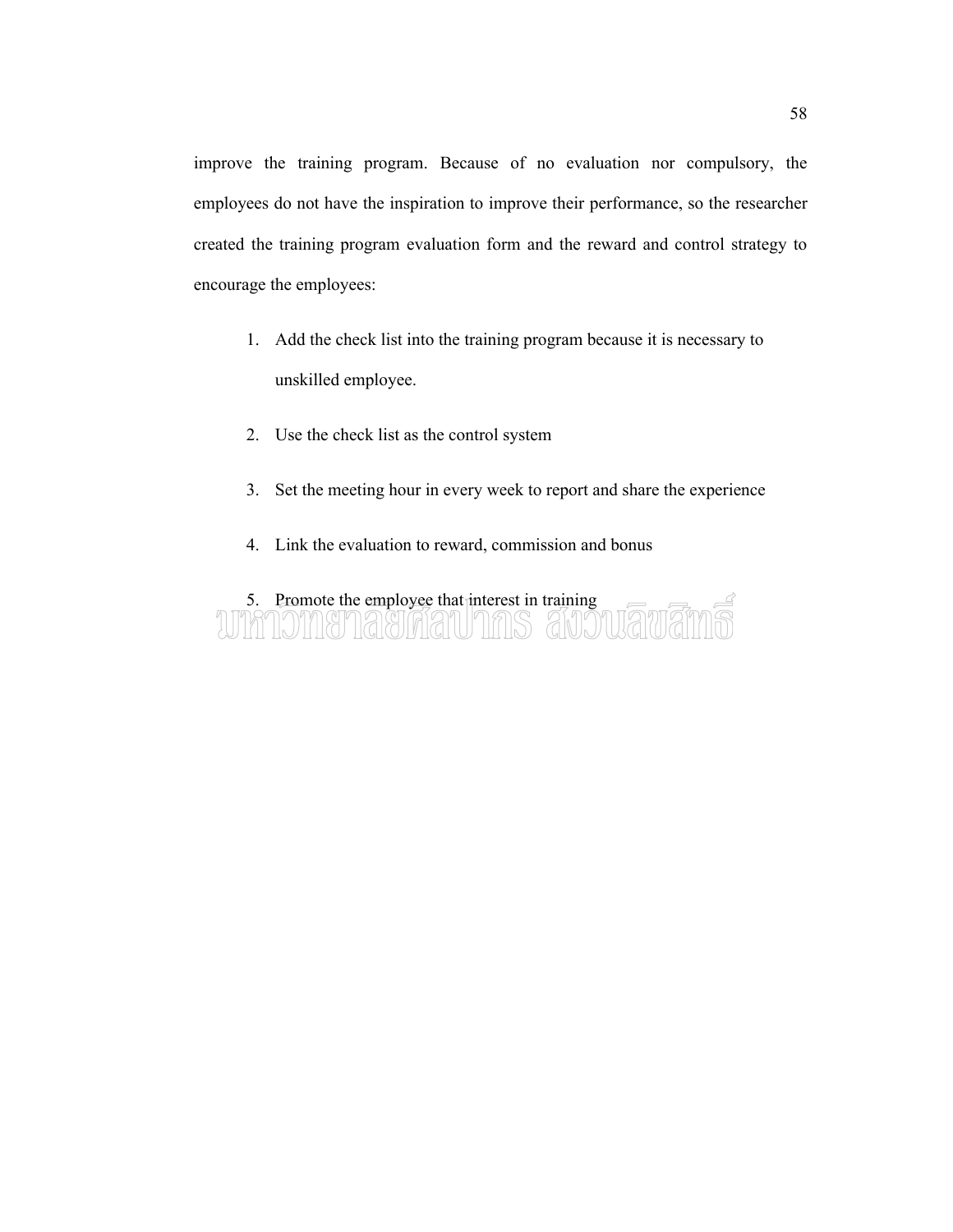improve the training program. Because of no evaluation nor compulsory, the employees do not have the inspiration to improve their performance, so the researcher created the training program evaluation form and the reward and control strategy to encourage the employees:

1. Add the check list into the training program because it is necessary to unskilled employee.
2. Use the check list as the control system
3. Set the meeting hour in every week to report and share the experience
4. Link the evaluation to reward, commission and bonus
5. Promote the employee that interest in training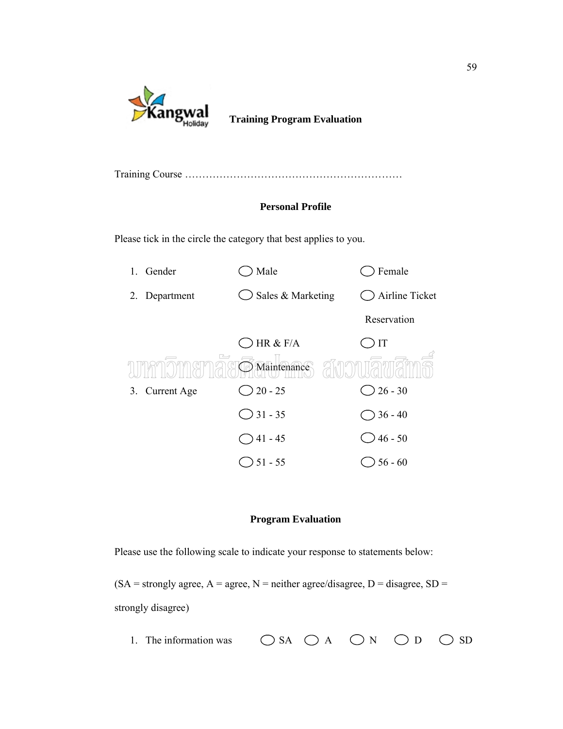**Training Program Evaluation**

Training Course …………………………………………………………

**Personal Profile**

Please tick in the circle the category that best applies to you.

1. Gender ◯ Male ◯ Female
2. Department ◯ Sales & Marketing ◯ Airline Ticket Reservation
   ◯ HR & F/A ◯ IT
   ◯ Maintenance
3. Current Age ◯ 20 - 25 ◯ 26 - 30
   ◯ 31 - 35 ◯ 36 - 40
   ◯ 41 - 45 ◯ 46 - 50
   ◯ 51 - 55 ◯ 56 - 60

**Program Evaluation**

Please use the following scale to indicate your response to statements below:

(SA = strongly agree, A = agree, N = neither agree/disagree, D = disagree, SD = strongly disagree)

1. The information was ◯ SA ◯ A ◯ N ◯ D ◯ SD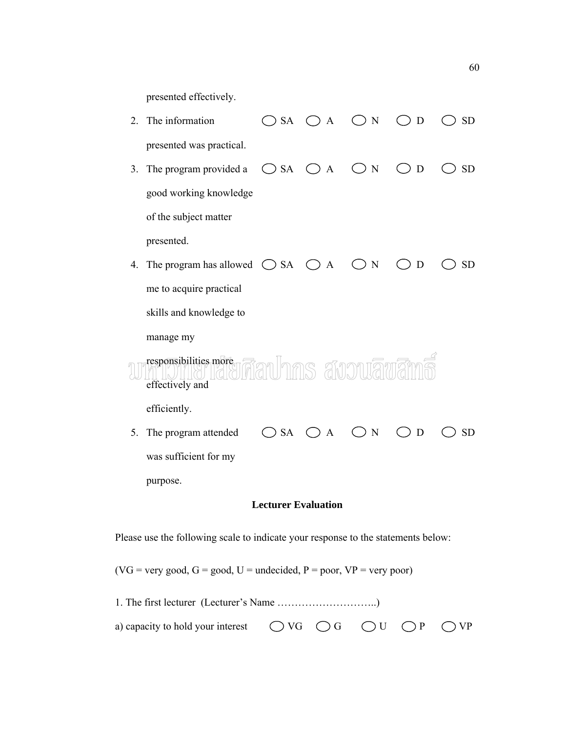presented effectively.

2. The information presented was practical. ◯ SA ◯ A ◯ N ◯ D ◯ SD
3. The program provided a good working knowledge of the subject matter presented. ◯ SA ◯ A ◯ N ◯ D ◯ SD
4. The program has allowed me to acquire practical skills and knowledge to manage my responsibilities more effectively and efficiently. ◯ SA ◯ A ◯ N ◯ D ◯ SD
5. The program attended was sufficient for my purpose. ◯ SA ◯ A ◯ N ◯ D ◯ SD

**Lecturer Evaluation**

Please use the following scale to indicate your response to the statements below:

(VG = very good, G = good, U = undecided, P = poor, VP = very poor)

1. The first lecturer (Lecturer's Name ………………………..)

a) capacity to hold your interest ◯ VG ◯ G ◯ U ◯ P ◯ VP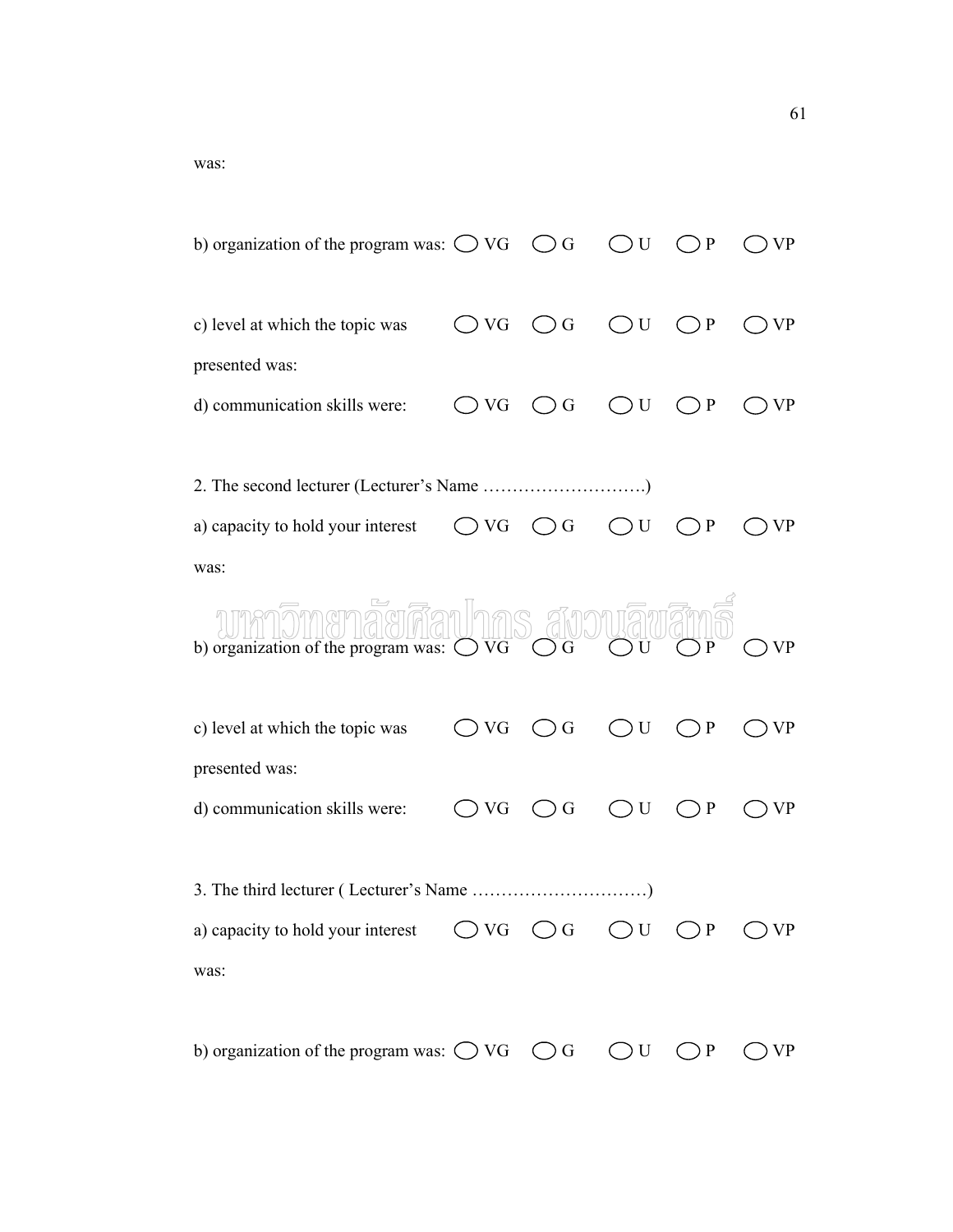was:

b) organization of the program was: ◯ VG ◯ G ◯ U ◯ P ◯ VP

c) level at which the topic was presented was: ◯ VG ◯ G ◯ U ◯ P ◯ VP

d) communication skills were: ◯ VG ◯ G ◯ U ◯ P ◯ VP

2. The second lecturer (Lecturer's Name ……………………….)

a) capacity to hold your interest was: ◯ VG ◯ G ◯ U ◯ P ◯ VP

b) organization of the program was: ◯ VG ◯ G ◯ U ◯ P ◯ VP

c) level at which the topic was presented was: ◯ VG ◯ G ◯ U ◯ P ◯ VP

d) communication skills were: ◯ VG ◯ G ◯ U ◯ P ◯ VP

3. The third lecturer ( Lecturer's Name …………………………)

a) capacity to hold your interest was: ◯ VG ◯ G ◯ U ◯ P ◯ VP

b) organization of the program was: ◯ VG ◯ G ◯ U ◯ P ◯ VP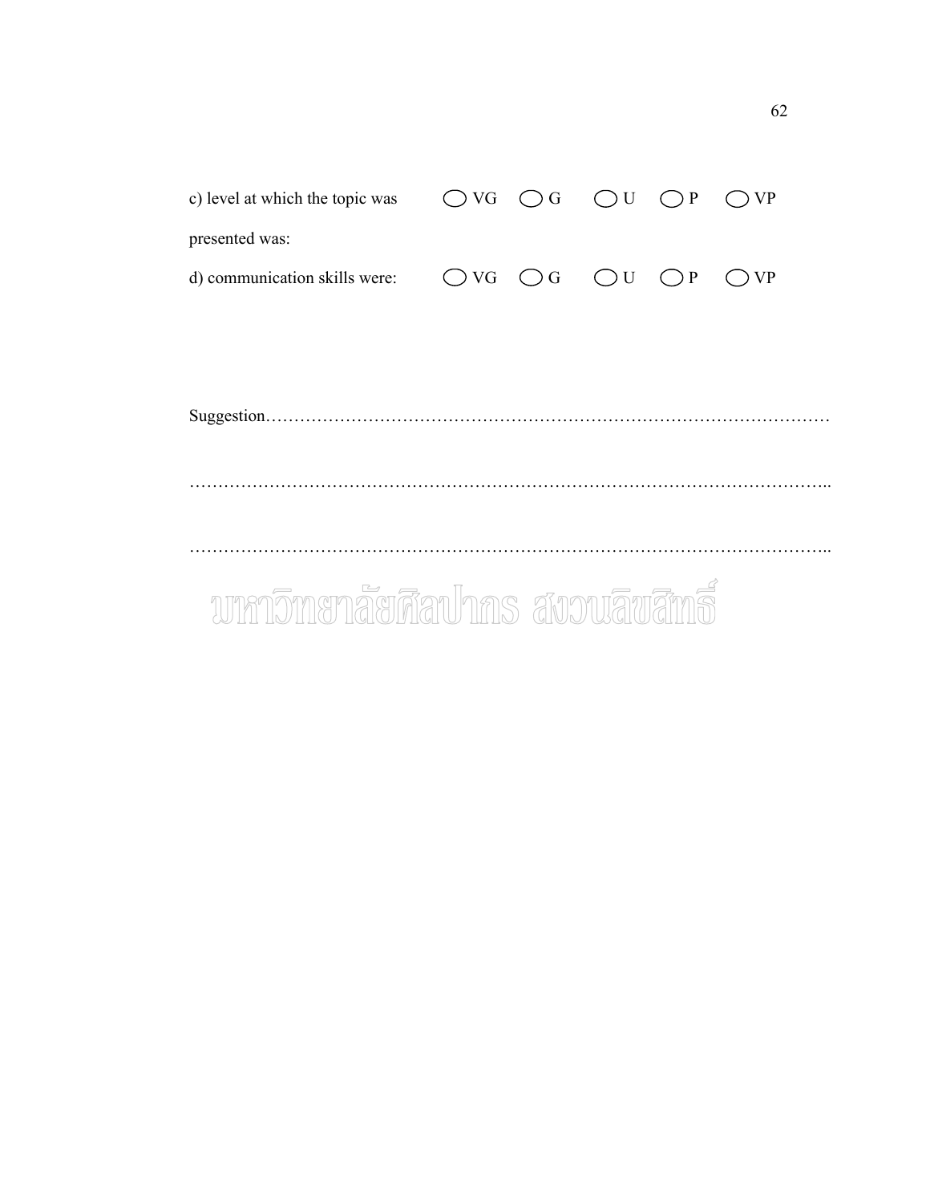c) level at which the topic was presented was: ◯ VG ◯ G ◯ U ◯ P ◯ VP

d) communication skills were: ◯ VG ◯ G ◯ U ◯ P ◯ VP

Suggestion…………………………………………………………………………………

…………………………………………………………………………………………………..

…………………………………………………………………………………………………..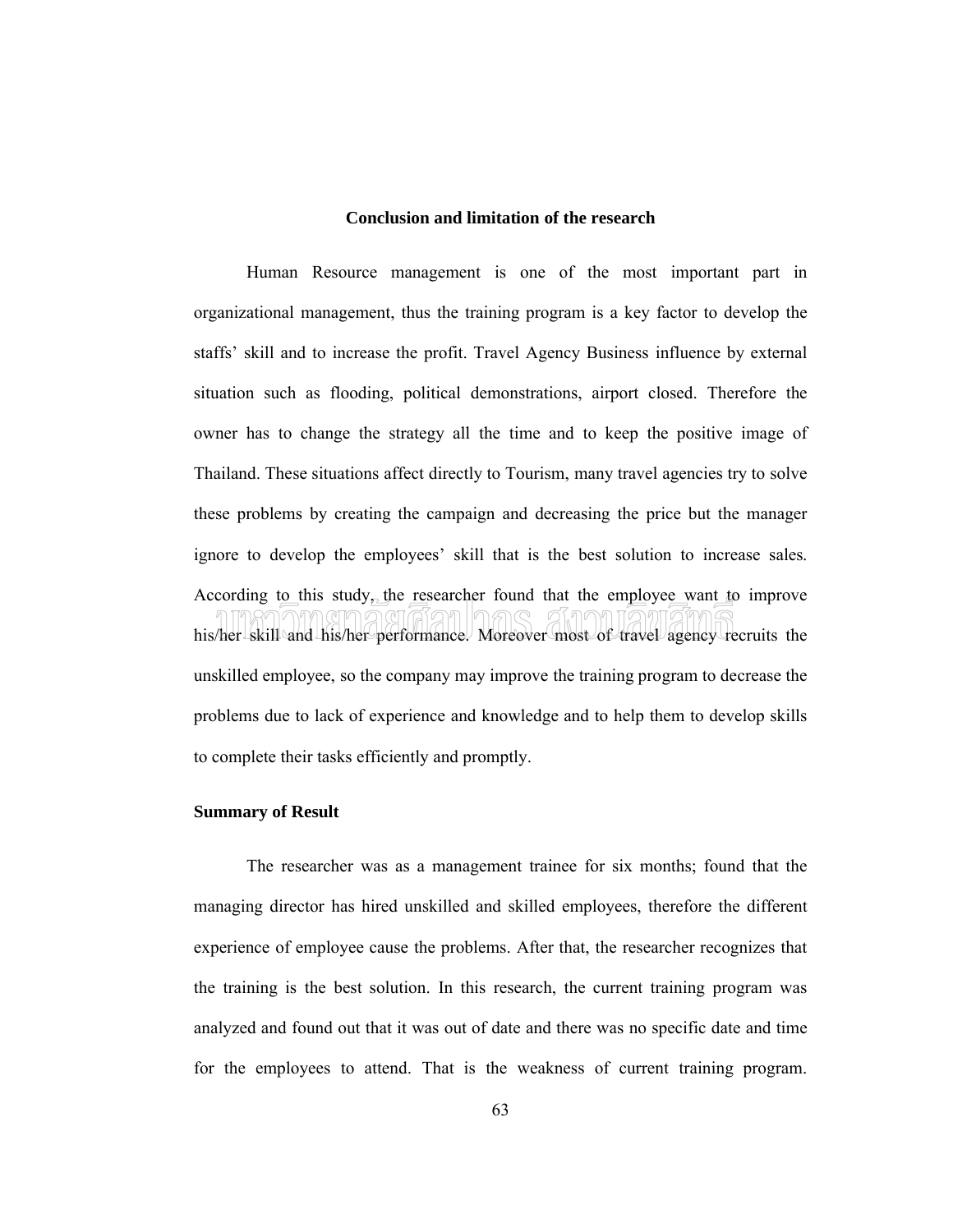## Conclusion and limitation of the research

Human Resource management is one of the most important part in organizational management, thus the training program is a key factor to develop the staffs' skill and to increase the profit. Travel Agency Business influence by external situation such as flooding, political demonstrations, airport closed. Therefore the owner has to change the strategy all the time and to keep the positive image of Thailand. These situations affect directly to Tourism, many travel agencies try to solve these problems by creating the campaign and decreasing the price but the manager ignore to develop the employees' skill that is the best solution to increase sales. According to this study, the researcher found that the employee want to improve his/her skill and his/her performance. Moreover most of travel agency recruits the unskilled employee, so the company may improve the training program to decrease the problems due to lack of experience and knowledge and to help them to develop skills to complete their tasks efficiently and promptly.

### Summary of Result

The researcher was as a management trainee for six months; found that the managing director has hired unskilled and skilled employees, therefore the different experience of employee cause the problems. After that, the researcher recognizes that the training is the best solution. In this research, the current training program was analyzed and found out that it was out of date and there was no specific date and time for the employees to attend. That is the weakness of current training program.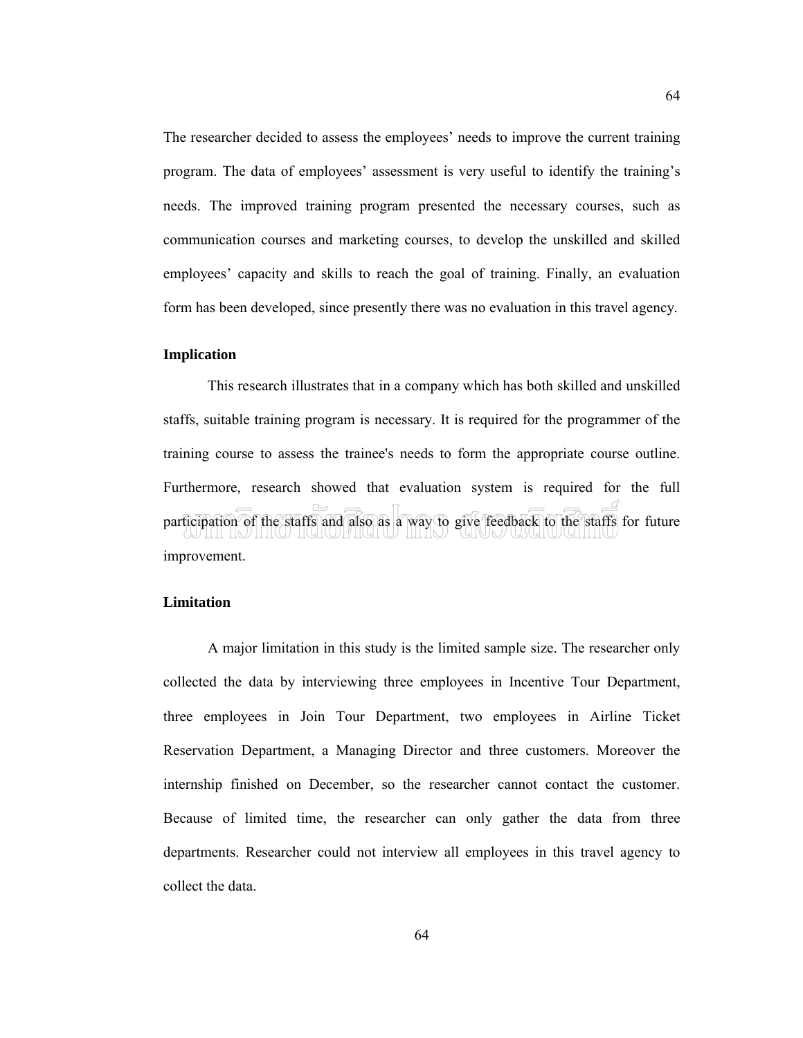The researcher decided to assess the employees' needs to improve the current training program. The data of employees' assessment is very useful to identify the training's needs. The improved training program presented the necessary courses, such as communication courses and marketing courses, to develop the unskilled and skilled employees' capacity and skills to reach the goal of training. Finally, an evaluation form has been developed, since presently there was no evaluation in this travel agency.

**Implication**

This research illustrates that in a company which has both skilled and unskilled staffs, suitable training program is necessary. It is required for the programmer of the training course to assess the trainee's needs to form the appropriate course outline. Furthermore, research showed that evaluation system is required for the full participation of the staffs and also as a way to give feedback to the staffs for future improvement.

**Limitation**

A major limitation in this study is the limited sample size. The researcher only collected the data by interviewing three employees in Incentive Tour Department, three employees in Join Tour Department, two employees in Airline Ticket Reservation Department, a Managing Director and three customers. Moreover the internship finished on December, so the researcher cannot contact the customer. Because of limited time, the researcher can only gather the data from three departments. Researcher could not interview all employees in this travel agency to collect the data.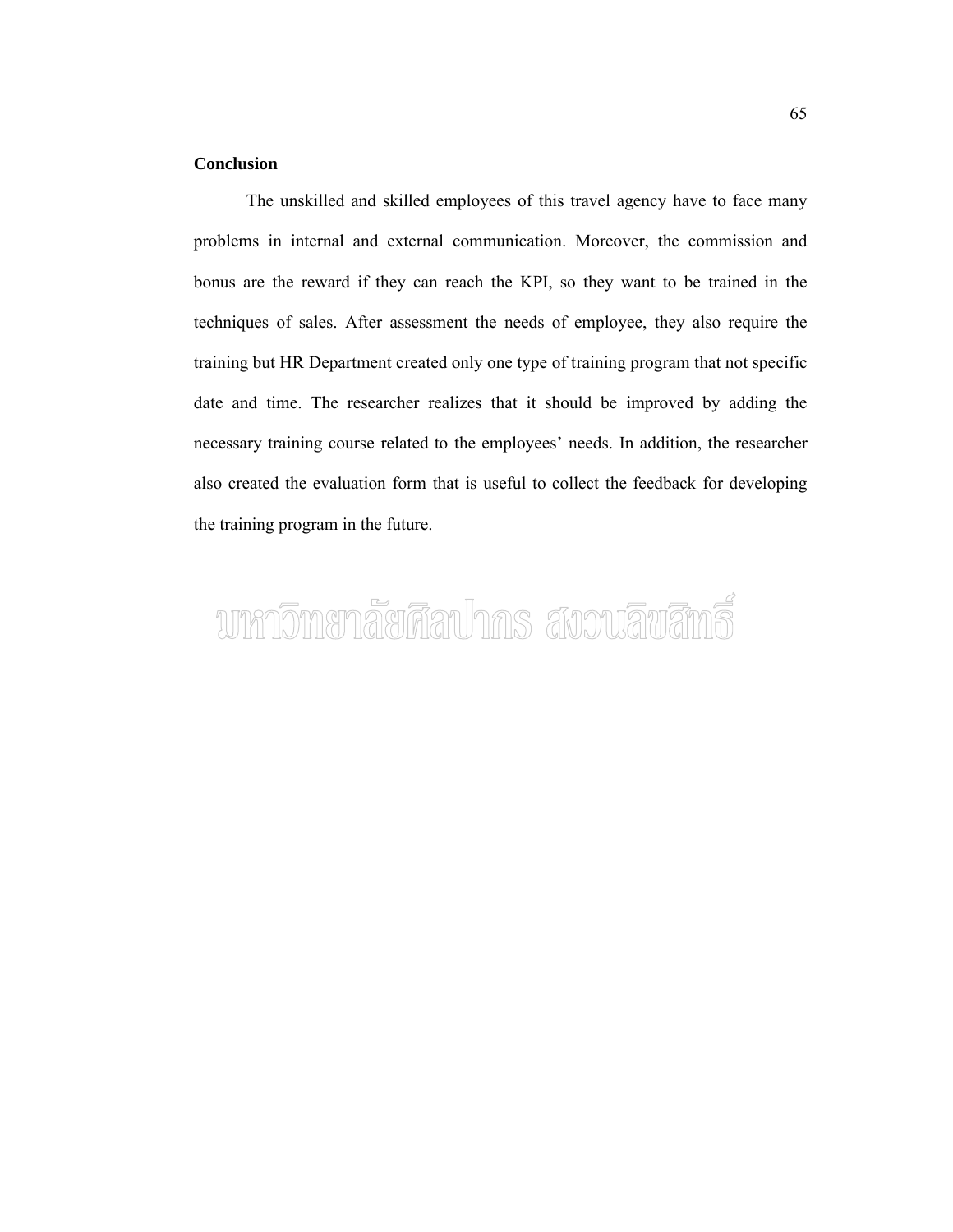**Conclusion**

The unskilled and skilled employees of this travel agency have to face many problems in internal and external communication. Moreover, the commission and bonus are the reward if they can reach the KPI, so they want to be trained in the techniques of sales. After assessment the needs of employee, they also require the training but HR Department created only one type of training program that not specific date and time. The researcher realizes that it should be improved by adding the necessary training course related to the employees' needs. In addition, the researcher also created the evaluation form that is useful to collect the feedback for developing the training program in the future.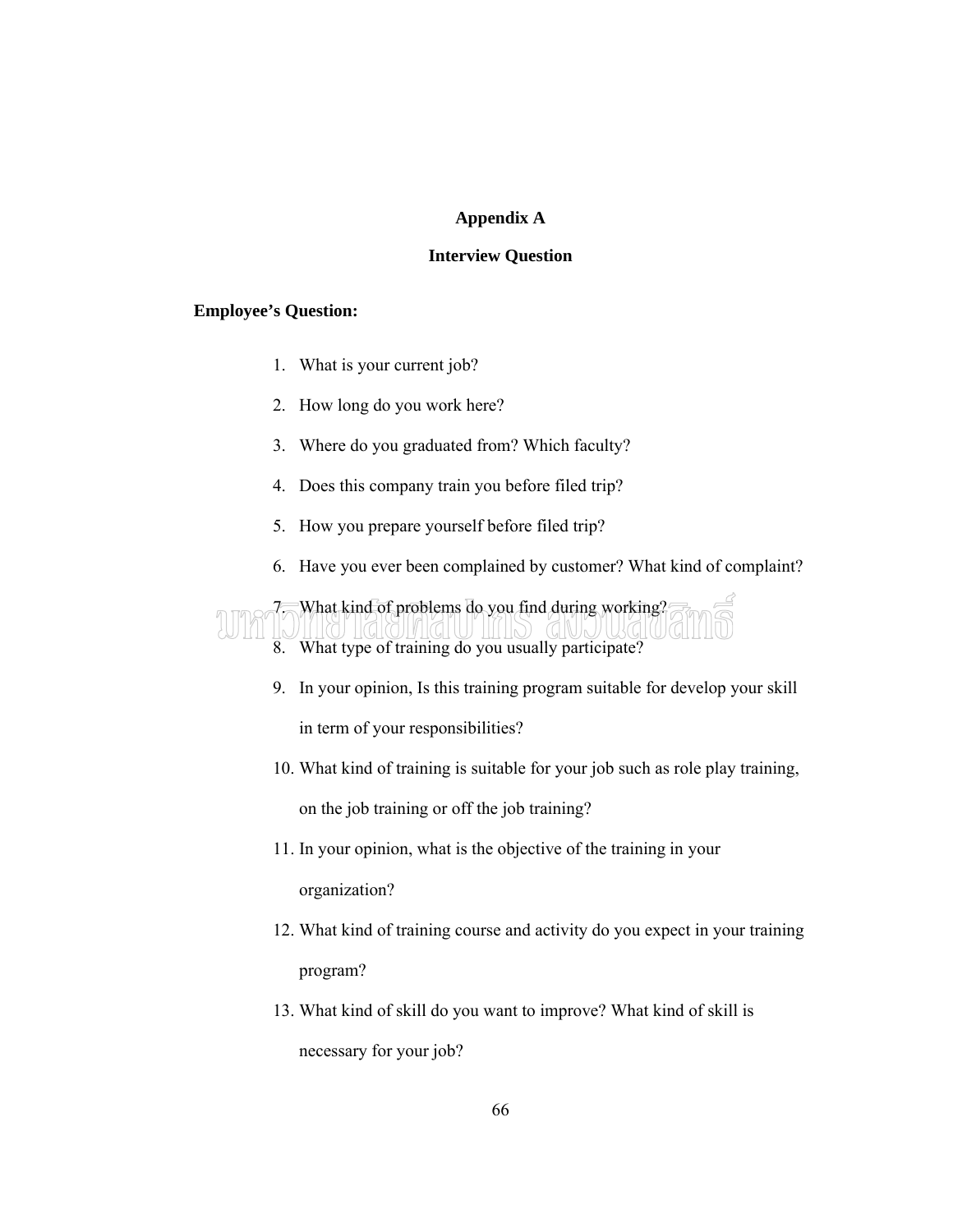# Appendix A

## Interview Question

**Employee's Question:**

1. What is your current job?
2. How long do you work here?
3. Where do you graduated from? Which faculty?
4. Does this company train you before filed trip?
5. How you prepare yourself before filed trip?
6. Have you ever been complained by customer? What kind of complaint?
7. What kind of problems do you find during working?
8. What type of training do you usually participate?
9. In your opinion, Is this training program suitable for develop your skill in term of your responsibilities?
10. What kind of training is suitable for your job such as role play training, on the job training or off the job training?
11. In your opinion, what is the objective of the training in your organization?
12. What kind of training course and activity do you expect in your training program?
13. What kind of skill do you want to improve? What kind of skill is necessary for your job?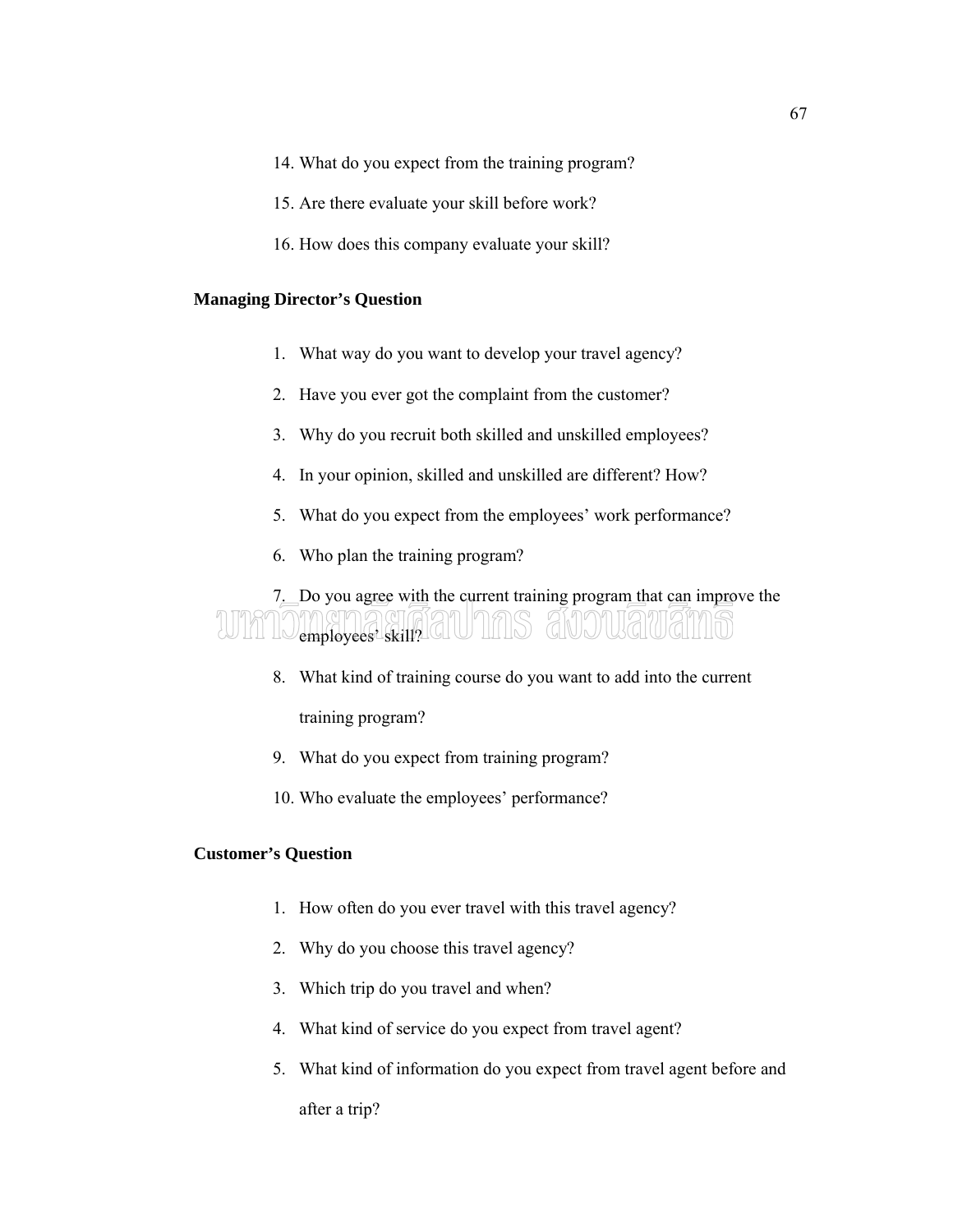14. What do you expect from the training program?
15. Are there evaluate your skill before work?
16. How does this company evaluate your skill?

**Managing Director's Question**

1. What way do you want to develop your travel agency?
2. Have you ever got the complaint from the customer?
3. Why do you recruit both skilled and unskilled employees?
4. In your opinion, skilled and unskilled are different? How?
5. What do you expect from the employees' work performance?
6. Who plan the training program?
7. Do you agree with the current training program that can improve the employees' skill?
8. What kind of training course do you want to add into the current training program?
9. What do you expect from training program?
10. Who evaluate the employees' performance?

**Customer's Question**

1. How often do you ever travel with this travel agency?
2. Why do you choose this travel agency?
3. Which trip do you travel and when?
4. What kind of service do you expect from travel agent?
5. What kind of information do you expect from travel agent before and after a trip?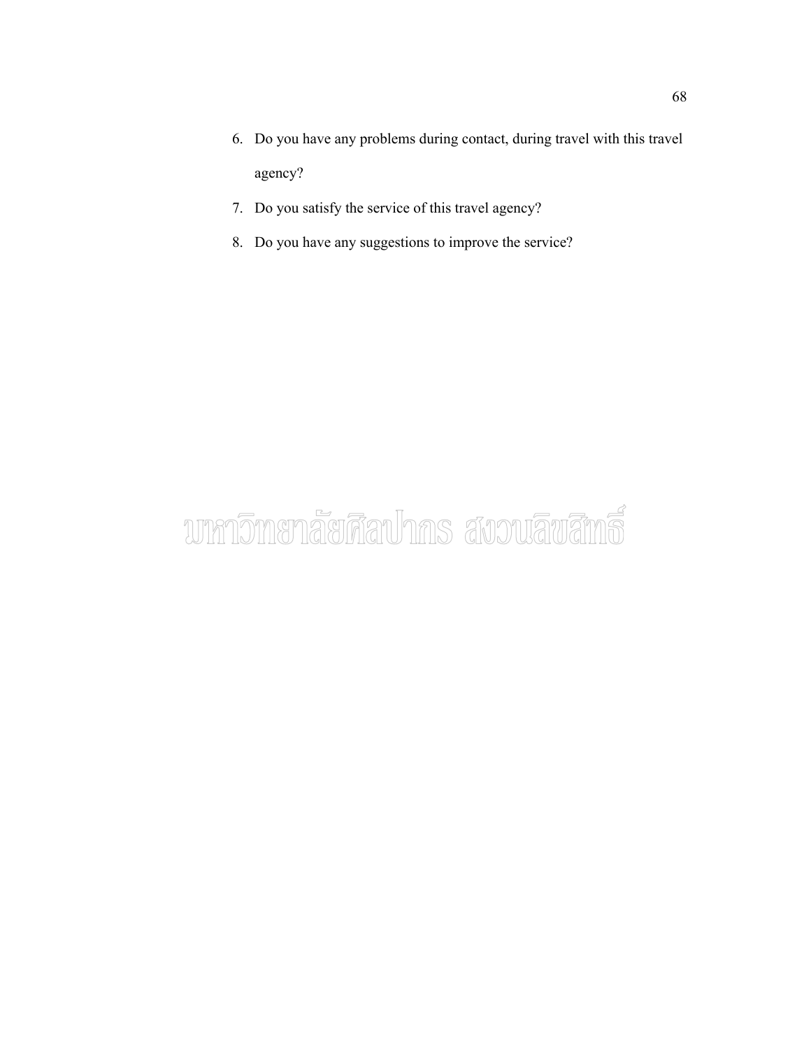6. Do you have any problems during contact, during travel with this travel agency?
7. Do you satisfy the service of this travel agency?
8. Do you have any suggestions to improve the service?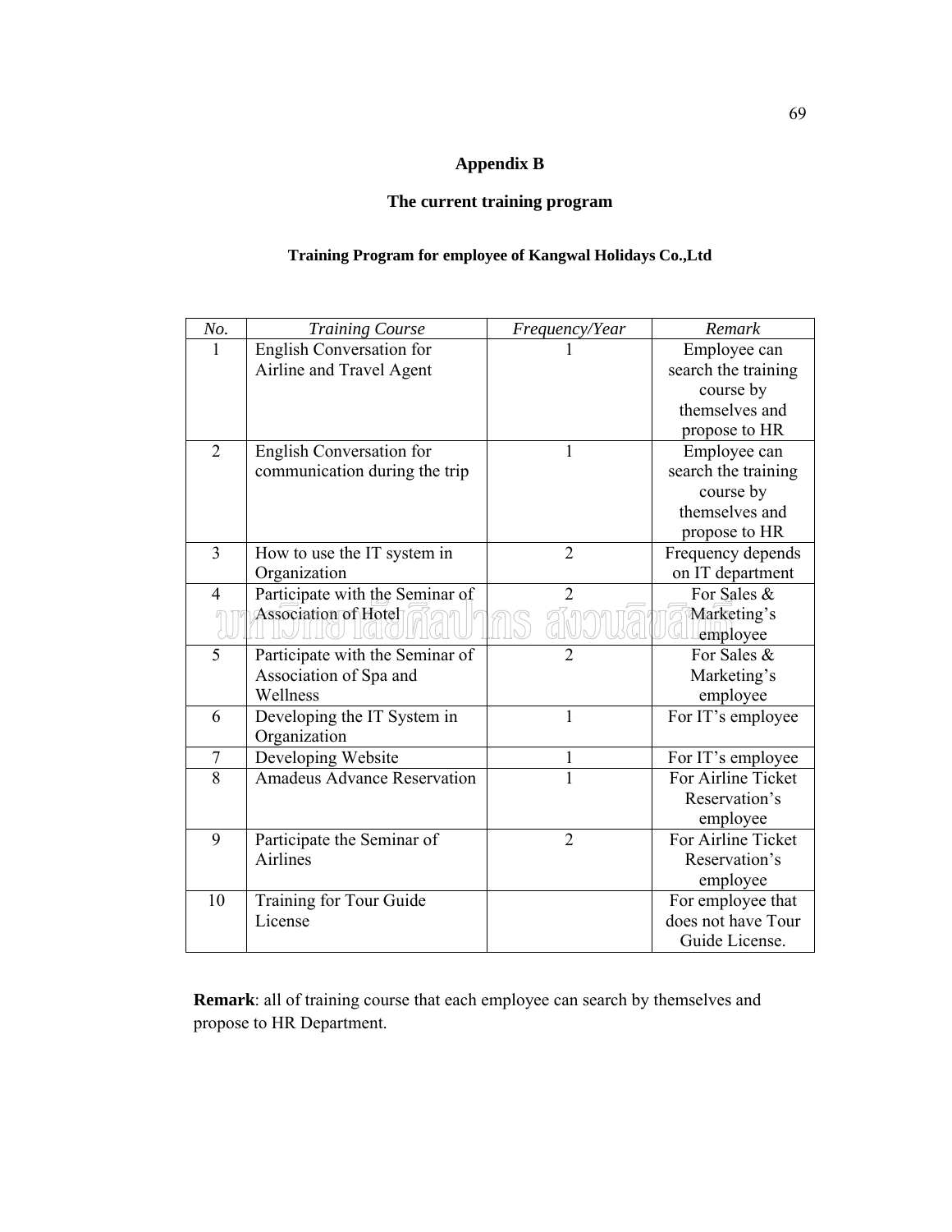# Appendix B

## The current training program

### Training Program for employee of Kangwal Holidays Co.,Ltd

| *No.* | *Training Course* | *Frequency/Year* | *Remark* |
|---|---|---|---|
| 1 | English Conversation for Airline and Travel Agent | 1 | Employee can search the training course by themselves and propose to HR |
| 2 | English Conversation for communication during the trip | 1 | Employee can search the training course by themselves and propose to HR |
| 3 | How to use the IT system in Organization | 2 | Frequency depends on IT department |
| 4 | Participate with the Seminar of Association of Hotel | 2 | For Sales & Marketing's employee |
| 5 | Participate with the Seminar of Association of Spa and Wellness | 2 | For Sales & Marketing's employee |
| 6 | Developing the IT System in Organization | 1 | For IT's employee |
| 7 | Developing Website | 1 | For IT's employee |
| 8 | Amadeus Advance Reservation | 1 | For Airline Ticket Reservation's employee |
| 9 | Participate the Seminar of Airlines | 2 | For Airline Ticket Reservation's employee |
| 10 | Training for Tour Guide License | | For employee that does not have Tour Guide License. |

**Remark**: all of training course that each employee can search by themselves and propose to HR Department.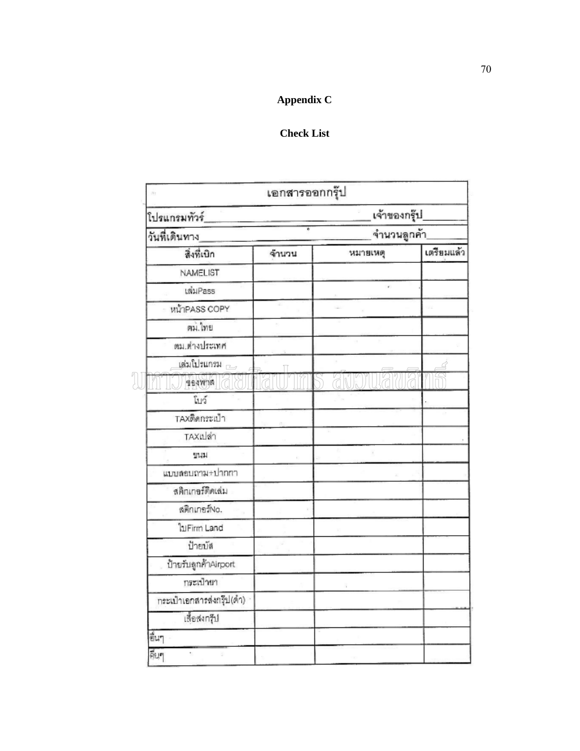# Appendix C

## Check List

เอกสารออกกรุ๊ป

โปรแกรมทัวร์_____________________________ เจ้าของกรุ๊ป__________

วันที่เดินทาง_____________________________ จำนวนลูกค้า__________

| สิ่งที่เบิก | จำนวน | หมายเหตุ | เตรียมแล้ว |
|---|---|---|---|
| NAMELIST | | | |
| เล่มPass | | | |
| หน้าPASS COPY | | | |
| ตม.ไทย | | | |
| ตม.ต่างประเทศ | | | |
| เล่มโปรแกรม | | | |
| ซองพาส | | | |
| โบว์ | | | |
| TAXติดกระเป๋า | | | |
| TAXเปล่า | | | |
| ขนม | | | |
| แบบสอบถาม+ปากกา | | | |
| สติกเกอร์ติดเล่ม | | | |
| สติกเกอร์No. | | | |
| ใบFirm Land | | | |
| ป้ายบัส | | | |
| ป้ายรับลูกค้าAirport | | | |
| กระเป๋ายา | | | |
| กระเป๋าเอกสารส่งกรุ๊ป(ดำ) | | | |
| เสื้อส่งกรุ๊ป | | | |
| อื่นๆ | | | |
| อื่นๆ | | | |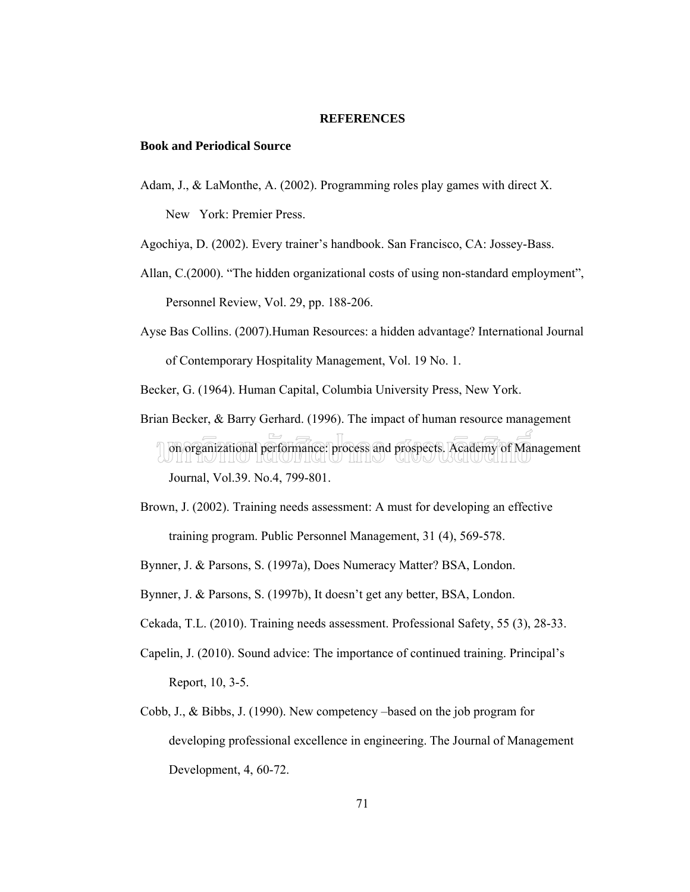## REFERENCES

### Book and Periodical Source

Adam, J., & LaMonthe, A. (2002). Programming roles play games with direct X. New York: Premier Press.

Agochiya, D. (2002). Every trainer's handbook. San Francisco, CA: Jossey-Bass.

Allan, C.(2000). "The hidden organizational costs of using non-standard employment", Personnel Review, Vol. 29, pp. 188-206.

Ayse Bas Collins. (2007).Human Resources: a hidden advantage? International Journal of Contemporary Hospitality Management, Vol. 19 No. 1.

Becker, G. (1964). Human Capital, Columbia University Press, New York.

Brian Becker, & Barry Gerhard. (1996). The impact of human resource management on organizational performance: process and prospects. Academy of Management Journal, Vol.39. No.4, 799-801.

Brown, J. (2002). Training needs assessment: A must for developing an effective training program. Public Personnel Management, 31 (4), 569-578.

Bynner, J. & Parsons, S. (1997a), Does Numeracy Matter? BSA, London.

Bynner, J. & Parsons, S. (1997b), It doesn't get any better, BSA, London.

Cekada, T.L. (2010). Training needs assessment. Professional Safety, 55 (3), 28-33.

Capelin, J. (2010). Sound advice: The importance of continued training. Principal's Report, 10, 3-5.

Cobb, J., & Bibbs, J. (1990). New competency –based on the job program for developing professional excellence in engineering. The Journal of Management Development, 4, 60-72.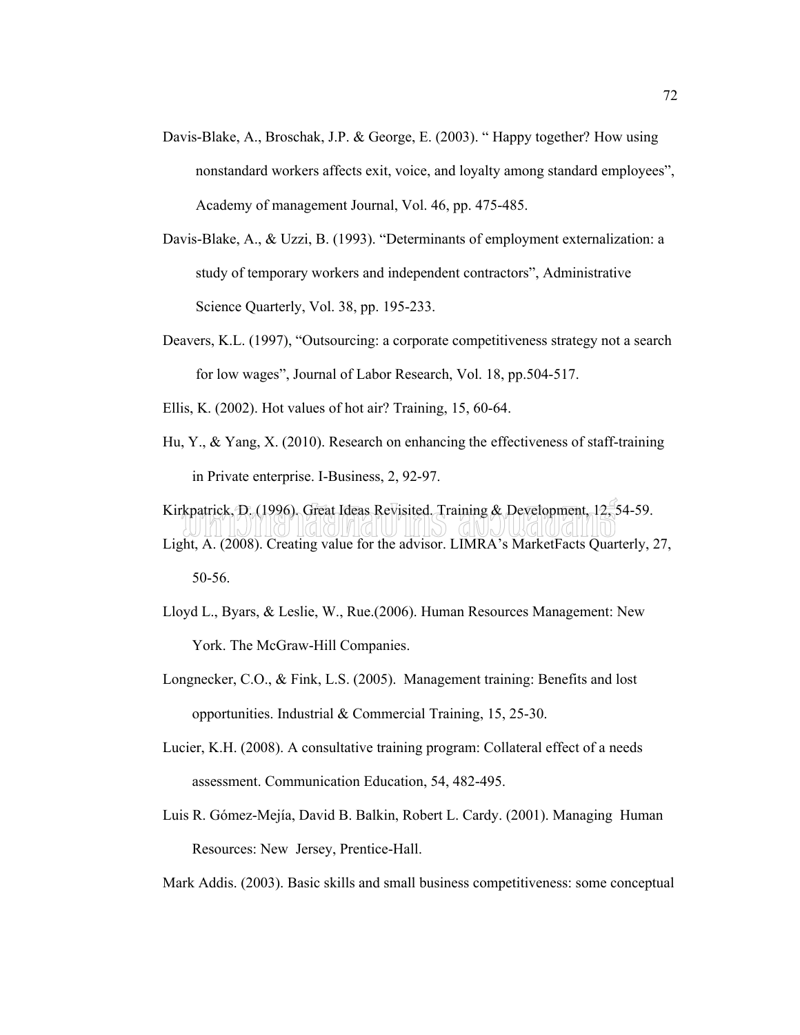Davis-Blake, A., Broschak, J.P. & George, E. (2003). " Happy together? How using nonstandard workers affects exit, voice, and loyalty among standard employees", Academy of management Journal, Vol. 46, pp. 475-485.

Davis-Blake, A., & Uzzi, B. (1993). "Determinants of employment externalization: a study of temporary workers and independent contractors", Administrative Science Quarterly, Vol. 38, pp. 195-233.

Deavers, K.L. (1997), "Outsourcing: a corporate competitiveness strategy not a search for low wages", Journal of Labor Research, Vol. 18, pp.504-517.

Ellis, K. (2002). Hot values of hot air? Training, 15, 60-64.

Hu, Y., & Yang, X. (2010). Research on enhancing the effectiveness of staff-training in Private enterprise. I-Business, 2, 92-97.

Kirkpatrick, D. (1996). Great Ideas Revisited. Training & Development, 12, 54-59.

Light, A. (2008). Creating value for the advisor. LIMRA's MarketFacts Quarterly, 27, 50-56.

Lloyd L., Byars, & Leslie, W., Rue.(2006). Human Resources Management: New York. The McGraw-Hill Companies.

Longnecker, C.O., & Fink, L.S. (2005). Management training: Benefits and lost opportunities. Industrial & Commercial Training, 15, 25-30.

Lucier, K.H. (2008). A consultative training program: Collateral effect of a needs assessment. Communication Education, 54, 482-495.

Luis R. Gómez-Mejía, David B. Balkin, Robert L. Cardy. (2001). Managing Human Resources: New Jersey, Prentice-Hall.

Mark Addis. (2003). Basic skills and small business competitiveness: some conceptual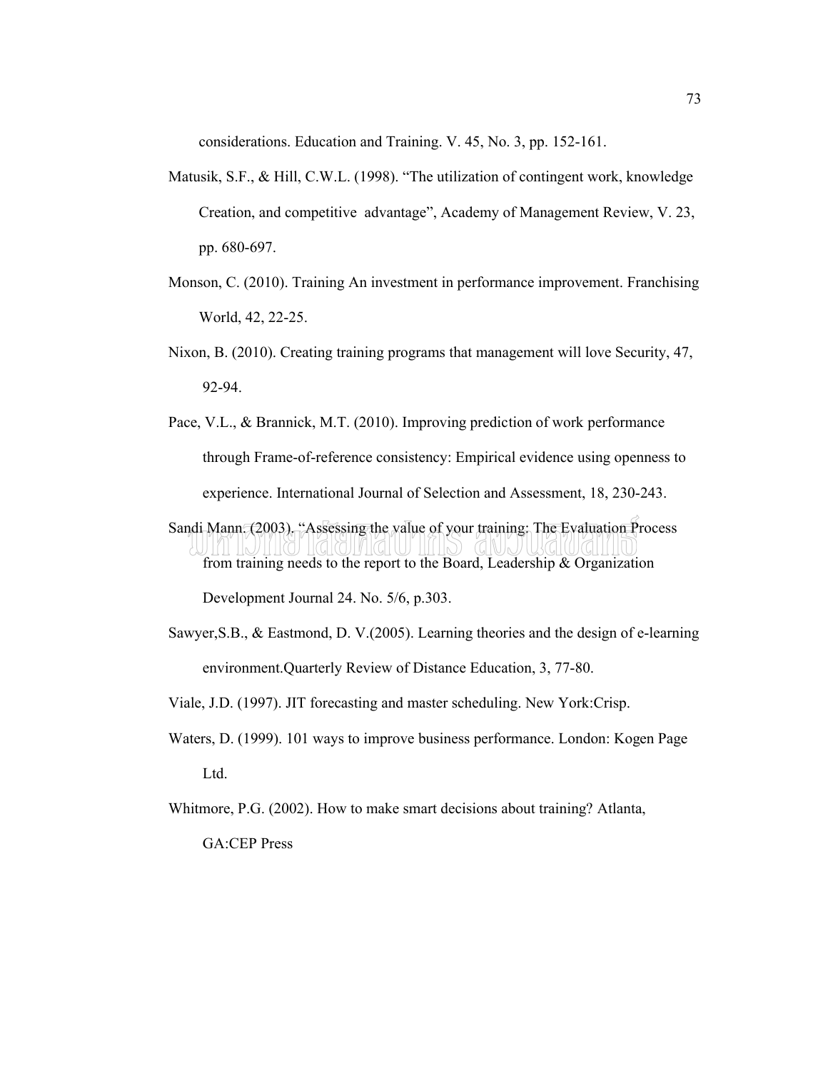considerations. Education and Training. V. 45, No. 3, pp. 152-161.

Matusik, S.F., & Hill, C.W.L. (1998). “The utilization of contingent work, knowledge Creation, and competitive advantage”, Academy of Management Review, V. 23, pp. 680-697.

Monson, C. (2010). Training An investment in performance improvement. Franchising World, 42, 22-25.

Nixon, B. (2010). Creating training programs that management will love Security, 47, 92-94.

Pace, V.L., & Brannick, M.T. (2010). Improving prediction of work performance through Frame-of-reference consistency: Empirical evidence using openness to experience. International Journal of Selection and Assessment, 18, 230-243.

Sandi Mann. (2003). “Assessing the value of your training: The Evaluation Process from training needs to the report to the Board, Leadership & Organization Development Journal 24. No. 5/6, p.303.

Sawyer,S.B., & Eastmond, D. V.(2005). Learning theories and the design of e-learning environment.Quarterly Review of Distance Education, 3, 77-80.

Viale, J.D. (1997). JIT forecasting and master scheduling. New York:Crisp.

Waters, D. (1999). 101 ways to improve business performance. London: Kogen Page Ltd.

Whitmore, P.G. (2002). How to make smart decisions about training? Atlanta, GA:CEP Press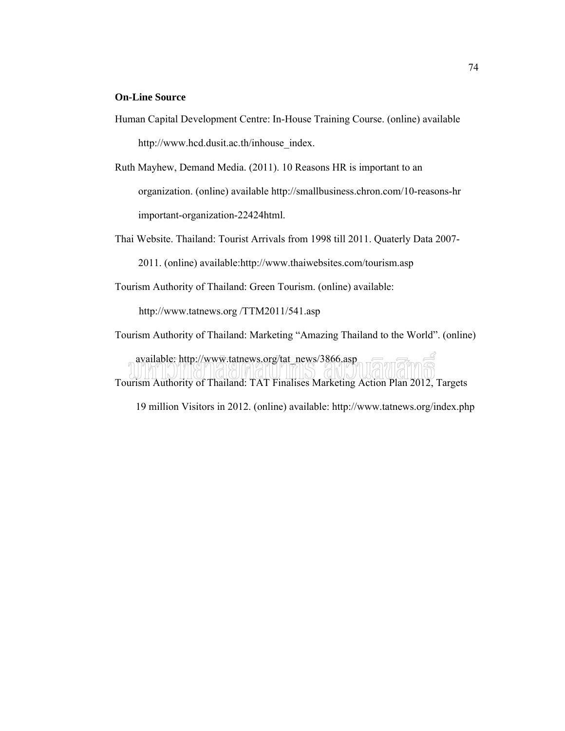**On-Line Source**

Human Capital Development Centre: In-House Training Course. (online) available http://www.hcd.dusit.ac.th/inhouse_index.

Ruth Mayhew, Demand Media. (2011). 10 Reasons HR is important to an organization. (online) available http://smallbusiness.chron.com/10-reasons-hr important-organization-22424html.

Thai Website. Thailand: Tourist Arrivals from 1998 till 2011. Quaterly Data 2007-2011. (online) available:http://www.thaiwebsites.com/tourism.asp

Tourism Authority of Thailand: Green Tourism. (online) available: http://www.tatnews.org /TTM2011/541.asp

Tourism Authority of Thailand: Marketing "Amazing Thailand to the World". (online) available: http://www.tatnews.org/tat_news/3866.asp

Tourism Authority of Thailand: TAT Finalises Marketing Action Plan 2012, Targets 19 million Visitors in 2012. (online) available: http://www.tatnews.org/index.php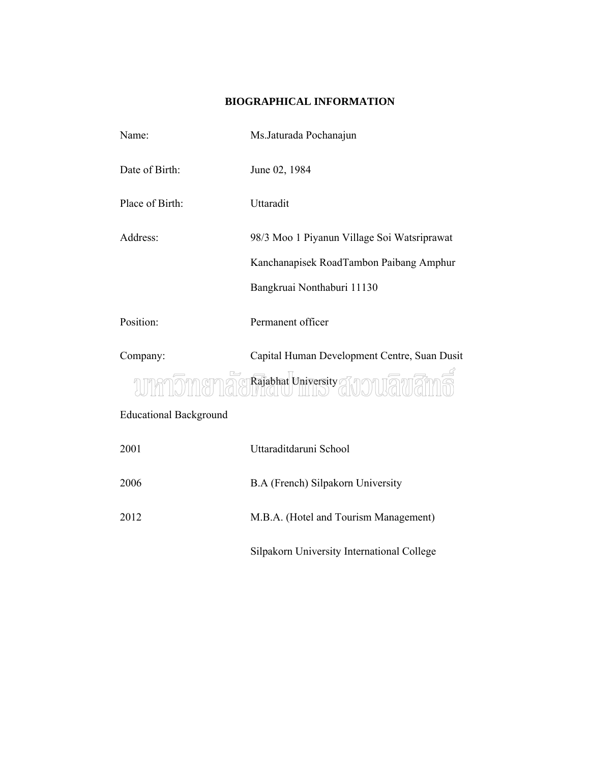# BIOGRAPHICAL INFORMATION

| | |
|---|---|
| Name: | Ms.Jaturada Pochanajun |
| Date of Birth: | June 02, 1984 |
| Place of Birth: | Uttaradit |
| Address: | 98/3 Moo 1 Piyanun Village Soi Watsriprawat Kanchanapisek RoadTambon Paibang Amphur Bangkruai Nonthaburi 11130 |
| Position: | Permanent officer |
| Company: | Capital Human Development Centre, Suan Dusit Rajabhat University |

Educational Background

| | |
|---|---|
| 2001 | Uttaraditdaruni School |
| 2006 | B.A (French) Silpakorn University |
| 2012 | M.B.A. (Hotel and Tourism Management) Silpakorn University International College |